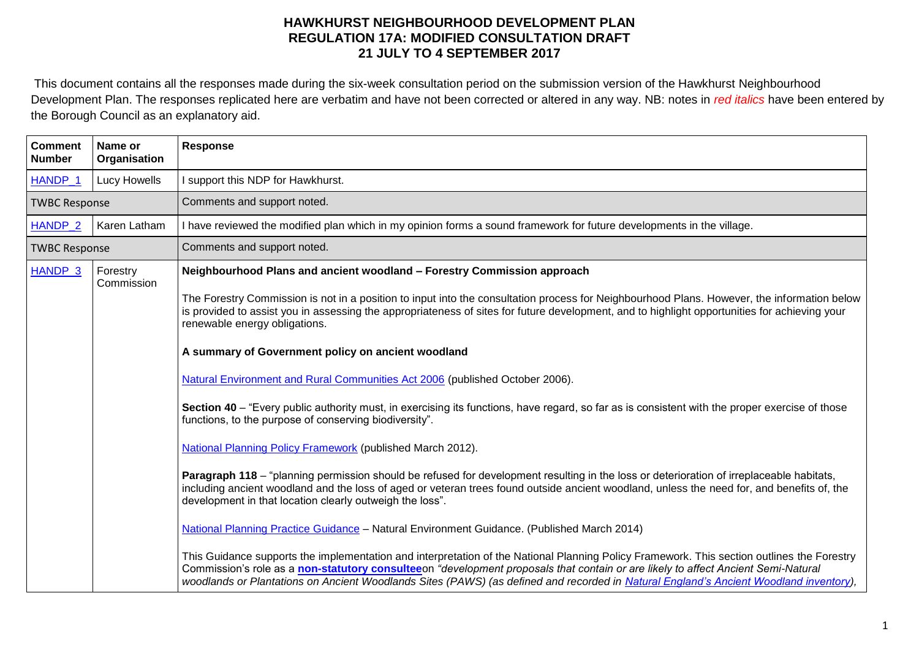# HAWKHURST NEIGHBOURHOOD DEVELOPMENT PLAN
## REGULATION 17A: MODIFIED CONSULTATION DRAFT
## 21 JULY TO 4 SEPTEMBER 2017

This document contains all the responses made during the six-week consultation period on the submission version of the Hawkhurst Neighbourhood Development Plan. The responses replicated here are verbatim and have not been corrected or altered in any way. NB: notes in *red italics* have been entered by the Borough Council as an explanatory aid.

| Comment Number | Name or Organisation | Response |
|---|---|---|
| HANDP_1 | Lucy Howells | I support this NDP for Hawkhurst. |
| TWBC Response | | Comments and support noted. |
| HANDP_2 | Karen Latham | I have reviewed the modified plan which in my opinion forms a sound framework for future developments in the village. |
| TWBC Response | | Comments and support noted. |
| HANDP_3 | Forestry Commission | **Neighbourhood Plans and ancient woodland – Forestry Commission approach**<br><br>The Forestry Commission is not in a position to input into the consultation process for Neighbourhood Plans. However, the information below is provided to assist you in assessing the appropriateness of sites for future development, and to highlight opportunities for achieving your renewable energy obligations.<br><br>**A summary of Government policy on ancient woodland**<br><br>Natural Environment and Rural Communities Act 2006 (published October 2006).<br><br>**Section 40** – "Every public authority must, in exercising its functions, have regard, so far as is consistent with the proper exercise of those functions, to the purpose of conserving biodiversity".<br><br>National Planning Policy Framework (published March 2012).<br><br>**Paragraph 118** – "planning permission should be refused for development resulting in the loss or deterioration of irreplaceable habitats, including ancient woodland and the loss of aged or veteran trees found outside ancient woodland, unless the need for, and benefits of, the development in that location clearly outweigh the loss".<br><br>National Planning Practice Guidance – Natural Environment Guidance. (Published March 2014)<br><br>This Guidance supports the implementation and interpretation of the National Planning Policy Framework. This section outlines the Forestry Commission's role as a **non-statutory consultee**on *"development proposals that contain or are likely to affect Ancient Semi-Natural woodlands or Plantations on Ancient Woodlands Sites (PAWS) (as defined and recorded in Natural England's Ancient Woodland inventory),* |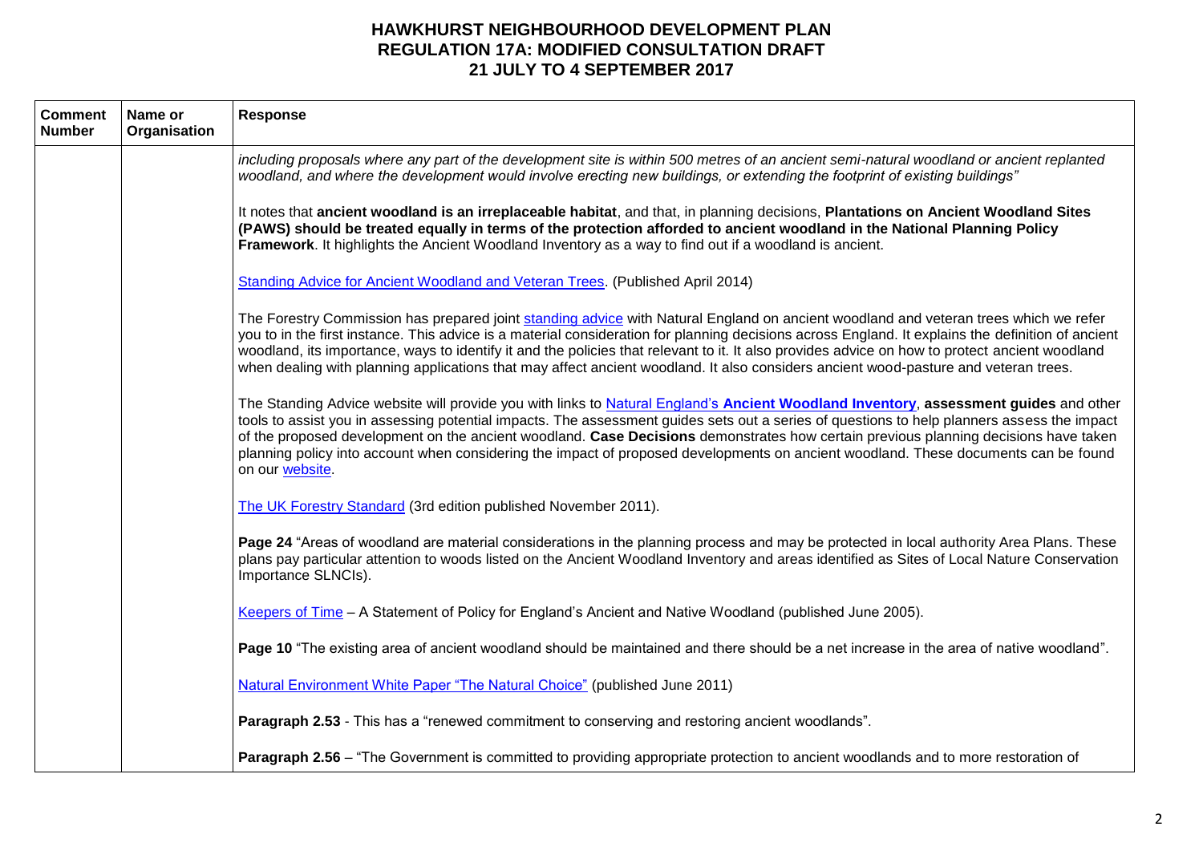| Comment Number | Name or Organisation | Response |
| --- | --- | --- |
| | | *including proposals where any part of the development site is within 500 metres of an ancient semi-natural woodland or ancient replanted woodland, and where the development would involve erecting new buildings, or extending the footprint of existing buildings"*<br><br>It notes that **ancient woodland is an irreplaceable habitat**, and that, in planning decisions, **Plantations on Ancient Woodland Sites (PAWS) should be treated equally in terms of the protection afforded to ancient woodland in the National Planning Policy Framework**. It highlights the Ancient Woodland Inventory as a way to find out if a woodland is ancient.<br><br>Standing Advice for Ancient Woodland and Veteran Trees. (Published April 2014)<br><br>The Forestry Commission has prepared joint standing advice with Natural England on ancient woodland and veteran trees which we refer you to in the first instance. This advice is a material consideration for planning decisions across England. It explains the definition of ancient woodland, its importance, ways to identify it and the policies that relevant to it. It also provides advice on how to protect ancient woodland when dealing with planning applications that may affect ancient woodland. It also considers ancient wood-pasture and veteran trees.<br><br>The Standing Advice website will provide you with links to Natural England's **Ancient Woodland Inventory**, **assessment guides** and other tools to assist you in assessing potential impacts. The assessment guides sets out a series of questions to help planners assess the impact of the proposed development on the ancient woodland. **Case Decisions** demonstrates how certain previous planning decisions have taken planning policy into account when considering the impact of proposed developments on ancient woodland. These documents can be found on our website.<br><br>The UK Forestry Standard (3rd edition published November 2011).<br><br>**Page 24** "Areas of woodland are material considerations in the planning process and may be protected in local authority Area Plans. These plans pay particular attention to woods listed on the Ancient Woodland Inventory and areas identified as Sites of Local Nature Conservation Importance SLNCIs).<br><br>Keepers of Time – A Statement of Policy for England's Ancient and Native Woodland (published June 2005).<br><br>**Page 10** "The existing area of ancient woodland should be maintained and there should be a net increase in the area of native woodland".<br><br>Natural Environment White Paper "The Natural Choice" (published June 2011)<br><br>**Paragraph 2.53** - This has a "renewed commitment to conserving and restoring ancient woodlands".<br><br>**Paragraph 2.56** – "The Government is committed to providing appropriate protection to ancient woodlands and to more restoration of |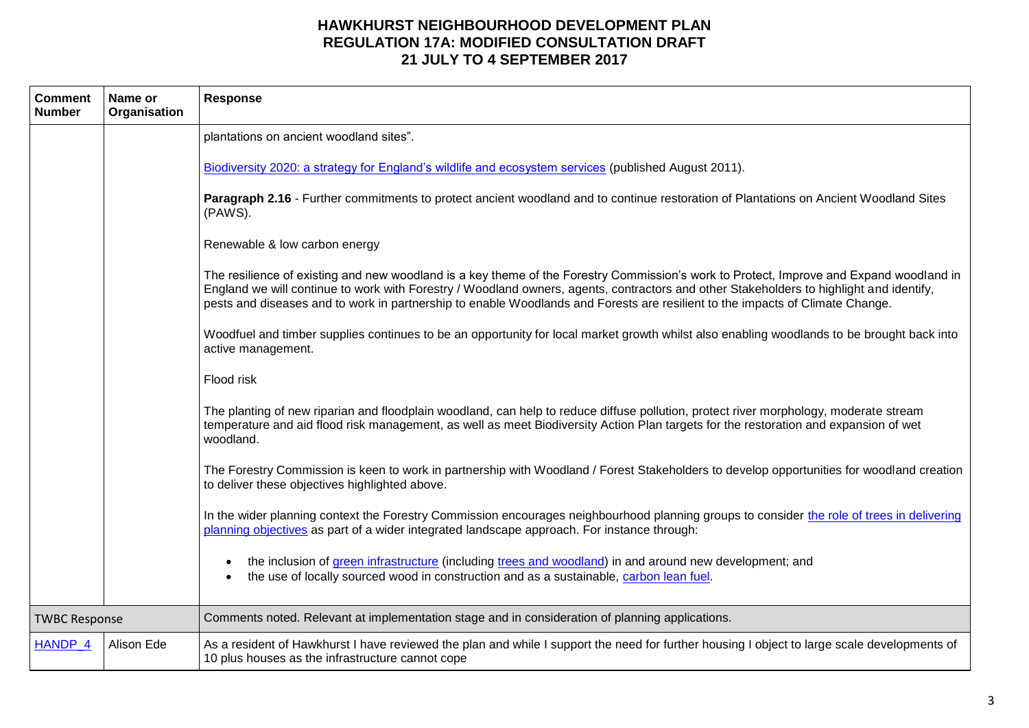| Comment Number | Name or Organisation | Response |
|---|---|---|
| | | plantations on ancient woodland sites".<br><br>[Biodiversity 2020: a strategy for England's wildlife and ecosystem services](#) (published August 2011).<br><br>**Paragraph 2.16** - Further commitments to protect ancient woodland and to continue restoration of Plantations on Ancient Woodland Sites (PAWS).<br><br>Renewable & low carbon energy<br><br>The resilience of existing and new woodland is a key theme of the Forestry Commission's work to Protect, Improve and Expand woodland in England we will continue to work with Forestry / Woodland owners, agents, contractors and other Stakeholders to highlight and identify, pests and diseases and to work in partnership to enable Woodlands and Forests are resilient to the impacts of Climate Change.<br><br>Woodfuel and timber supplies continues to be an opportunity for local market growth whilst also enabling woodlands to be brought back into active management.<br><br>Flood risk<br><br>The planting of new riparian and floodplain woodland, can help to reduce diffuse pollution, protect river morphology, moderate stream temperature and aid flood risk management, as well as meet Biodiversity Action Plan targets for the restoration and expansion of wet woodland.<br><br>The Forestry Commission is keen to work in partnership with Woodland / Forest Stakeholders to develop opportunities for woodland creation to deliver these objectives highlighted above.<br><br>In the wider planning context the Forestry Commission encourages neighbourhood planning groups to consider [the role of trees in delivering planning objectives](#) as part of a wider integrated landscape approach. For instance through:<br><br>• the inclusion of [green infrastructure](#) (including [trees and woodland](#)) in and around new development; and<br>• the use of locally sourced wood in construction and as a sustainable, [carbon lean fuel](#). |
| TWBC Response | | Comments noted. Relevant at implementation stage and in consideration of planning applications. |
| [HANDP_4](#) | Alison Ede | As a resident of Hawkhurst I have reviewed the plan and while I support the need for further housing I object to large scale developments of 10 plus houses as the infrastructure cannot cope |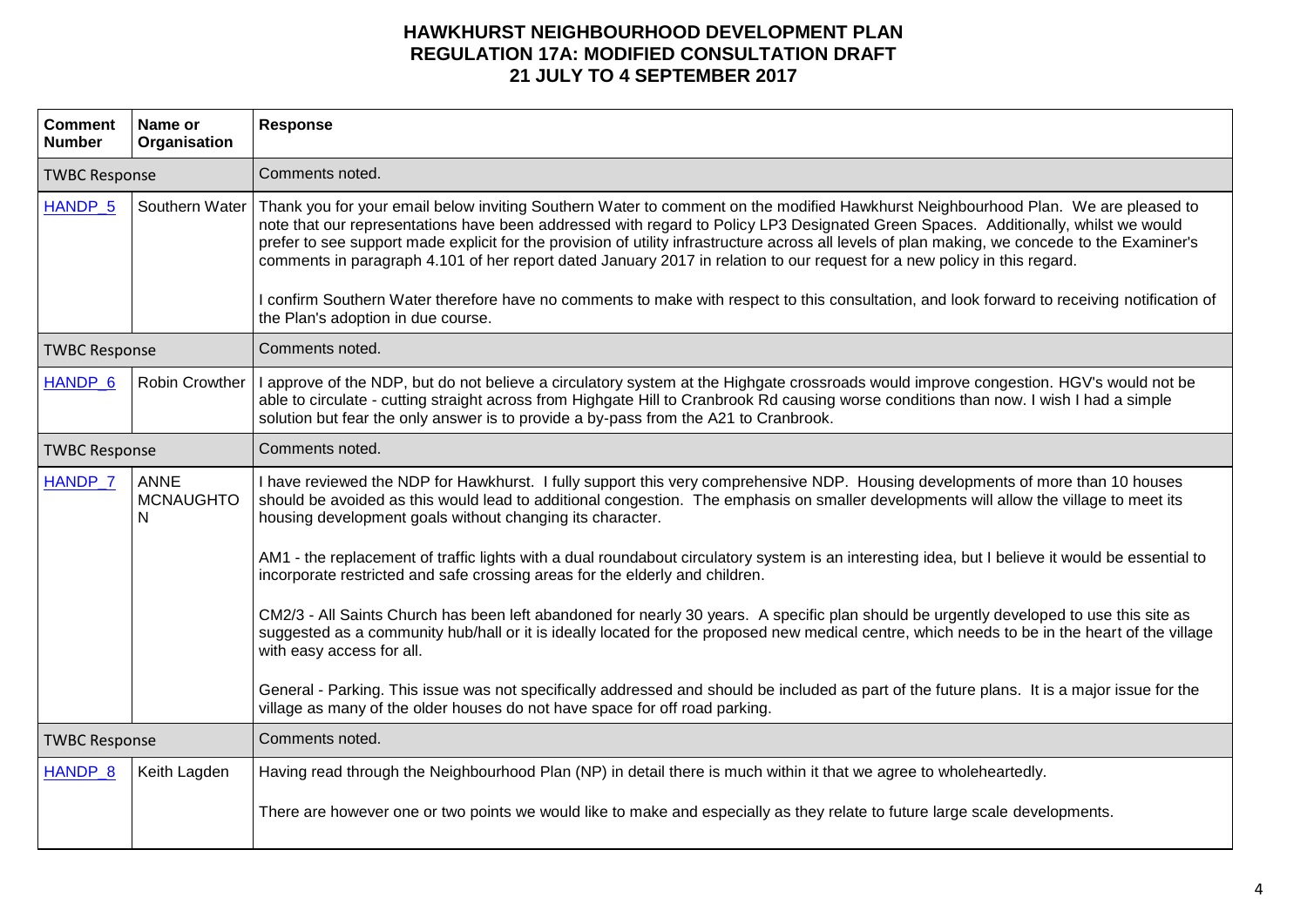# HAWKHURST NEIGHBOURHOOD DEVELOPMENT PLAN
## REGULATION 17A: MODIFIED CONSULTATION DRAFT
## 21 JULY TO 4 SEPTEMBER 2017

| Comment Number | Name or Organisation | Response |
|---|---|---|
| TWBC Response | | Comments noted. |
| HANDP_5 | Southern Water | Thank you for your email below inviting Southern Water to comment on the modified Hawkhurst Neighbourhood Plan. We are pleased to note that our representations have been addressed with regard to Policy LP3 Designated Green Spaces. Additionally, whilst we would prefer to see support made explicit for the provision of utility infrastructure across all levels of plan making, we concede to the Examiner's comments in paragraph 4.101 of her report dated January 2017 in relation to our request for a new policy in this regard.<br><br>I confirm Southern Water therefore have no comments to make with respect to this consultation, and look forward to receiving notification of the Plan's adoption in due course. |
| TWBC Response | | Comments noted. |
| HANDP_6 | Robin Crowther | I approve of the NDP, but do not believe a circulatory system at the Highgate crossroads would improve congestion. HGV's would not be able to circulate - cutting straight across from Highgate Hill to Cranbrook Rd causing worse conditions than now. I wish I had a simple solution but fear the only answer is to provide a by-pass from the A21 to Cranbrook. |
| TWBC Response | | Comments noted. |
| HANDP_7 | ANNE MCNAUGHTON | I have reviewed the NDP for Hawkhurst. I fully support this very comprehensive NDP. Housing developments of more than 10 houses should be avoided as this would lead to additional congestion. The emphasis on smaller developments will allow the village to meet its housing development goals without changing its character.<br><br>AM1 - the replacement of traffic lights with a dual roundabout circulatory system is an interesting idea, but I believe it would be essential to incorporate restricted and safe crossing areas for the elderly and children.<br><br>CM2/3 - All Saints Church has been left abandoned for nearly 30 years. A specific plan should be urgently developed to use this site as suggested as a community hub/hall or it is ideally located for the proposed new medical centre, which needs to be in the heart of the village with easy access for all.<br><br>General - Parking. This issue was not specifically addressed and should be included as part of the future plans. It is a major issue for the village as many of the older houses do not have space for off road parking. |
| TWBC Response | | Comments noted. |
| HANDP_8 | Keith Lagden | Having read through the Neighbourhood Plan (NP) in detail there is much within it that we agree to wholeheartedly.<br><br>There are however one or two points we would like to make and especially as they relate to future large scale developments. |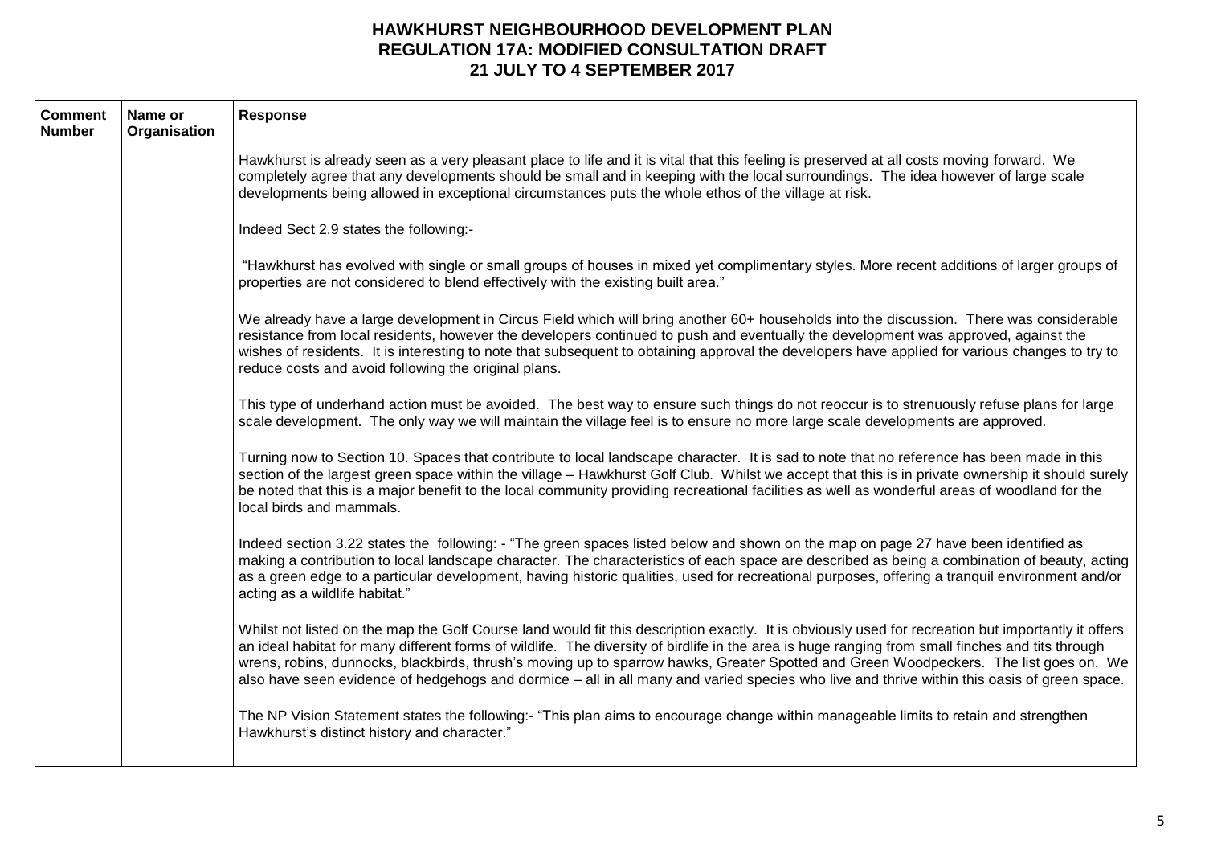# HAWKHURST NEIGHBOURHOOD DEVELOPMENT PLAN
## REGULATION 17A: MODIFIED CONSULTATION DRAFT
## 21 JULY TO 4 SEPTEMBER 2017

| Comment Number | Name or Organisation | Response |
|---|---|---|
| | | Hawkhurst is already seen as a very pleasant place to life and it is vital that this feeling is preserved at all costs moving forward. We completely agree that any developments should be small and in keeping with the local surroundings. The idea however of large scale developments being allowed in exceptional circumstances puts the whole ethos of the village at risk.<br><br>Indeed Sect 2.9 states the following:-<br><br>"Hawkhurst has evolved with single or small groups of houses in mixed yet complimentary styles. More recent additions of larger groups of properties are not considered to blend effectively with the existing built area."<br><br>We already have a large development in Circus Field which will bring another 60+ households into the discussion. There was considerable resistance from local residents, however the developers continued to push and eventually the development was approved, against the wishes of residents. It is interesting to note that subsequent to obtaining approval the developers have applied for various changes to try to reduce costs and avoid following the original plans.<br><br>This type of underhand action must be avoided. The best way to ensure such things do not reoccur is to strenuously refuse plans for large scale development. The only way we will maintain the village feel is to ensure no more large scale developments are approved.<br><br>Turning now to Section 10. Spaces that contribute to local landscape character. It is sad to note that no reference has been made in this section of the largest green space within the village – Hawkhurst Golf Club. Whilst we accept that this is in private ownership it should surely be noted that this is a major benefit to the local community providing recreational facilities as well as wonderful areas of woodland for the local birds and mammals.<br><br>Indeed section 3.22 states the following: - "The green spaces listed below and shown on the map on page 27 have been identified as making a contribution to local landscape character. The characteristics of each space are described as being a combination of beauty, acting as a green edge to a particular development, having historic qualities, used for recreational purposes, offering a tranquil environment and/or acting as a wildlife habitat."<br><br>Whilst not listed on the map the Golf Course land would fit this description exactly. It is obviously used for recreation but importantly it offers an ideal habitat for many different forms of wildlife. The diversity of birdlife in the area is huge ranging from small finches and tits through wrens, robins, dunnocks, blackbirds, thrush's moving up to sparrow hawks, Greater Spotted and Green Woodpeckers. The list goes on. We also have seen evidence of hedgehogs and dormice – all in all many and varied species who live and thrive within this oasis of green space.<br><br>The NP Vision Statement states the following:- "This plan aims to encourage change within manageable limits to retain and strengthen Hawkhurst's distinct history and character." |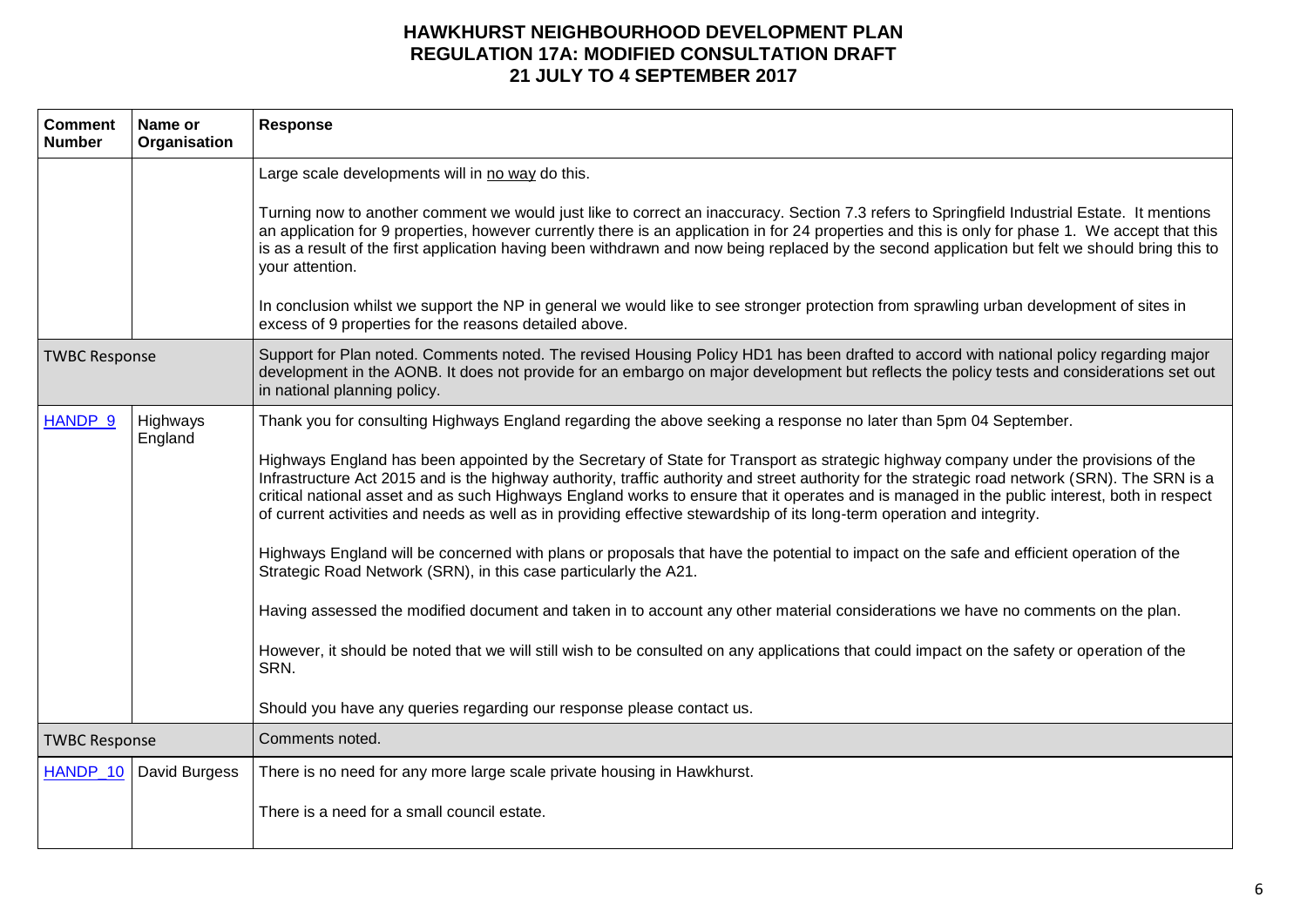| Comment Number | Name or Organisation | Response |
|---|---|---|
| | | Large scale developments will in no way do this.<br><br>Turning now to another comment we would just like to correct an inaccuracy. Section 7.3 refers to Springfield Industrial Estate. It mentions an application for 9 properties, however currently there is an application in for 24 properties and this is only for phase 1. We accept that this is as a result of the first application having been withdrawn and now being replaced by the second application but felt we should bring this to your attention.<br><br>In conclusion whilst we support the NP in general we would like to see stronger protection from sprawling urban development of sites in excess of 9 properties for the reasons detailed above. |
| TWBC Response | | Support for Plan noted. Comments noted. The revised Housing Policy HD1 has been drafted to accord with national policy regarding major development in the AONB. It does not provide for an embargo on major development but reflects the policy tests and considerations set out in national planning policy. |
| HANDP_9 | Highways England | Thank you for consulting Highways England regarding the above seeking a response no later than 5pm 04 September.<br><br>Highways England has been appointed by the Secretary of State for Transport as strategic highway company under the provisions of the Infrastructure Act 2015 and is the highway authority, traffic authority and street authority for the strategic road network (SRN). The SRN is a critical national asset and as such Highways England works to ensure that it operates and is managed in the public interest, both in respect of current activities and needs as well as in providing effective stewardship of its long-term operation and integrity.<br><br>Highways England will be concerned with plans or proposals that have the potential to impact on the safe and efficient operation of the Strategic Road Network (SRN), in this case particularly the A21.<br><br>Having assessed the modified document and taken in to account any other material considerations we have no comments on the plan.<br><br>However, it should be noted that we will still wish to be consulted on any applications that could impact on the safety or operation of the SRN.<br><br>Should you have any queries regarding our response please contact us. |
| TWBC Response | | Comments noted. |
| HANDP_10 | David Burgess | There is no need for any more large scale private housing in Hawkhurst.<br><br>There is a need for a small council estate. |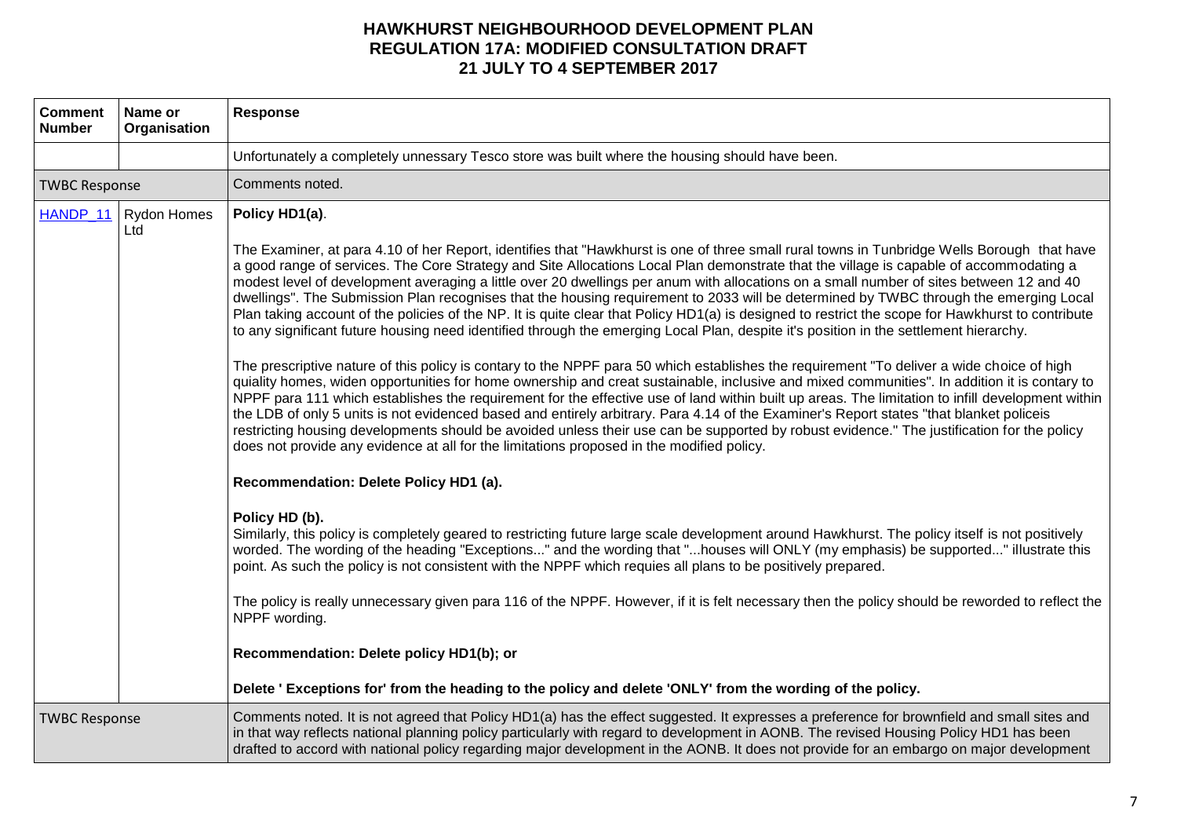# HAWKHURST NEIGHBOURHOOD DEVELOPMENT PLAN
## REGULATION 17A: MODIFIED CONSULTATION DRAFT
## 21 JULY TO 4 SEPTEMBER 2017

| Comment Number | Name or Organisation | Response |
|---|---|---|
| | | Unfortunately a completely unnessary Tesco store was built where the housing should have been. |
| TWBC Response | | Comments noted. |
| HANDP_11 | Rydon Homes Ltd | **Policy HD1(a)**.<br><br>The Examiner, at para 4.10 of her Report, identifies that "Hawkhurst is one of three small rural towns in Tunbridge Wells Borough that have a good range of services. The Core Strategy and Site Allocations Local Plan demonstrate that the village is capable of accommodating a modest level of development averaging a little over 20 dwellings per anum with allocations on a small number of sites between 12 and 40 dwellings". The Submission Plan recognises that the housing requirement to 2033 will be determined by TWBC through the emerging Local Plan taking account of the policies of the NP. It is quite clear that Policy HD1(a) is designed to restrict the scope for Hawkhurst to contribute to any significant future housing need identified through the emerging Local Plan, despite it's position in the settlement hierarchy.<br><br>The prescriptive nature of this policy is contary to the NPPF para 50 which establishes the requirement "To deliver a wide choice of high quiality homes, widen opportunities for home ownership and creat sustainable, inclusive and mixed communities". In addition it is contary to NPPF para 111 which establishes the requirement for the effective use of land within built up areas. The limitation to infill development within the LDB of only 5 units is not evidenced based and entirely arbitrary. Para 4.14 of the Examiner's Report states "that blanket policeis restricting housing developments should be avoided unless their use can be supported by robust evidence." The justification for the policy does not provide any evidence at all for the limitations proposed in the modified policy.<br><br>**Recommendation: Delete Policy HD1 (a).**<br><br>**Policy HD (b).**<br>Similarly, this policy is completely geared to restricting future large scale development around Hawkhurst. The policy itself is not positively worded. The wording of the heading "Exceptions..." and the wording that "...houses will ONLY (my emphasis) be supported..." illustrate this point. As such the policy is not consistent with the NPPF which requies all plans to be positively prepared.<br><br>The policy is really unnecessary given para 116 of the NPPF. However, if it is felt necessary then the policy should be reworded to reflect the NPPF wording.<br><br>**Recommendation: Delete policy HD1(b); or**<br><br>**Delete ' Exceptions for' from the heading to the policy and delete 'ONLY' from the wording of the policy.** |
| TWBC Response | | Comments noted. It is not agreed that Policy HD1(a) has the effect suggested. It expresses a preference for brownfield and small sites and in that way reflects national planning policy particularly with regard to development in AONB. The revised Housing Policy HD1 has been drafted to accord with national policy regarding major development in the AONB. It does not provide for an embargo on major development |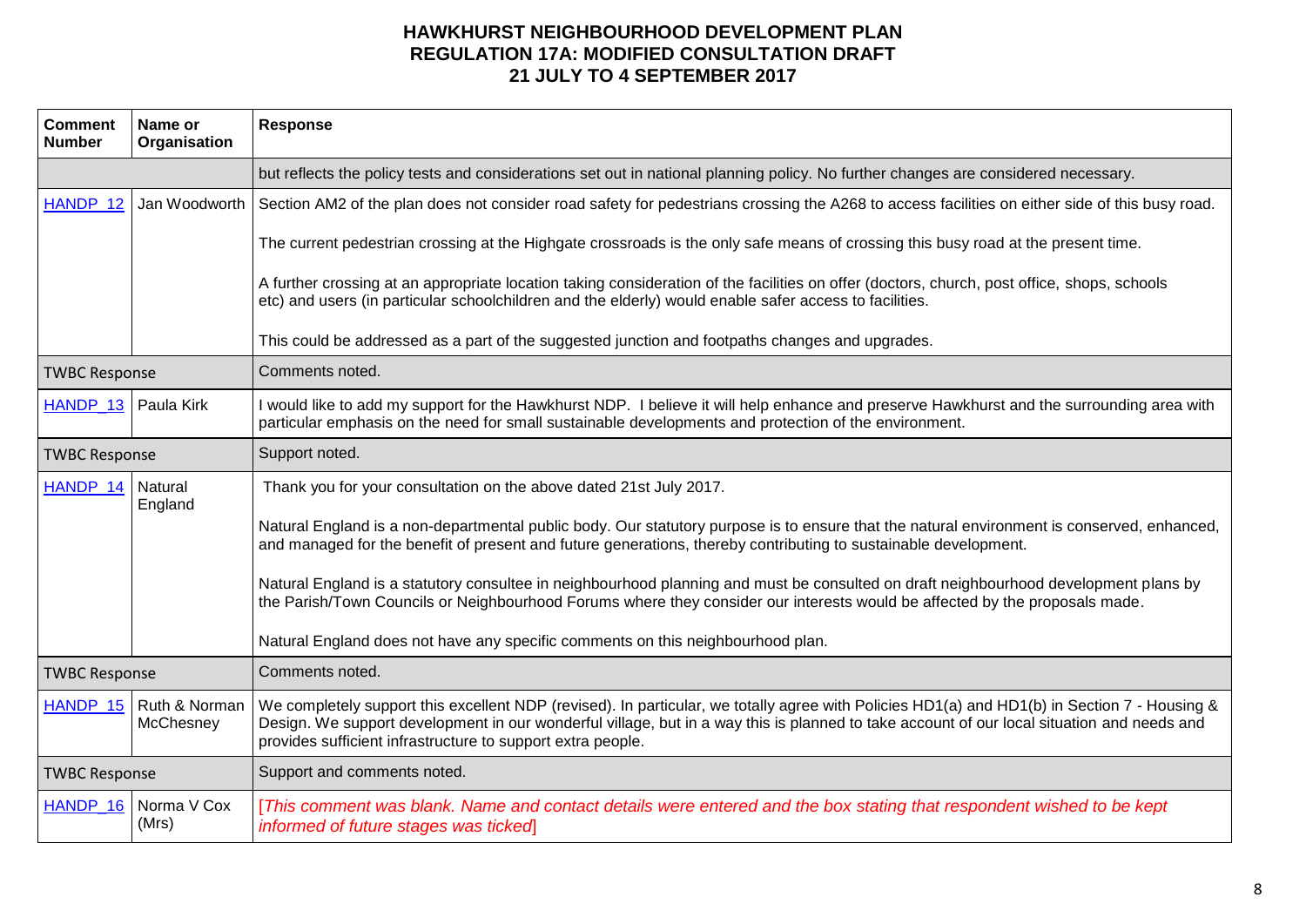# HAWKHURST NEIGHBOURHOOD DEVELOPMENT PLAN
## REGULATION 17A: MODIFIED CONSULTATION DRAFT
## 21 JULY TO 4 SEPTEMBER 2017

| Comment Number | Name or Organisation | Response |
|---|---|---|
| | | but reflects the policy tests and considerations set out in national planning policy. No further changes are considered necessary. |
| HANDP_12 | Jan Woodworth | Section AM2 of the plan does not consider road safety for pedestrians crossing the A268 to access facilities on either side of this busy road.<br><br>The current pedestrian crossing at the Highgate crossroads is the only safe means of crossing this busy road at the present time.<br><br>A further crossing at an appropriate location taking consideration of the facilities on offer (doctors, church, post office, shops, schools etc) and users (in particular schoolchildren and the elderly) would enable safer access to facilities.<br><br>This could be addressed as a part of the suggested junction and footpaths changes and upgrades. |
| TWBC Response | | Comments noted. |
| HANDP_13 | Paula Kirk | I would like to add my support for the Hawkhurst NDP. I believe it will help enhance and preserve Hawkhurst and the surrounding area with particular emphasis on the need for small sustainable developments and protection of the environment. |
| TWBC Response | | Support noted. |
| HANDP_14 | Natural England | Thank you for your consultation on the above dated 21st July 2017.<br><br>Natural England is a non-departmental public body. Our statutory purpose is to ensure that the natural environment is conserved, enhanced, and managed for the benefit of present and future generations, thereby contributing to sustainable development.<br><br>Natural England is a statutory consultee in neighbourhood planning and must be consulted on draft neighbourhood development plans by the Parish/Town Councils or Neighbourhood Forums where they consider our interests would be affected by the proposals made.<br><br>Natural England does not have any specific comments on this neighbourhood plan. |
| TWBC Response | | Comments noted. |
| HANDP_15 | Ruth & Norman McChesney | We completely support this excellent NDP (revised). In particular, we totally agree with Policies HD1(a) and HD1(b) in Section 7 - Housing & Design. We support development in our wonderful village, but in a way this is planned to take account of our local situation and needs and provides sufficient infrastructure to support extra people. |
| TWBC Response | | Support and comments noted. |
| HANDP_16 | Norma V Cox (Mrs) | [*This comment was blank. Name and contact details were entered and the box stating that respondent wished to be kept informed of future stages was ticked*] |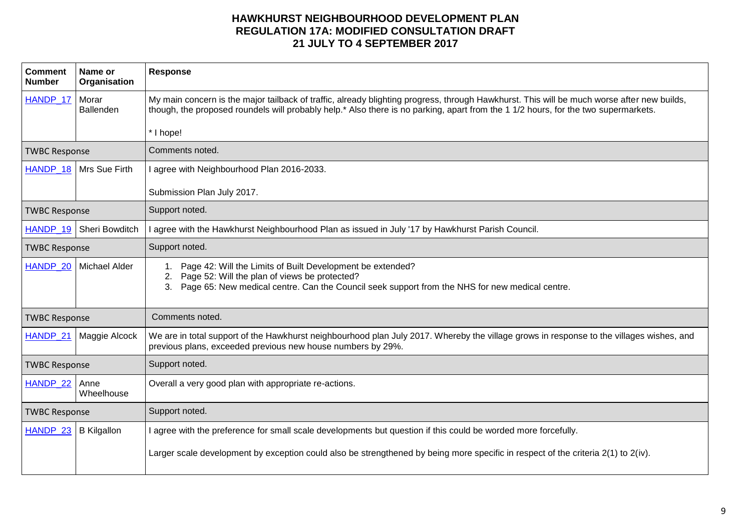# HAWKHURST NEIGHBOURHOOD DEVELOPMENT PLAN
## REGULATION 17A: MODIFIED CONSULTATION DRAFT
## 21 JULY TO 4 SEPTEMBER 2017

| Comment Number | Name or Organisation | Response |
|---|---|---|
| HANDP_17 | Morar Ballenden | My main concern is the major tailback of traffic, already blighting progress, through Hawkhurst. This will be much worse after new builds, though, the proposed roundels will probably help.* Also there is no parking, apart from the 1 1/2 hours, for the two supermarkets.<br><br>* I hope! |
| TWBC Response | | Comments noted. |
| HANDP_18 | Mrs Sue Firth | I agree with Neighbourhood Plan 2016-2033.<br><br>Submission Plan July 2017. |
| TWBC Response | | Support noted. |
| HANDP_19 | Sheri Bowditch | I agree with the Hawkhurst Neighbourhood Plan as issued in July '17 by Hawkhurst Parish Council. |
| TWBC Response | | Support noted. |
| HANDP_20 | Michael Alder | 1. Page 42: Will the Limits of Built Development be extended?<br>2. Page 52: Will the plan of views be protected?<br>3. Page 65: New medical centre. Can the Council seek support from the NHS for new medical centre. |
| TWBC Response | | Comments noted. |
| HANDP_21 | Maggie Alcock | We are in total support of the Hawkhurst neighbourhood plan July 2017. Whereby the village grows in response to the villages wishes, and previous plans, exceeded previous new house numbers by 29%. |
| TWBC Response | | Support noted. |
| HANDP_22 | Anne Wheelhouse | Overall a very good plan with appropriate re-actions. |
| TWBC Response | | Support noted. |
| HANDP_23 | B Kilgallon | I agree with the preference for small scale developments but question if this could be worded more forcefully.<br><br>Larger scale development by exception could also be strengthened by being more specific in respect of the criteria 2(1) to 2(iv). |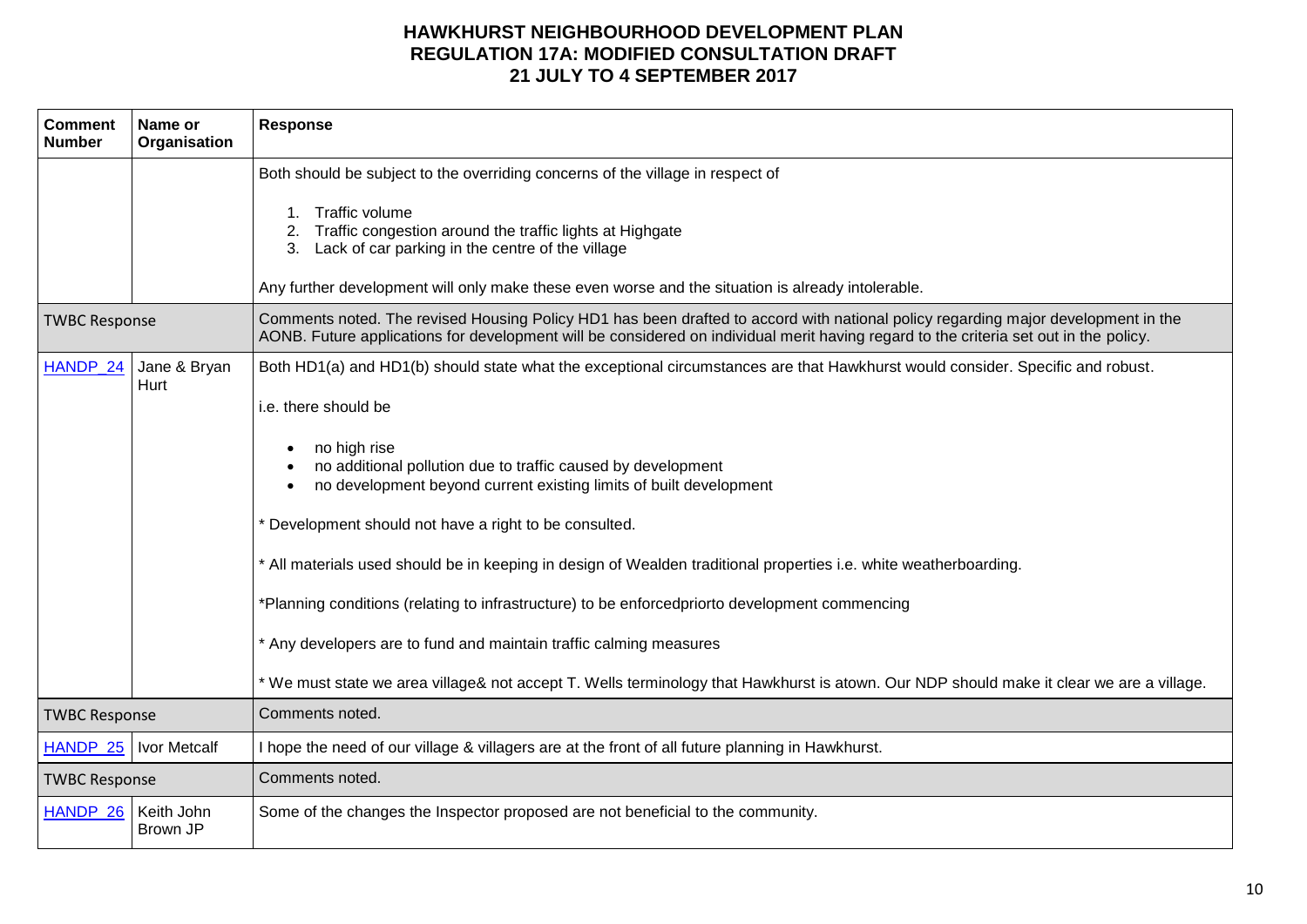# HAWKHURST NEIGHBOURHOOD DEVELOPMENT PLAN
## REGULATION 17A: MODIFIED CONSULTATION DRAFT
## 21 JULY TO 4 SEPTEMBER 2017

| Comment Number | Name or Organisation | Response |
|---|---|---|
| | | Both should be subject to the overriding concerns of the village in respect of<br><br>1. Traffic volume<br>2. Traffic congestion around the traffic lights at Highgate<br>3. Lack of car parking in the centre of the village<br><br>Any further development will only make these even worse and the situation is already intolerable. |
| TWBC Response | | Comments noted. The revised Housing Policy HD1 has been drafted to accord with national policy regarding major development in the AONB. Future applications for development will be considered on individual merit having regard to the criteria set out in the policy. |
| HANDP_24 | Jane & Bryan Hurt | Both HD1(a) and HD1(b) should state what the exceptional circumstances are that Hawkhurst would consider. Specific and robust.<br><br>i.e. there should be<br><br>• no high rise<br>• no additional pollution due to traffic caused by development<br>• no development beyond current existing limits of built development<br><br>* Development should not have a right to be consulted.<br><br>* All materials used should be in keeping in design of Wealden traditional properties i.e. white weatherboarding.<br><br>*Planning conditions (relating to infrastructure) to be enforcedpriorto development commencing<br><br>* Any developers are to fund and maintain traffic calming measures<br><br>* We must state we area village& not accept T. Wells terminology that Hawkhurst is atown. Our NDP should make it clear we are a village. |
| TWBC Response | | Comments noted. |
| HANDP_25 | Ivor Metcalf | I hope the need of our village & villagers are at the front of all future planning in Hawkhurst. |
| TWBC Response | | Comments noted. |
| HANDP_26 | Keith John Brown JP | Some of the changes the Inspector proposed are not beneficial to the community. |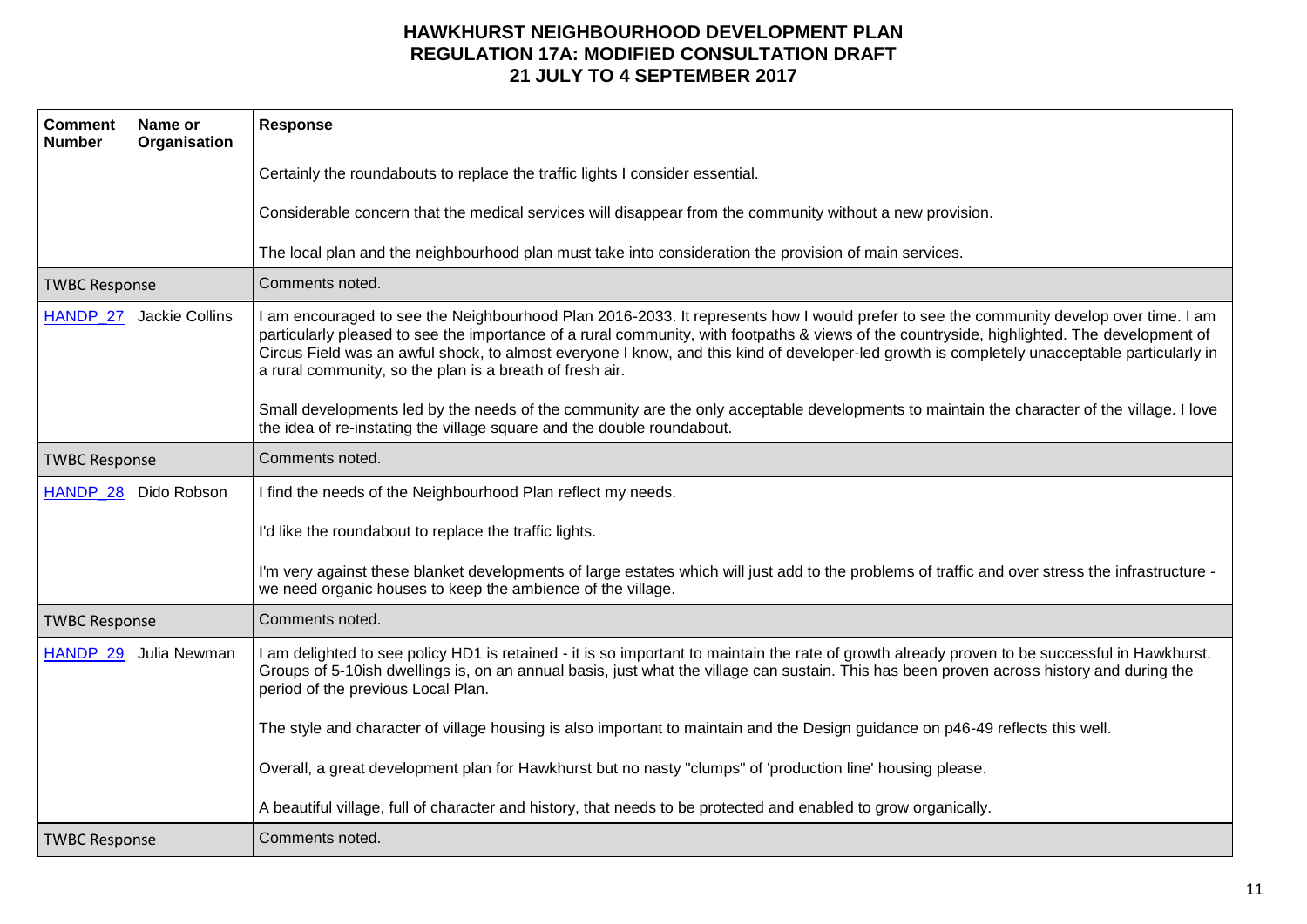# HAWKHURST NEIGHBOURHOOD DEVELOPMENT PLAN
## REGULATION 17A: MODIFIED CONSULTATION DRAFT
## 21 JULY TO 4 SEPTEMBER 2017

| Comment Number | Name or Organisation | Response |
|---|---|---|
| | | Certainly the roundabouts to replace the traffic lights I consider essential.<br><br>Considerable concern that the medical services will disappear from the community without a new provision.<br><br>The local plan and the neighbourhood plan must take into consideration the provision of main services. |
| TWBC Response | | Comments noted. |
| HANDP_27 | Jackie Collins | I am encouraged to see the Neighbourhood Plan 2016-2033. It represents how I would prefer to see the community develop over time. I am particularly pleased to see the importance of a rural community, with footpaths & views of the countryside, highlighted. The development of Circus Field was an awful shock, to almost everyone I know, and this kind of developer-led growth is completely unacceptable particularly in a rural community, so the plan is a breath of fresh air.<br><br>Small developments led by the needs of the community are the only acceptable developments to maintain the character of the village. I love the idea of re-instating the village square and the double roundabout. |
| TWBC Response | | Comments noted. |
| HANDP_28 | Dido Robson | I find the needs of the Neighbourhood Plan reflect my needs.<br><br>I'd like the roundabout to replace the traffic lights.<br><br>I'm very against these blanket developments of large estates which will just add to the problems of traffic and over stress the infrastructure - we need organic houses to keep the ambience of the village. |
| TWBC Response | | Comments noted. |
| HANDP_29 | Julia Newman | I am delighted to see policy HD1 is retained - it is so important to maintain the rate of growth already proven to be successful in Hawkhurst. Groups of 5-10ish dwellings is, on an annual basis, just what the village can sustain. This has been proven across history and during the period of the previous Local Plan.<br><br>The style and character of village housing is also important to maintain and the Design guidance on p46-49 reflects this well.<br><br>Overall, a great development plan for Hawkhurst but no nasty "clumps" of 'production line' housing please.<br><br>A beautiful village, full of character and history, that needs to be protected and enabled to grow organically. |
| TWBC Response | | Comments noted. |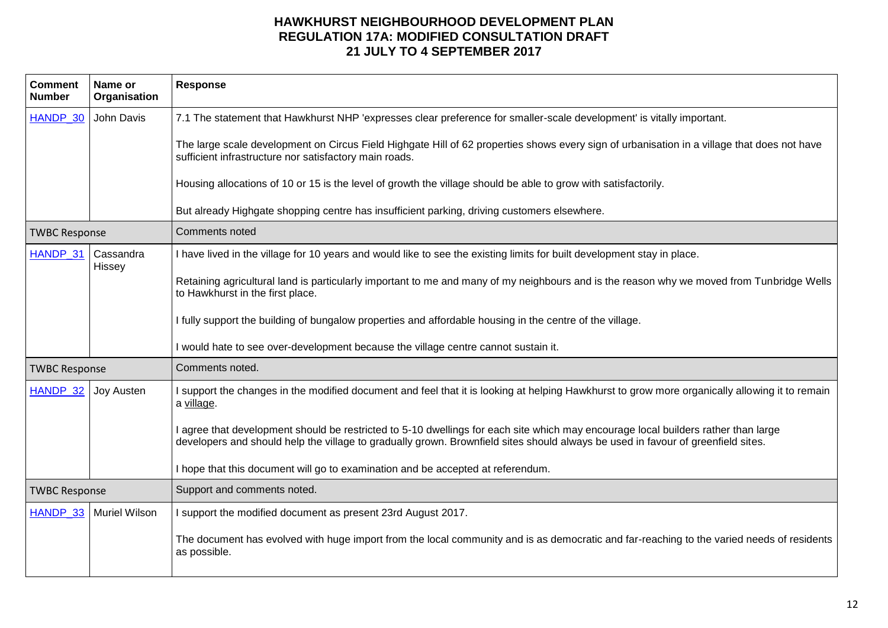# HAWKHURST NEIGHBOURHOOD DEVELOPMENT PLAN
## REGULATION 17A: MODIFIED CONSULTATION DRAFT
## 21 JULY TO 4 SEPTEMBER 2017

| Comment Number | Name or Organisation | Response |
|---|---|---|
| HANDP_30 | John Davis | 7.1 The statement that Hawkhurst NHP 'expresses clear preference for smaller-scale development' is vitally important.<br><br>The large scale development on Circus Field Highgate Hill of 62 properties shows every sign of urbanisation in a village that does not have sufficient infrastructure nor satisfactory main roads.<br><br>Housing allocations of 10 or 15 is the level of growth the village should be able to grow with satisfactorily.<br><br>But already Highgate shopping centre has insufficient parking, driving customers elsewhere. |
| TWBC Response | | Comments noted |
| HANDP_31 | Cassandra Hissey | I have lived in the village for 10 years and would like to see the existing limits for built development stay in place.<br><br>Retaining agricultural land is particularly important to me and many of my neighbours and is the reason why we moved from Tunbridge Wells to Hawkhurst in the first place.<br><br>I fully support the building of bungalow properties and affordable housing in the centre of the village.<br><br>I would hate to see over-development because the village centre cannot sustain it. |
| TWBC Response | | Comments noted. |
| HANDP_32 | Joy Austen | I support the changes in the modified document and feel that it is looking at helping Hawkhurst to grow more organically allowing it to remain a village.<br><br>I agree that development should be restricted to 5-10 dwellings for each site which may encourage local builders rather than large developers and should help the village to gradually grown. Brownfield sites should always be used in favour of greenfield sites.<br><br>I hope that this document will go to examination and be accepted at referendum. |
| TWBC Response | | Support and comments noted. |
| HANDP_33 | Muriel Wilson | I support the modified document as present 23rd August 2017.<br><br>The document has evolved with huge import from the local community and is as democratic and far-reaching to the varied needs of residents as possible. |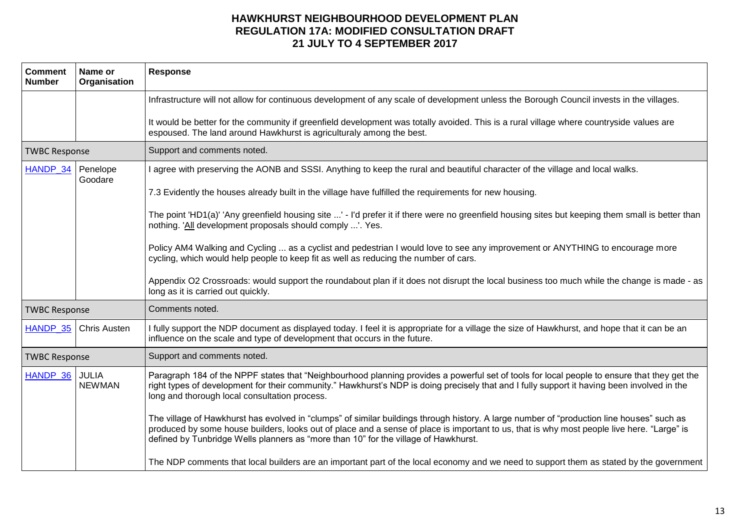# HAWKHURST NEIGHBOURHOOD DEVELOPMENT PLAN
# REGULATION 17A: MODIFIED CONSULTATION DRAFT
# 21 JULY TO 4 SEPTEMBER 2017

| Comment Number | Name or Organisation | Response |
|---|---|---|
| | | Infrastructure will not allow for continuous development of any scale of development unless the Borough Council invests in the villages.<br><br>It would be better for the community if greenfield development was totally avoided. This is a rural village where countryside values are espoused. The land around Hawkhurst is agriculturaly among the best. |
| TWBC Response | | Support and comments noted. |
| HANDP_34 | Penelope Goodare | I agree with preserving the AONB and SSSI. Anything to keep the rural and beautiful character of the village and local walks.<br><br>7.3 Evidently the houses already built in the village have fulfilled the requirements for new housing.<br><br>The point 'HD1(a)' 'Any greenfield housing site ...' - I'd prefer it if there were no greenfield housing sites but keeping them small is better than nothing. '<u>All</u> development proposals should comply ...'. Yes.<br><br>Policy AM4 Walking and Cycling ... as a cyclist and pedestrian I would love to see any improvement or ANYTHING to encourage more cycling, which would help people to keep fit as well as reducing the number of cars.<br><br>Appendix O2 Crossroads: would support the roundabout plan if it does not disrupt the local business too much while the change is made - as long as it is carried out quickly. |
| TWBC Response | | Comments noted. |
| HANDP_35 | Chris Austen | I fully support the NDP document as displayed today. I feel it is appropriate for a village the size of Hawkhurst, and hope that it can be an influence on the scale and type of development that occurs in the future. |
| TWBC Response | | Support and comments noted. |
| HANDP_36 | JULIA NEWMAN | Paragraph 184 of the NPPF states that "Neighbourhood planning provides a powerful set of tools for local people to ensure that they get the right types of development for their community." Hawkhurst's NDP is doing precisely that and I fully support it having been involved in the long and thorough local consultation process.<br><br>The village of Hawkhurst has evolved in "clumps" of similar buildings through history. A large number of "production line houses" such as produced by some house builders, looks out of place and a sense of place is important to us, that is why most people live here. "Large" is defined by Tunbridge Wells planners as "more than 10" for the village of Hawkhurst.<br><br>The NDP comments that local builders are an important part of the local economy and we need to support them as stated by the government |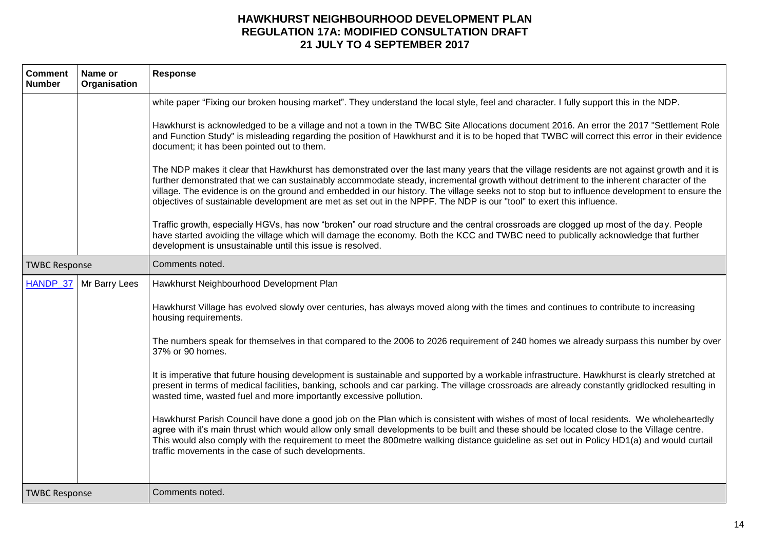# HAWKHURST NEIGHBOURHOOD DEVELOPMENT PLAN
## REGULATION 17A: MODIFIED CONSULTATION DRAFT
## 21 JULY TO 4 SEPTEMBER 2017

| Comment Number | Name or Organisation | Response |
|---|---|---|
| | | white paper "Fixing our broken housing market". They understand the local style, feel and character. I fully support this in the NDP.<br><br>Hawkhurst is acknowledged to be a village and not a town in the TWBC Site Allocations document 2016. An error the 2017 "Settlement Role and Function Study" is misleading regarding the position of Hawkhurst and it is to be hoped that TWBC will correct this error in their evidence document; it has been pointed out to them.<br><br>The NDP makes it clear that Hawkhurst has demonstrated over the last many years that the village residents are not against growth and it is further demonstrated that we can sustainably accommodate steady, incremental growth without detriment to the inherent character of the village. The evidence is on the ground and embedded in our history. The village seeks not to stop but to influence development to ensure the objectives of sustainable development are met as set out in the NPPF. The NDP is our "tool" to exert this influence.<br><br>Traffic growth, especially HGVs, has now "broken" our road structure and the central crossroads are clogged up most of the day. People have started avoiding the village which will damage the economy. Both the KCC and TWBC need to publically acknowledge that further development is unsustainable until this issue is resolved. |
| TWBC Response | | Comments noted. |
| HANDP_37 | Mr Barry Lees | Hawkhurst Neighbourhood Development Plan<br><br>Hawkhurst Village has evolved slowly over centuries, has always moved along with the times and continues to contribute to increasing housing requirements.<br><br>The numbers speak for themselves in that compared to the 2006 to 2026 requirement of 240 homes we already surpass this number by over 37% or 90 homes.<br><br>It is imperative that future housing development is sustainable and supported by a workable infrastructure. Hawkhurst is clearly stretched at present in terms of medical facilities, banking, schools and car parking. The village crossroads are already constantly gridlocked resulting in wasted time, wasted fuel and more importantly excessive pollution.<br><br>Hawkhurst Parish Council have done a good job on the Plan which is consistent with wishes of most of local residents. We wholeheartedly agree with it's main thrust which would allow only small developments to be built and these should be located close to the Village centre. This would also comply with the requirement to meet the 800metre walking distance guideline as set out in Policy HD1(a) and would curtail traffic movements in the case of such developments. |
| TWBC Response | | Comments noted. |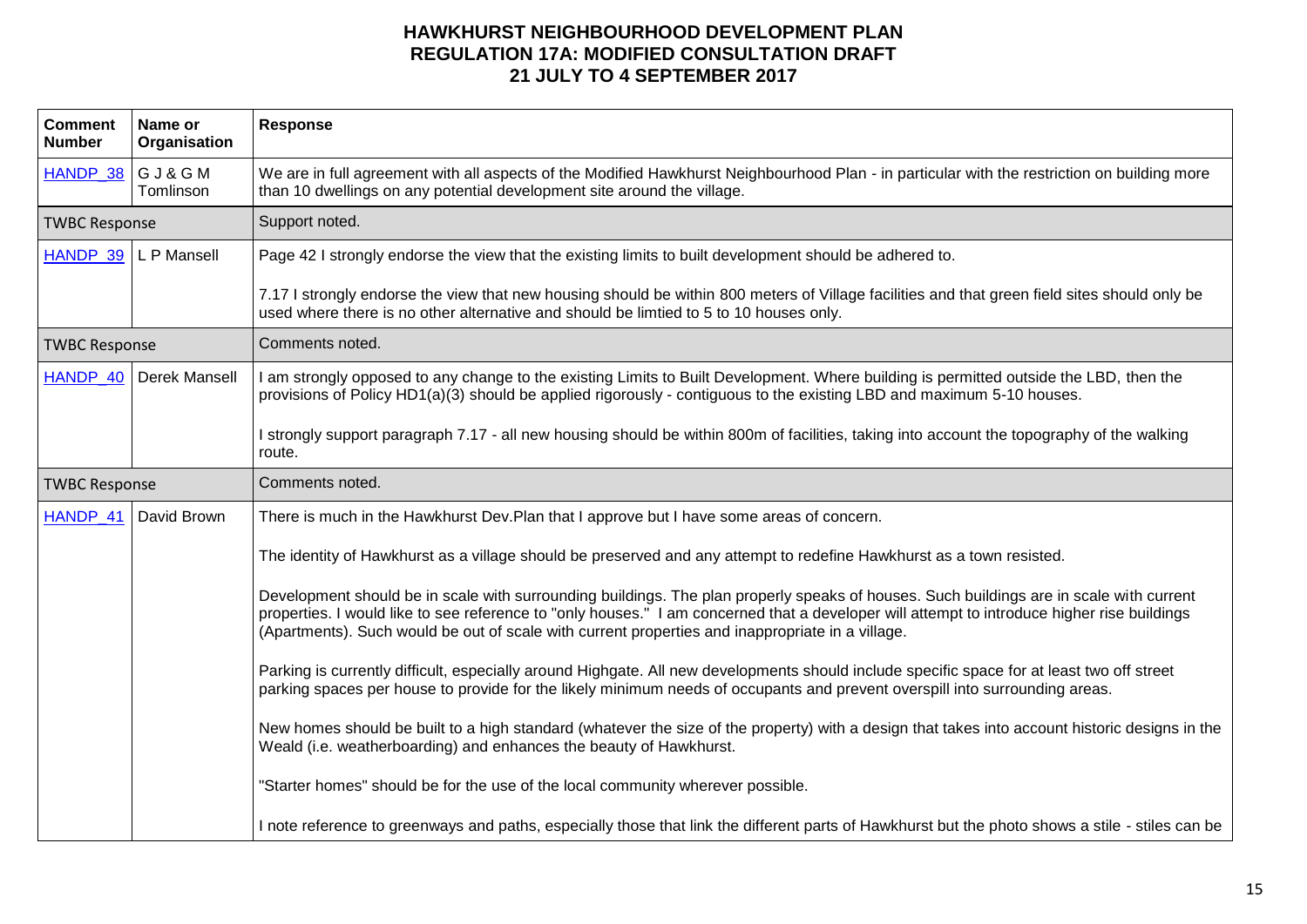# HAWKHURST NEIGHBOURHOOD DEVELOPMENT PLAN
## REGULATION 17A: MODIFIED CONSULTATION DRAFT
## 21 JULY TO 4 SEPTEMBER 2017

| Comment Number | Name or Organisation | Response |
|---|---|---|
| HANDP_38 | G J & G M Tomlinson | We are in full agreement with all aspects of the Modified Hawkhurst Neighbourhood Plan - in particular with the restriction on building more than 10 dwellings on any potential development site around the village. |
| TWBC Response | | Support noted. |
| HANDP_39 | L P Mansell | Page 42 I strongly endorse the view that the existing limits to built development should be adhered to.<br><br>7.17 I strongly endorse the view that new housing should be within 800 meters of Village facilities and that green field sites should only be used where there is no other alternative and should be limtied to 5 to 10 houses only. |
| TWBC Response | | Comments noted. |
| HANDP_40 | Derek Mansell | I am strongly opposed to any change to the existing Limits to Built Development. Where building is permitted outside the LBD, then the provisions of Policy HD1(a)(3) should be applied rigorously - contiguous to the existing LBD and maximum 5-10 houses.<br><br>I strongly support paragraph 7.17 - all new housing should be within 800m of facilities, taking into account the topography of the walking route. |
| TWBC Response | | Comments noted. |
| HANDP_41 | David Brown | There is much in the Hawkhurst Dev.Plan that I approve but I have some areas of concern.<br><br>The identity of Hawkhurst as a village should be preserved and any attempt to redefine Hawkhurst as a town resisted.<br><br>Development should be in scale with surrounding buildings. The plan properly speaks of houses. Such buildings are in scale with current properties. I would like to see reference to "only houses." I am concerned that a developer will attempt to introduce higher rise buildings (Apartments). Such would be out of scale with current properties and inappropriate in a village.<br><br>Parking is currently difficult, especially around Highgate. All new developments should include specific space for at least two off street parking spaces per house to provide for the likely minimum needs of occupants and prevent overspill into surrounding areas.<br><br>New homes should be built to a high standard (whatever the size of the property) with a design that takes into account historic designs in the Weald (i.e. weatherboarding) and enhances the beauty of Hawkhurst.<br><br>"Starter homes" should be for the use of the local community wherever possible.<br><br>I note reference to greenways and paths, especially those that link the different parts of Hawkhurst but the photo shows a stile - stiles can be |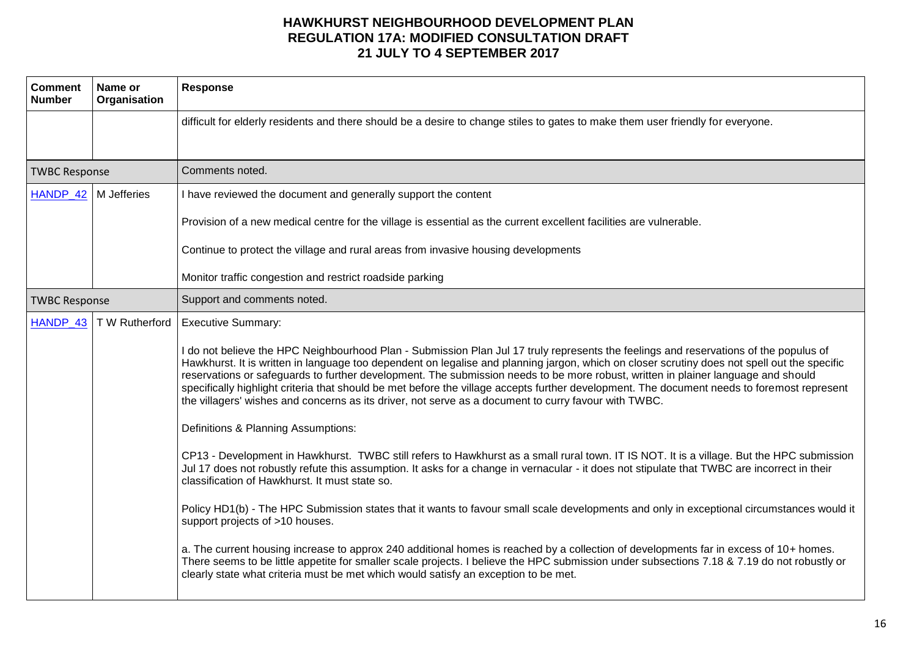| Comment Number | Name or Organisation | Response |
|---|---|---|
| | | difficult for elderly residents and there should be a desire to change stiles to gates to make them user friendly for everyone. |
| TWBC Response | | Comments noted. |
| HANDP_42 | M Jefferies | I have reviewed the document and generally support the content<br><br>Provision of a new medical centre for the village is essential as the current excellent facilities are vulnerable.<br><br>Continue to protect the village and rural areas from invasive housing developments<br><br>Monitor traffic congestion and restrict roadside parking |
| TWBC Response | | Support and comments noted. |
| HANDP_43 | T W Rutherford | Executive Summary:<br><br>I do not believe the HPC Neighbourhood Plan - Submission Plan Jul 17 truly represents the feelings and reservations of the populus of Hawkhurst. It is written in language too dependent on legalise and planning jargon, which on closer scrutiny does not spell out the specific reservations or safeguards to further development. The submission needs to be more robust, written in plainer language and should specifically highlight criteria that should be met before the village accepts further development. The document needs to foremost represent the villagers' wishes and concerns as its driver, not serve as a document to curry favour with TWBC.<br><br>Definitions & Planning Assumptions:<br><br>CP13 - Development in Hawkhurst. TWBC still refers to Hawkhurst as a small rural town. IT IS NOT. It is a village. But the HPC submission Jul 17 does not robustly refute this assumption. It asks for a change in vernacular - it does not stipulate that TWBC are incorrect in their classification of Hawkhurst. It must state so.<br><br>Policy HD1(b) - The HPC Submission states that it wants to favour small scale developments and only in exceptional circumstances would it support projects of >10 houses.<br><br>a. The current housing increase to approx 240 additional homes is reached by a collection of developments far in excess of 10+ homes. There seems to be little appetite for smaller scale projects. I believe the HPC submission under subsections 7.18 & 7.19 do not robustly or clearly state what criteria must be met which would satisfy an exception to be met. |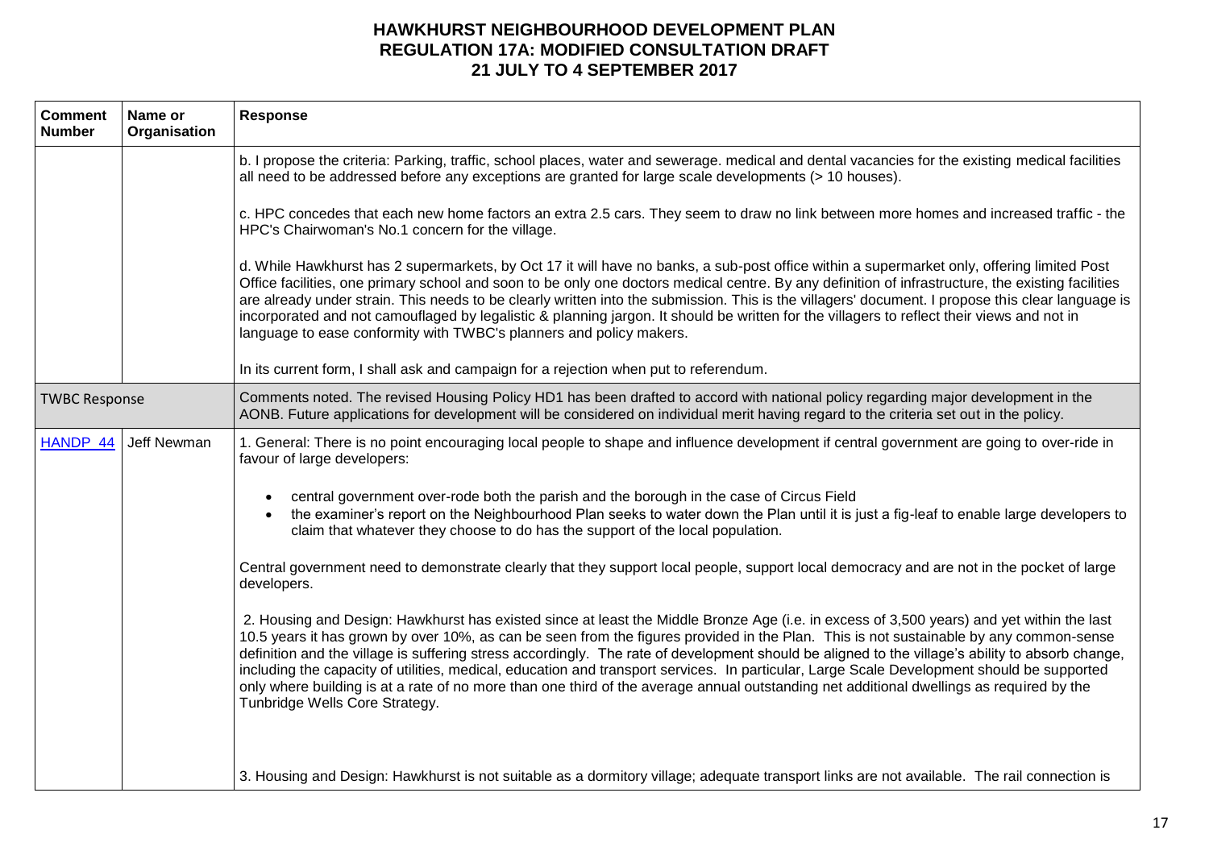**HAWKHURST NEIGHBOURHOOD DEVELOPMENT PLAN**
**REGULATION 17A: MODIFIED CONSULTATION DRAFT**
**21 JULY TO 4 SEPTEMBER 2017**

| Comment Number | Name or Organisation | Response |
|---|---|---|
| | | b. I propose the criteria: Parking, traffic, school places, water and sewerage. medical and dental vacancies for the existing medical facilities all need to be addressed before any exceptions are granted for large scale developments (> 10 houses).<br><br>c. HPC concedes that each new home factors an extra 2.5 cars. They seem to draw no link between more homes and increased traffic - the HPC's Chairwoman's No.1 concern for the village.<br><br>d. While Hawkhurst has 2 supermarkets, by Oct 17 it will have no banks, a sub-post office within a supermarket only, offering limited Post Office facilities, one primary school and soon to be only one doctors medical centre. By any definition of infrastructure, the existing facilities are already under strain. This needs to be clearly written into the submission. This is the villagers' document. I propose this clear language is incorporated and not camouflaged by legalistic & planning jargon. It should be written for the villagers to reflect their views and not in language to ease conformity with TWBC's planners and policy makers.<br><br>In its current form, I shall ask and campaign for a rejection when put to referendum. |
| TWBC Response | | Comments noted. The revised Housing Policy HD1 has been drafted to accord with national policy regarding major development in the AONB. Future applications for development will be considered on individual merit having regard to the criteria set out in the policy. |
| HANDP 44 | Jeff Newman | 1. General: There is no point encouraging local people to shape and influence development if central government are going to over-ride in favour of large developers:<br><br>• central government over-rode both the parish and the borough in the case of Circus Field<br>• the examiner's report on the Neighbourhood Plan seeks to water down the Plan until it is just a fig-leaf to enable large developers to claim that whatever they choose to do has the support of the local population.<br><br>Central government need to demonstrate clearly that they support local people, support local democracy and are not in the pocket of large developers.<br><br>2. Housing and Design: Hawkhurst has existed since at least the Middle Bronze Age (i.e. in excess of 3,500 years) and yet within the last 10.5 years it has grown by over 10%, as can be seen from the figures provided in the Plan. This is not sustainable by any common-sense definition and the village is suffering stress accordingly. The rate of development should be aligned to the village's ability to absorb change, including the capacity of utilities, medical, education and transport services. In particular, Large Scale Development should be supported only where building is at a rate of no more than one third of the average annual outstanding net additional dwellings as required by the Tunbridge Wells Core Strategy.<br><br>3. Housing and Design: Hawkhurst is not suitable as a dormitory village; adequate transport links are not available. The rail connection is |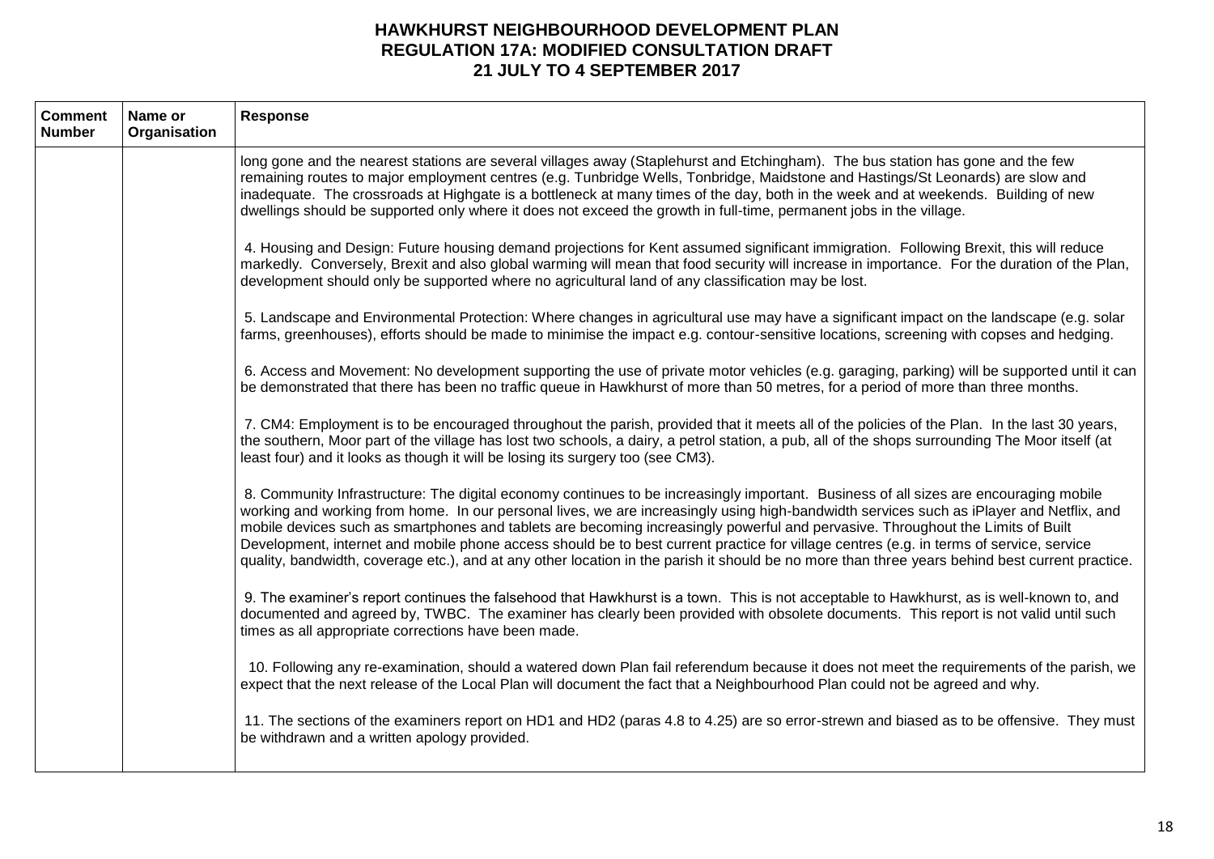# HAWKHURST NEIGHBOURHOOD DEVELOPMENT PLAN
## REGULATION 17A: MODIFIED CONSULTATION DRAFT
## 21 JULY TO 4 SEPTEMBER 2017

| Comment Number | Name or Organisation | Response |
|---|---|---|
| | | long gone and the nearest stations are several villages away (Staplehurst and Etchingham). The bus station has gone and the few remaining routes to major employment centres (e.g. Tunbridge Wells, Tonbridge, Maidstone and Hastings/St Leonards) are slow and inadequate. The crossroads at Highgate is a bottleneck at many times of the day, both in the week and at weekends. Building of new dwellings should be supported only where it does not exceed the growth in full-time, permanent jobs in the village.<br><br>4. Housing and Design: Future housing demand projections for Kent assumed significant immigration. Following Brexit, this will reduce markedly. Conversely, Brexit and also global warming will mean that food security will increase in importance. For the duration of the Plan, development should only be supported where no agricultural land of any classification may be lost.<br><br>5. Landscape and Environmental Protection: Where changes in agricultural use may have a significant impact on the landscape (e.g. solar farms, greenhouses), efforts should be made to minimise the impact e.g. contour-sensitive locations, screening with copses and hedging.<br><br>6. Access and Movement: No development supporting the use of private motor vehicles (e.g. garaging, parking) will be supported until it can be demonstrated that there has been no traffic queue in Hawkhurst of more than 50 metres, for a period of more than three months.<br><br>7. CM4: Employment is to be encouraged throughout the parish, provided that it meets all of the policies of the Plan. In the last 30 years, the southern, Moor part of the village has lost two schools, a dairy, a petrol station, a pub, all of the shops surrounding The Moor itself (at least four) and it looks as though it will be losing its surgery too (see CM3).<br><br>8. Community Infrastructure: The digital economy continues to be increasingly important. Business of all sizes are encouraging mobile working and working from home. In our personal lives, we are increasingly using high-bandwidth services such as iPlayer and Netflix, and mobile devices such as smartphones and tablets are becoming increasingly powerful and pervasive. Throughout the Limits of Built Development, internet and mobile phone access should be to best current practice for village centres (e.g. in terms of service, service quality, bandwidth, coverage etc.), and at any other location in the parish it should be no more than three years behind best current practice.<br><br>9. The examiner's report continues the falsehood that Hawkhurst is a town. This is not acceptable to Hawkhurst, as is well-known to, and documented and agreed by, TWBC. The examiner has clearly been provided with obsolete documents. This report is not valid until such times as all appropriate corrections have been made.<br><br>10. Following any re-examination, should a watered down Plan fail referendum because it does not meet the requirements of the parish, we expect that the next release of the Local Plan will document the fact that a Neighbourhood Plan could not be agreed and why.<br><br>11. The sections of the examiners report on HD1 and HD2 (paras 4.8 to 4.25) are so error-strewn and biased as to be offensive. They must be withdrawn and a written apology provided. |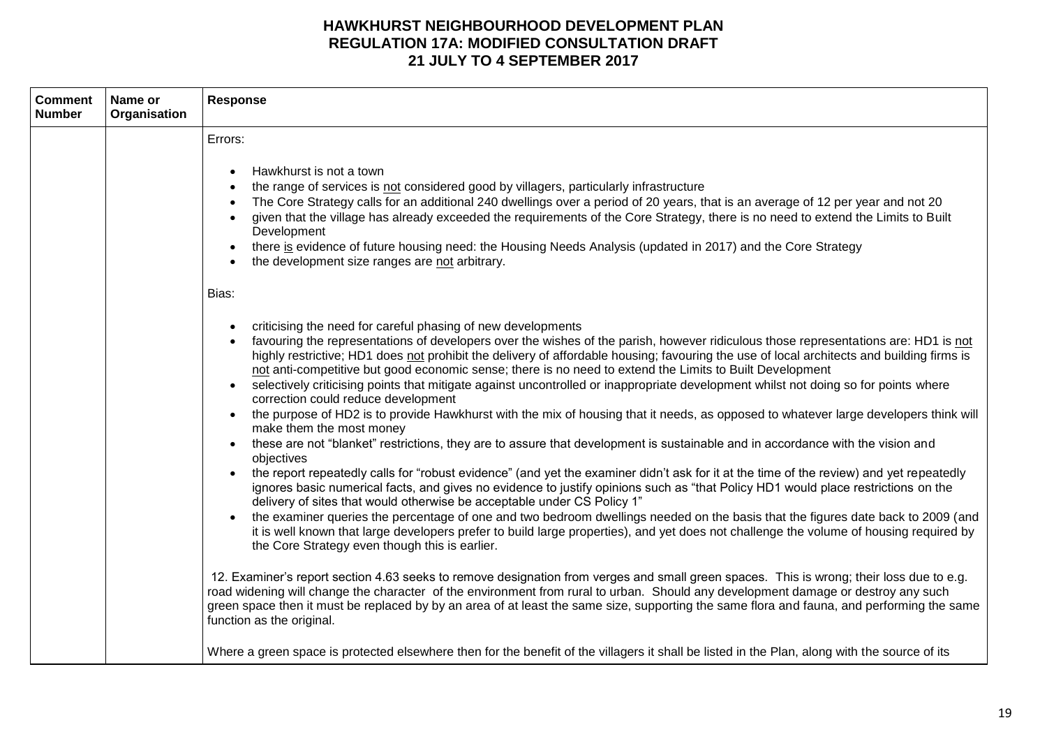# HAWKHURST NEIGHBOURHOOD DEVELOPMENT PLAN
## REGULATION 17A: MODIFIED CONSULTATION DRAFT
## 21 JULY TO 4 SEPTEMBER 2017

| Comment Number | Name or Organisation | Response |
|---|---|---|
| | | Errors:<br><br>• Hawkhurst is not a town<br>• the range of services is not considered good by villagers, particularly infrastructure<br>• The Core Strategy calls for an additional 240 dwellings over a period of 20 years, that is an average of 12 per year and not 20<br>• given that the village has already exceeded the requirements of the Core Strategy, there is no need to extend the Limits to Built Development<br>• there is evidence of future housing need: the Housing Needs Analysis (updated in 2017) and the Core Strategy<br>• the development size ranges are not arbitrary.<br><br>Bias:<br><br>• criticising the need for careful phasing of new developments<br>• favouring the representations of developers over the wishes of the parish, however ridiculous those representations are: HD1 is not highly restrictive; HD1 does not prohibit the delivery of affordable housing; favouring the use of local architects and building firms is not anti-competitive but good economic sense; there is no need to extend the Limits to Built Development<br>• selectively criticising points that mitigate against uncontrolled or inappropriate development whilst not doing so for points where correction could reduce development<br>• the purpose of HD2 is to provide Hawkhurst with the mix of housing that it needs, as opposed to whatever large developers think will make them the most money<br>• these are not "blanket" restrictions, they are to assure that development is sustainable and in accordance with the vision and objectives<br>• the report repeatedly calls for "robust evidence" (and yet the examiner didn't ask for it at the time of the review) and yet repeatedly ignores basic numerical facts, and gives no evidence to justify opinions such as "that Policy HD1 would place restrictions on the delivery of sites that would otherwise be acceptable under CS Policy 1"<br>• the examiner queries the percentage of one and two bedroom dwellings needed on the basis that the figures date back to 2009 (and it is well known that large developers prefer to build large properties), and yet does not challenge the volume of housing required by the Core Strategy even though this is earlier.<br><br>12. Examiner's report section 4.63 seeks to remove designation from verges and small green spaces. This is wrong; their loss due to e.g. road widening will change the character of the environment from rural to urban. Should any development damage or destroy any such green space then it must be replaced by by an area of at least the same size, supporting the same flora and fauna, and performing the same function as the original.<br><br>Where a green space is protected elsewhere then for the benefit of the villagers it shall be listed in the Plan, along with the source of its |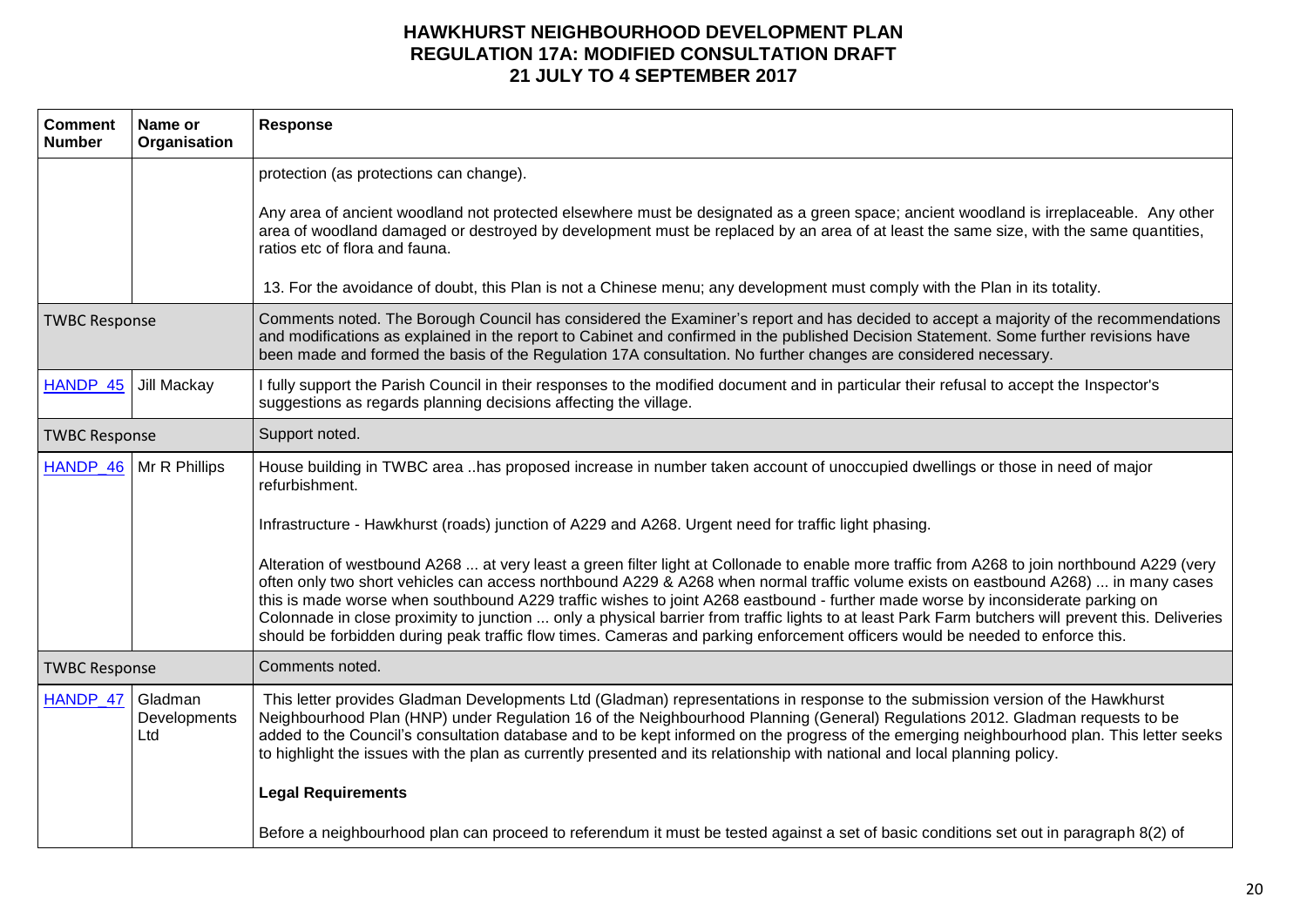# HAWKHURST NEIGHBOURHOOD DEVELOPMENT PLAN
## REGULATION 17A: MODIFIED CONSULTATION DRAFT
## 21 JULY TO 4 SEPTEMBER 2017

| Comment Number | Name or Organisation | Response |
|---|---|---|
| | | protection (as protections can change).<br><br>Any area of ancient woodland not protected elsewhere must be designated as a green space; ancient woodland is irreplaceable. Any other area of woodland damaged or destroyed by development must be replaced by an area of at least the same size, with the same quantities, ratios etc of flora and fauna.<br><br>13. For the avoidance of doubt, this Plan is not a Chinese menu; any development must comply with the Plan in its totality. |
| TWBC Response | | Comments noted. The Borough Council has considered the Examiner's report and has decided to accept a majority of the recommendations and modifications as explained in the report to Cabinet and confirmed in the published Decision Statement. Some further revisions have been made and formed the basis of the Regulation 17A consultation. No further changes are considered necessary. |
| HANDP_45 | Jill Mackay | I fully support the Parish Council in their responses to the modified document and in particular their refusal to accept the Inspector's suggestions as regards planning decisions affecting the village. |
| TWBC Response | | Support noted. |
| HANDP_46 | Mr R Phillips | House building in TWBC area ..has proposed increase in number taken account of unoccupied dwellings or those in need of major refurbishment.<br><br>Infrastructure - Hawkhurst (roads) junction of A229 and A268. Urgent need for traffic light phasing.<br><br>Alteration of westbound A268 ... at very least a green filter light at Collonade to enable more traffic from A268 to join northbound A229 (very often only two short vehicles can access northbound A229 & A268 when normal traffic volume exists on eastbound A268) ... in many cases this is made worse when southbound A229 traffic wishes to joint A268 eastbound - further made worse by inconsiderate parking on Colonnade in close proximity to junction ... only a physical barrier from traffic lights to at least Park Farm butchers will prevent this. Deliveries should be forbidden during peak traffic flow times. Cameras and parking enforcement officers would be needed to enforce this. |
| TWBC Response | | Comments noted. |
| HANDP_47 | Gladman Developments Ltd | This letter provides Gladman Developments Ltd (Gladman) representations in response to the submission version of the Hawkhurst Neighbourhood Plan (HNP) under Regulation 16 of the Neighbourhood Planning (General) Regulations 2012. Gladman requests to be added to the Council's consultation database and to be kept informed on the progress of the emerging neighbourhood plan. This letter seeks to highlight the issues with the plan as currently presented and its relationship with national and local planning policy.<br><br>**Legal Requirements**<br><br>Before a neighbourhood plan can proceed to referendum it must be tested against a set of basic conditions set out in paragraph 8(2) of |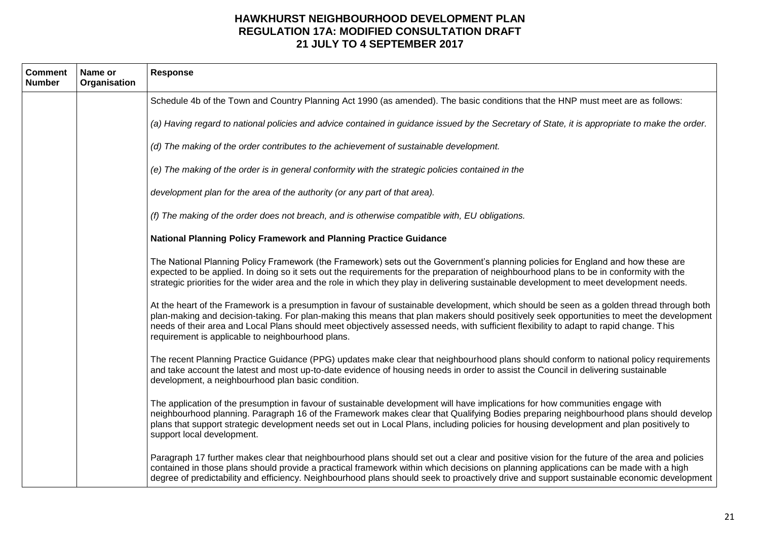# HAWKHURST NEIGHBOURHOOD DEVELOPMENT PLAN
## REGULATION 17A: MODIFIED CONSULTATION DRAFT
## 21 JULY TO 4 SEPTEMBER 2017

| Comment Number | Name or Organisation | Response |
|---|---|---|
| | | Schedule 4b of the Town and Country Planning Act 1990 (as amended). The basic conditions that the HNP must meet are as follows:<br><br>*(a) Having regard to national policies and advice contained in guidance issued by the Secretary of State, it is appropriate to make the order.*<br><br>*(d) The making of the order contributes to the achievement of sustainable development.*<br><br>*(e) The making of the order is in general conformity with the strategic policies contained in the*<br><br>*development plan for the area of the authority (or any part of that area).*<br><br>*(f) The making of the order does not breach, and is otherwise compatible with, EU obligations.*<br><br>**National Planning Policy Framework and Planning Practice Guidance**<br><br>The National Planning Policy Framework (the Framework) sets out the Government's planning policies for England and how these are expected to be applied. In doing so it sets out the requirements for the preparation of neighbourhood plans to be in conformity with the strategic priorities for the wider area and the role in which they play in delivering sustainable development to meet development needs.<br><br>At the heart of the Framework is a presumption in favour of sustainable development, which should be seen as a golden thread through both plan-making and decision-taking. For plan-making this means that plan makers should positively seek opportunities to meet the development needs of their area and Local Plans should meet objectively assessed needs, with sufficient flexibility to adapt to rapid change. This requirement is applicable to neighbourhood plans.<br><br>The recent Planning Practice Guidance (PPG) updates make clear that neighbourhood plans should conform to national policy requirements and take account the latest and most up-to-date evidence of housing needs in order to assist the Council in delivering sustainable development, a neighbourhood plan basic condition.<br><br>The application of the presumption in favour of sustainable development will have implications for how communities engage with neighbourhood planning. Paragraph 16 of the Framework makes clear that Qualifying Bodies preparing neighbourhood plans should develop plans that support strategic development needs set out in Local Plans, including policies for housing development and plan positively to support local development.<br><br>Paragraph 17 further makes clear that neighbourhood plans should set out a clear and positive vision for the future of the area and policies contained in those plans should provide a practical framework within which decisions on planning applications can be made with a high degree of predictability and efficiency. Neighbourhood plans should seek to proactively drive and support sustainable economic development |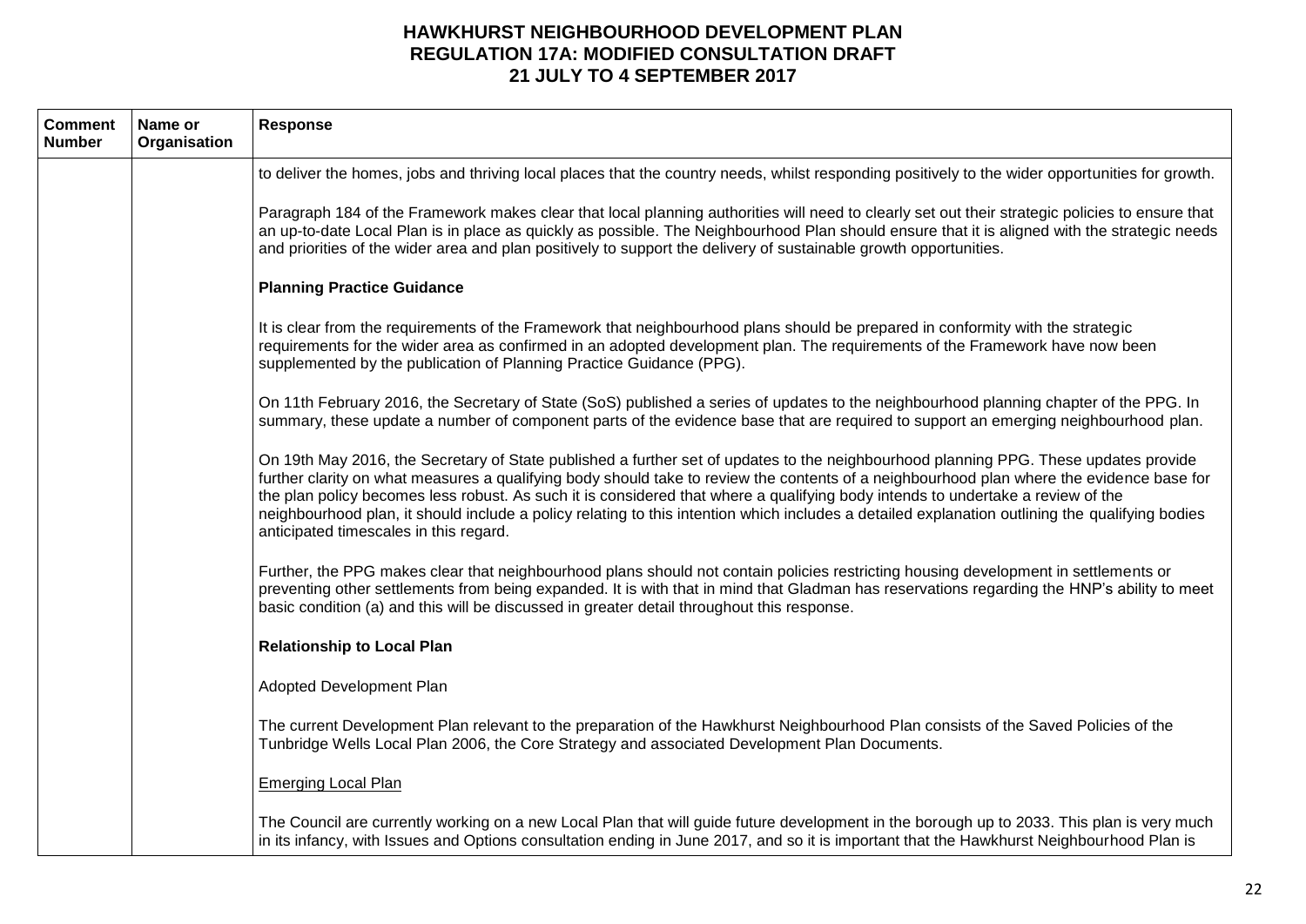| Comment Number | Name or Organisation | Response |
|---|---|---|
| | | to deliver the homes, jobs and thriving local places that the country needs, whilst responding positively to the wider opportunities for growth.<br><br>Paragraph 184 of the Framework makes clear that local planning authorities will need to clearly set out their strategic policies to ensure that an up-to-date Local Plan is in place as quickly as possible. The Neighbourhood Plan should ensure that it is aligned with the strategic needs and priorities of the wider area and plan positively to support the delivery of sustainable growth opportunities.<br><br>**Planning Practice Guidance**<br><br>It is clear from the requirements of the Framework that neighbourhood plans should be prepared in conformity with the strategic requirements for the wider area as confirmed in an adopted development plan. The requirements of the Framework have now been supplemented by the publication of Planning Practice Guidance (PPG).<br><br>On 11th February 2016, the Secretary of State (SoS) published a series of updates to the neighbourhood planning chapter of the PPG. In summary, these update a number of component parts of the evidence base that are required to support an emerging neighbourhood plan.<br><br>On 19th May 2016, the Secretary of State published a further set of updates to the neighbourhood planning PPG. These updates provide further clarity on what measures a qualifying body should take to review the contents of a neighbourhood plan where the evidence base for the plan policy becomes less robust. As such it is considered that where a qualifying body intends to undertake a review of the neighbourhood plan, it should include a policy relating to this intention which includes a detailed explanation outlining the qualifying bodies anticipated timescales in this regard.<br><br>Further, the PPG makes clear that neighbourhood plans should not contain policies restricting housing development in settlements or preventing other settlements from being expanded. It is with that in mind that Gladman has reservations regarding the HNP's ability to meet basic condition (a) and this will be discussed in greater detail throughout this response.<br><br>**Relationship to Local Plan**<br><br>Adopted Development Plan<br><br>The current Development Plan relevant to the preparation of the Hawkhurst Neighbourhood Plan consists of the Saved Policies of the Tunbridge Wells Local Plan 2006, the Core Strategy and associated Development Plan Documents.<br><br><u>Emerging Local Plan</u><br><br>The Council are currently working on a new Local Plan that will guide future development in the borough up to 2033. This plan is very much in its infancy, with Issues and Options consultation ending in June 2017, and so it is important that the Hawkhurst Neighbourhood Plan is |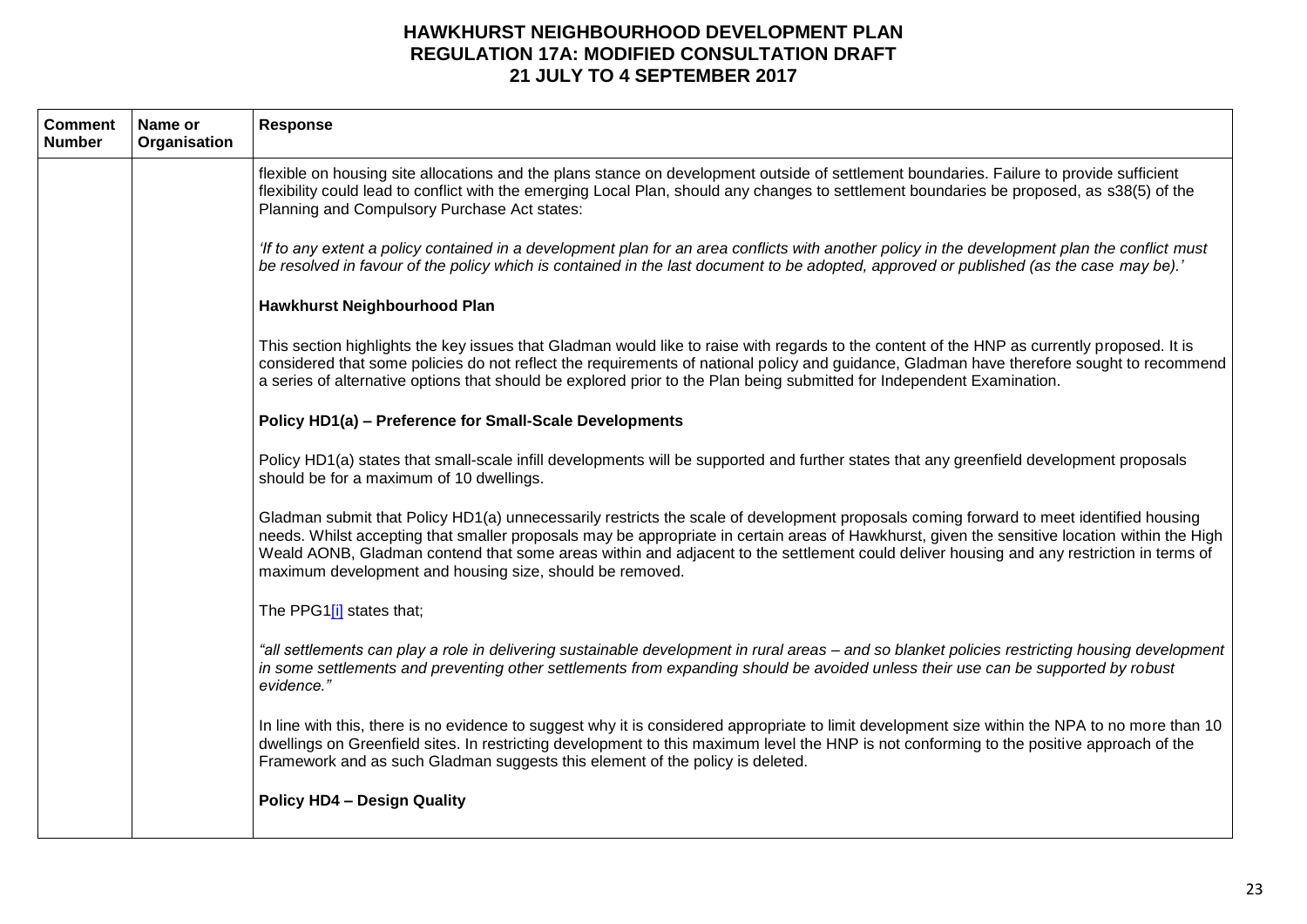# HAWKHURST NEIGHBOURHOOD DEVELOPMENT PLAN
## REGULATION 17A: MODIFIED CONSULTATION DRAFT
## 21 JULY TO 4 SEPTEMBER 2017

| Comment Number | Name or Organisation | Response |
|---|---|---|
| | | flexible on housing site allocations and the plans stance on development outside of settlement boundaries. Failure to provide sufficient flexibility could lead to conflict with the emerging Local Plan, should any changes to settlement boundaries be proposed, as s38(5) of the Planning and Compulsory Purchase Act states:<br><br>*'If to any extent a policy contained in a development plan for an area conflicts with another policy in the development plan the conflict must be resolved in favour of the policy which is contained in the last document to be adopted, approved or published (as the case may be).'*<br><br>**Hawkhurst Neighbourhood Plan**<br><br>This section highlights the key issues that Gladman would like to raise with regards to the content of the HNP as currently proposed. It is considered that some policies do not reflect the requirements of national policy and guidance, Gladman have therefore sought to recommend a series of alternative options that should be explored prior to the Plan being submitted for Independent Examination.<br><br>**Policy HD1(a) – Preference for Small-Scale Developments**<br><br>Policy HD1(a) states that small-scale infill developments will be supported and further states that any greenfield development proposals should be for a maximum of 10 dwellings.<br><br>Gladman submit that Policy HD1(a) unnecessarily restricts the scale of development proposals coming forward to meet identified housing needs. Whilst accepting that smaller proposals may be appropriate in certain areas of Hawkhurst, given the sensitive location within the High Weald AONB, Gladman contend that some areas within and adjacent to the settlement could deliver housing and any restriction in terms of maximum development and housing size, should be removed.<br><br>The PPG1[i] states that;<br><br>*"all settlements can play a role in delivering sustainable development in rural areas – and so blanket policies restricting housing development in some settlements and preventing other settlements from expanding should be avoided unless their use can be supported by robust evidence."*<br><br>In line with this, there is no evidence to suggest why it is considered appropriate to limit development size within the NPA to no more than 10 dwellings on Greenfield sites. In restricting development to this maximum level the HNP is not conforming to the positive approach of the Framework and as such Gladman suggests this element of the policy is deleted.<br><br>**Policy HD4 – Design Quality** |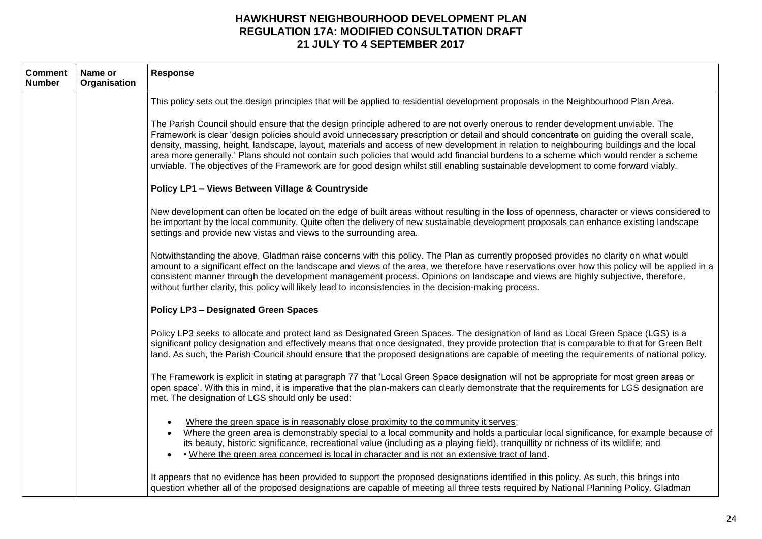# HAWKHURST NEIGHBOURHOOD DEVELOPMENT PLAN
## REGULATION 17A: MODIFIED CONSULTATION DRAFT
## 21 JULY TO 4 SEPTEMBER 2017

| Comment Number | Name or Organisation | Response |
|---|---|---|
| | | This policy sets out the design principles that will be applied to residential development proposals in the Neighbourhood Plan Area.<br><br>The Parish Council should ensure that the design principle adhered to are not overly onerous to render development unviable. The Framework is clear 'design policies should avoid unnecessary prescription or detail and should concentrate on guiding the overall scale, density, massing, height, landscape, layout, materials and access of new development in relation to neighbouring buildings and the local area more generally.' Plans should not contain such policies that would add financial burdens to a scheme which would render a scheme unviable. The objectives of the Framework are for good design whilst still enabling sustainable development to come forward viably.<br><br>**Policy LP1 – Views Between Village & Countryside**<br><br>New development can often be located on the edge of built areas without resulting in the loss of openness, character or views considered to be important by the local community. Quite often the delivery of new sustainable development proposals can enhance existing landscape settings and provide new vistas and views to the surrounding area.<br><br>Notwithstanding the above, Gladman raise concerns with this policy. The Plan as currently proposed provides no clarity on what would amount to a significant effect on the landscape and views of the area, we therefore have reservations over how this policy will be applied in a consistent manner through the development management process. Opinions on landscape and views are highly subjective, therefore, without further clarity, this policy will likely lead to inconsistencies in the decision-making process.<br><br>**Policy LP3 – Designated Green Spaces**<br><br>Policy LP3 seeks to allocate and protect land as Designated Green Spaces. The designation of land as Local Green Space (LGS) is a significant policy designation and effectively means that once designated, they provide protection that is comparable to that for Green Belt land. As such, the Parish Council should ensure that the proposed designations are capable of meeting the requirements of national policy.<br><br>The Framework is explicit in stating at paragraph 77 that 'Local Green Space designation will not be appropriate for most green areas or open space'. With this in mind, it is imperative that the plan-makers can clearly demonstrate that the requirements for LGS designation are met. The designation of LGS should only be used:<br><br>• Where the green space is in reasonably close proximity to the community it serves;<br>• Where the green area is demonstrably special to a local community and holds a particular local significance, for example because of its beauty, historic significance, recreational value (including as a playing field), tranquillity or richness of its wildlife; and<br>• ▪ Where the green area concerned is local in character and is not an extensive tract of land.<br><br>It appears that no evidence has been provided to support the proposed designations identified in this policy. As such, this brings into question whether all of the proposed designations are capable of meeting all three tests required by National Planning Policy. Gladman |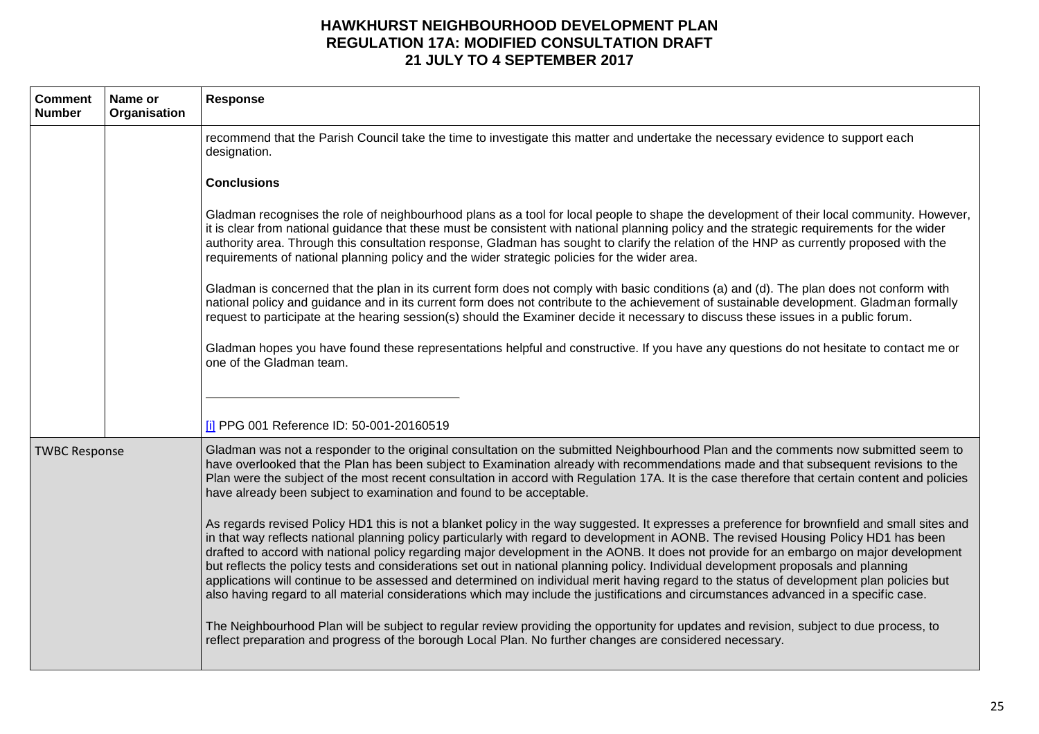# HAWKHURST NEIGHBOURHOOD DEVELOPMENT PLAN
## REGULATION 17A: MODIFIED CONSULTATION DRAFT
## 21 JULY TO 4 SEPTEMBER 2017

| Comment Number | Name or Organisation | Response |
|---|---|---|
| | | recommend that the Parish Council take the time to investigate this matter and undertake the necessary evidence to support each designation.<br><br>**Conclusions**<br><br>Gladman recognises the role of neighbourhood plans as a tool for local people to shape the development of their local community. However, it is clear from national guidance that these must be consistent with national planning policy and the strategic requirements for the wider authority area. Through this consultation response, Gladman has sought to clarify the relation of the HNP as currently proposed with the requirements of national planning policy and the wider strategic policies for the wider area.<br><br>Gladman is concerned that the plan in its current form does not comply with basic conditions (a) and (d). The plan does not conform with national policy and guidance and in its current form does not contribute to the achievement of sustainable development. Gladman formally request to participate at the hearing session(s) should the Examiner decide it necessary to discuss these issues in a public forum.<br><br>Gladman hopes you have found these representations helpful and constructive. If you have any questions do not hesitate to contact me or one of the Gladman team.<br><br>[i] PPG 001 Reference ID: 50-001-20160519 |
| TWBC Response | | Gladman was not a responder to the original consultation on the submitted Neighbourhood Plan and the comments now submitted seem to have overlooked that the Plan has been subject to Examination already with recommendations made and that subsequent revisions to the Plan were the subject of the most recent consultation in accord with Regulation 17A. It is the case therefore that certain content and policies have already been subject to examination and found to be acceptable.<br><br>As regards revised Policy HD1 this is not a blanket policy in the way suggested. It expresses a preference for brownfield and small sites and in that way reflects national planning policy particularly with regard to development in AONB. The revised Housing Policy HD1 has been drafted to accord with national policy regarding major development in the AONB. It does not provide for an embargo on major development but reflects the policy tests and considerations set out in national planning policy. Individual development proposals and planning applications will continue to be assessed and determined on individual merit having regard to the status of development plan policies but also having regard to all material considerations which may include the justifications and circumstances advanced in a specific case.<br><br>The Neighbourhood Plan will be subject to regular review providing the opportunity for updates and revision, subject to due process, to reflect preparation and progress of the borough Local Plan. No further changes are considered necessary. |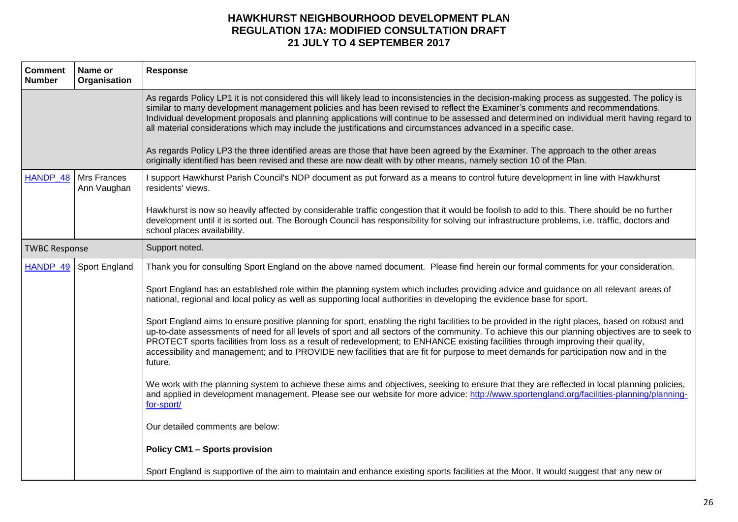# HAWKHURST NEIGHBOURHOOD DEVELOPMENT PLAN
## REGULATION 17A: MODIFIED CONSULTATION DRAFT
## 21 JULY TO 4 SEPTEMBER 2017

| Comment Number | Name or Organisation | Response |
|---|---|---|
| | | As regards Policy LP1 it is not considered this will likely lead to inconsistencies in the decision-making process as suggested. The policy is similar to many development management policies and has been revised to reflect the Examiner's comments and recommendations. Individual development proposals and planning applications will continue to be assessed and determined on individual merit having regard to all material considerations which may include the justifications and circumstances advanced in a specific case.<br><br>As regards Policy LP3 the three identified areas are those that have been agreed by the Examiner. The approach to the other areas originally identified has been revised and these are now dealt with by other means, namely section 10 of the Plan. |
| HANDP_48 | Mrs Frances Ann Vaughan | I support Hawkhurst Parish Council's NDP document as put forward as a means to control future development in line with Hawkhurst residents' views.<br><br>Hawkhurst is now so heavily affected by considerable traffic congestion that it would be foolish to add to this. There should be no further development until it is sorted out. The Borough Council has responsibility for solving our infrastructure problems, i.e. traffic, doctors and school places availability. |
| TWBC Response | | Support noted. |
| HANDP_49 | Sport England | Thank you for consulting Sport England on the above named document. Please find herein our formal comments for your consideration.<br><br>Sport England has an established role within the planning system which includes providing advice and guidance on all relevant areas of national, regional and local policy as well as supporting local authorities in developing the evidence base for sport.<br><br>Sport England aims to ensure positive planning for sport, enabling the right facilities to be provided in the right places, based on robust and up-to-date assessments of need for all levels of sport and all sectors of the community. To achieve this our planning objectives are to seek to PROTECT sports facilities from loss as a result of redevelopment; to ENHANCE existing facilities through improving their quality, accessibility and management; and to PROVIDE new facilities that are fit for purpose to meet demands for participation now and in the future.<br><br>We work with the planning system to achieve these aims and objectives, seeking to ensure that they are reflected in local planning policies, and applied in development management. Please see our website for more advice: http://www.sportengland.org/facilities-planning/planning-for-sport/<br><br>Our detailed comments are below:<br><br>**Policy CM1 – Sports provision**<br><br>Sport England is supportive of the aim to maintain and enhance existing sports facilities at the Moor. It would suggest that any new or |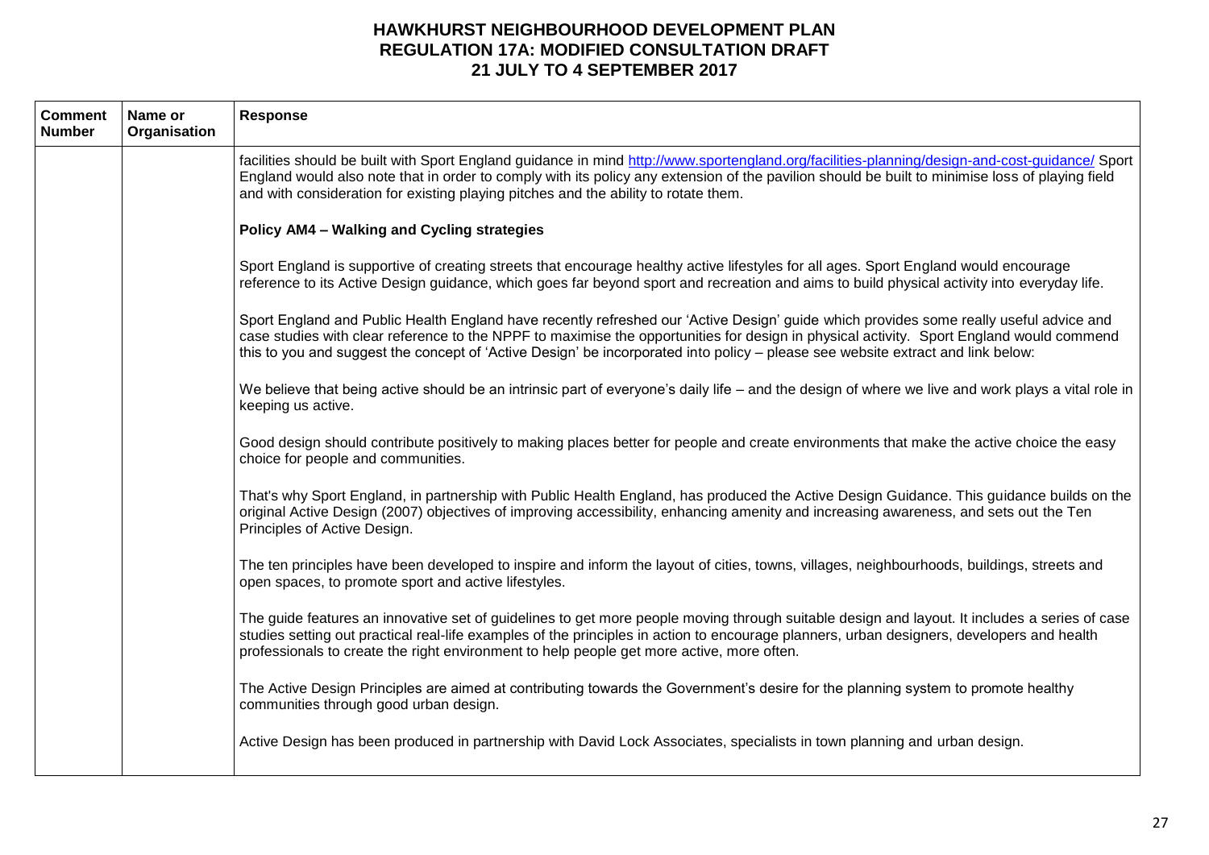# HAWKHURST NEIGHBOURHOOD DEVELOPMENT PLAN
## REGULATION 17A: MODIFIED CONSULTATION DRAFT
## 21 JULY TO 4 SEPTEMBER 2017

| Comment Number | Name or Organisation | Response |
|---|---|---|
| | | facilities should be built with Sport England guidance in mind http://www.sportengland.org/facilities-planning/design-and-cost-guidance/ Sport England would also note that in order to comply with its policy any extension of the pavilion should be built to minimise loss of playing field and with consideration for existing playing pitches and the ability to rotate them.<br><br>**Policy AM4 – Walking and Cycling strategies**<br><br>Sport England is supportive of creating streets that encourage healthy active lifestyles for all ages. Sport England would encourage reference to its Active Design guidance, which goes far beyond sport and recreation and aims to build physical activity into everyday life.<br><br>Sport England and Public Health England have recently refreshed our 'Active Design' guide which provides some really useful advice and case studies with clear reference to the NPPF to maximise the opportunities for design in physical activity. Sport England would commend this to you and suggest the concept of 'Active Design' be incorporated into policy – please see website extract and link below:<br><br>We believe that being active should be an intrinsic part of everyone's daily life – and the design of where we live and work plays a vital role in keeping us active.<br><br>Good design should contribute positively to making places better for people and create environments that make the active choice the easy choice for people and communities.<br><br>That's why Sport England, in partnership with Public Health England, has produced the Active Design Guidance. This guidance builds on the original Active Design (2007) objectives of improving accessibility, enhancing amenity and increasing awareness, and sets out the Ten Principles of Active Design.<br><br>The ten principles have been developed to inspire and inform the layout of cities, towns, villages, neighbourhoods, buildings, streets and open spaces, to promote sport and active lifestyles.<br><br>The guide features an innovative set of guidelines to get more people moving through suitable design and layout. It includes a series of case studies setting out practical real-life examples of the principles in action to encourage planners, urban designers, developers and health professionals to create the right environment to help people get more active, more often.<br><br>The Active Design Principles are aimed at contributing towards the Government's desire for the planning system to promote healthy communities through good urban design.<br><br>Active Design has been produced in partnership with David Lock Associates, specialists in town planning and urban design. |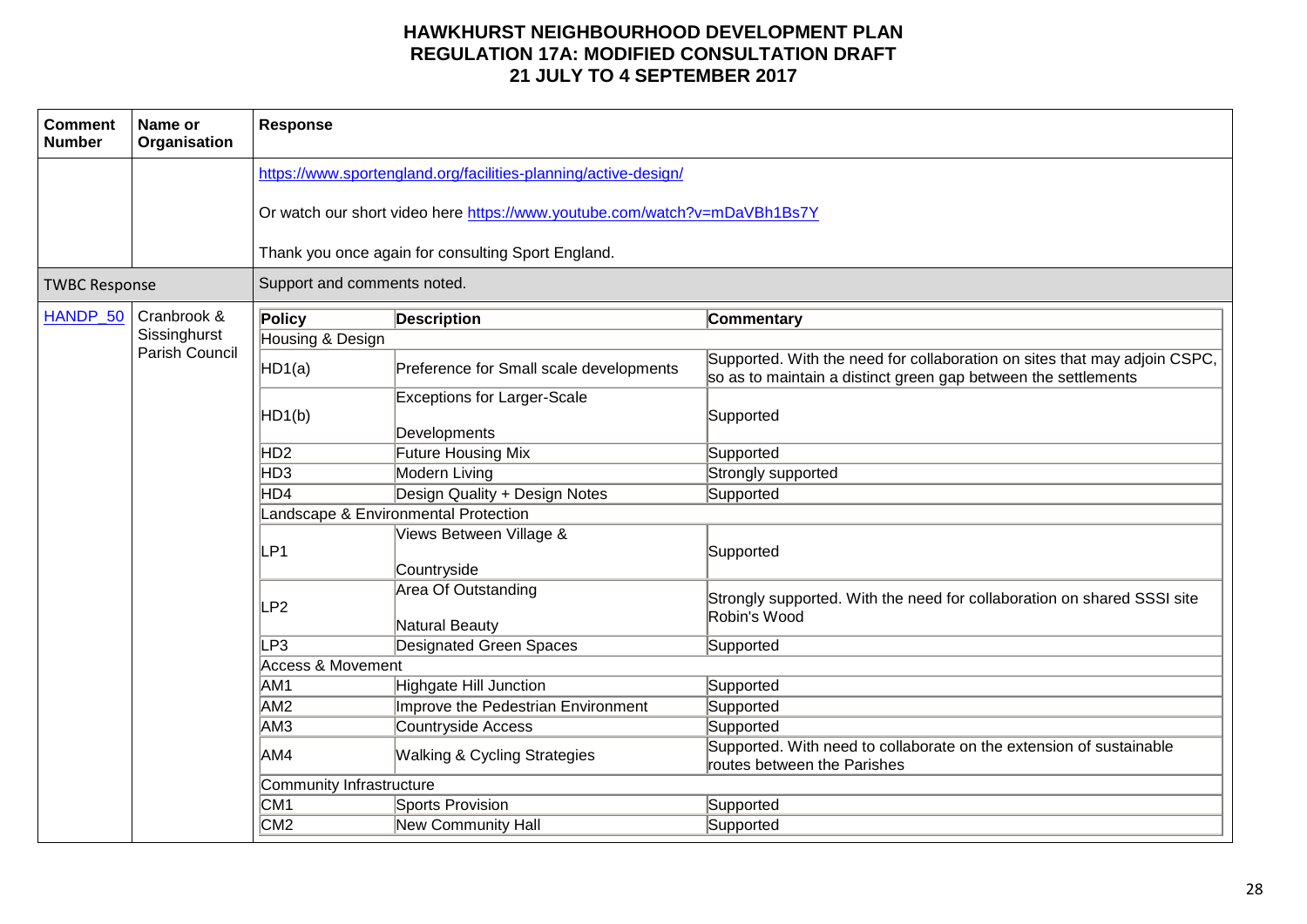# HAWKHURST NEIGHBOURHOOD DEVELOPMENT PLAN
## REGULATION 17A: MODIFIED CONSULTATION DRAFT
## 21 JULY TO 4 SEPTEMBER 2017

| Comment Number | Name or Organisation | Response |
|---|---|---|
| | | https://www.sportengland.org/facilities-planning/active-design/<br><br>Or watch our short video here https://www.youtube.com/watch?v=mDaVBh1Bs7Y<br><br>Thank you once again for consulting Sport England. |
| TWBC Response | | Support and comments noted. |
| HANDP_50 | Cranbrook & Sissinghurst Parish Council | See table below |

| Policy | Description | Commentary |
|---|---|---|
| Housing & Design | | |
| HD1(a) | Preference for Small scale developments | Supported. With the need for collaboration on sites that may adjoin CSPC, so as to maintain a distinct green gap between the settlements |
| HD1(b) | Exceptions for Larger-Scale Developments | Supported |
| HD2 | Future Housing Mix | Supported |
| HD3 | Modern Living | Strongly supported |
| HD4 | Design Quality + Design Notes | Supported |
| Landscape & Environmental Protection | | |
| LP1 | Views Between Village & Countryside | Supported |
| LP2 | Area Of Outstanding Natural Beauty | Strongly supported. With the need for collaboration on shared SSSI site Robin's Wood |
| LP3 | Designated Green Spaces | Supported |
| Access & Movement | | |
| AM1 | Highgate Hill Junction | Supported |
| AM2 | Improve the Pedestrian Environment | Supported |
| AM3 | Countryside Access | Supported |
| AM4 | Walking & Cycling Strategies | Supported. With need to collaborate on the extension of sustainable routes between the Parishes |
| Community Infrastructure | | |
| CM1 | Sports Provision | Supported |
| CM2 | New Community Hall | Supported |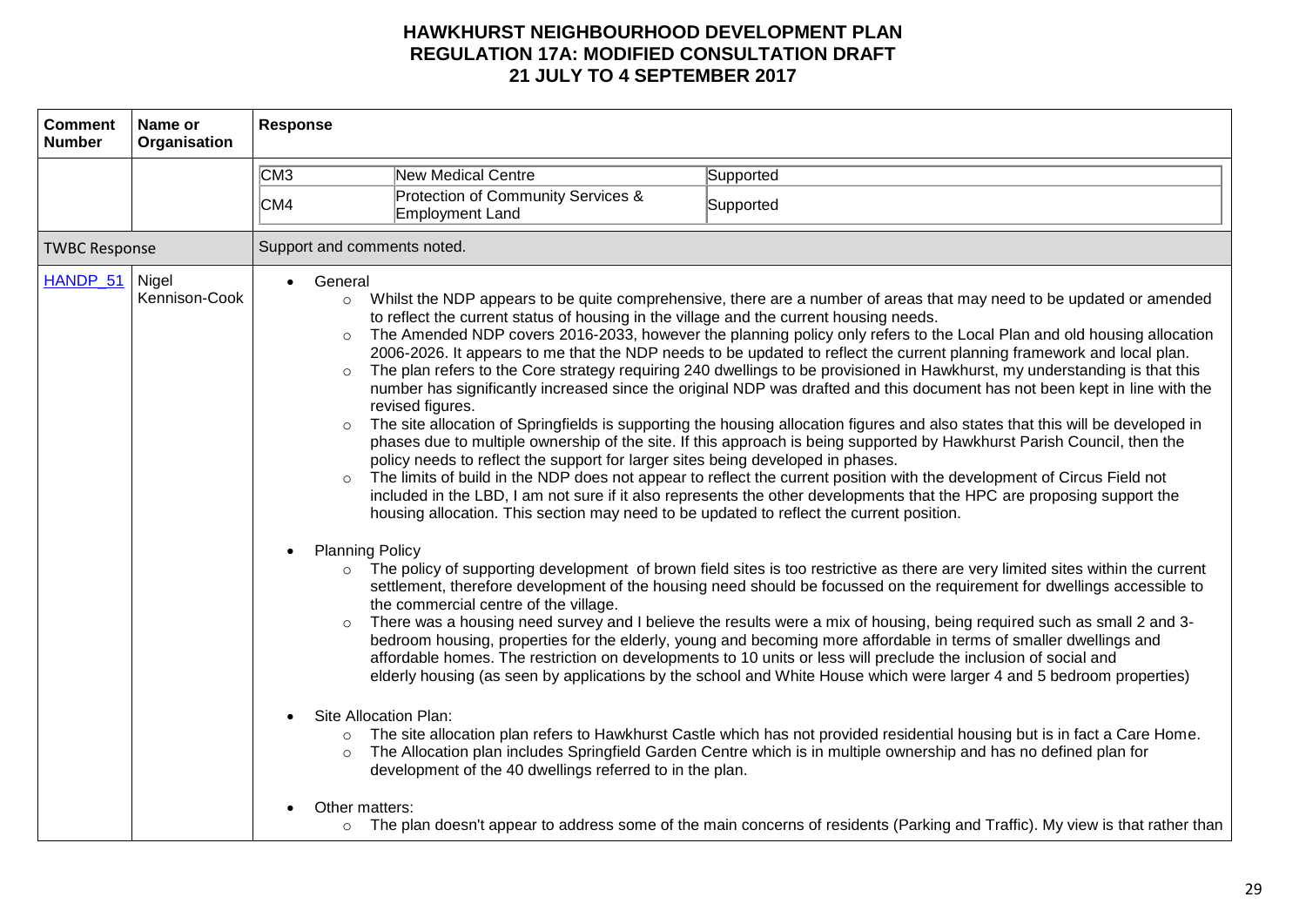# HAWKHURST NEIGHBOURHOOD DEVELOPMENT PLAN
## REGULATION 17A: MODIFIED CONSULTATION DRAFT
## 21 JULY TO 4 SEPTEMBER 2017

| Comment Number | Name or Organisation | Response |
|---|---|---|
| | | CM3 – New Medical Centre – Supported<br>CM4 – Protection of Community Services & Employment Land – Supported |
| TWBC Response | | Support and comments noted. |
| HANDP_51 | Nigel Kennison-Cook | • General<br>  ○ Whilst the NDP appears to be quite comprehensive, there are a number of areas that may need to be updated or amended to reflect the current status of housing in the village and the current housing needs.<br>  ○ The Amended NDP covers 2016-2033, however the planning policy only refers to the Local Plan and old housing allocation 2006-2026. It appears to me that the NDP needs to be updated to reflect the current planning framework and local plan.<br>  ○ The plan refers to the Core strategy requiring 240 dwellings to be provisioned in Hawkhurst, my understanding is that this number has significantly increased since the original NDP was drafted and this document has not been kept in line with the revised figures.<br>  ○ The site allocation of Springfields is supporting the housing allocation figures and also states that this will be developed in phases due to multiple ownership of the site. If this approach is being supported by Hawkhurst Parish Council, then the policy needs to reflect the support for larger sites being developed in phases.<br>  ○ The limits of build in the NDP does not appear to reflect the current position with the development of Circus Field not included in the LBD, I am not sure if it also represents the other developments that the HPC are proposing support the housing allocation. This section may need to be updated to reflect the current position.<br><br>• Planning Policy<br>  ○ The policy of supporting development of brown field sites is too restrictive as there are very limited sites within the current settlement, therefore development of the housing need should be focussed on the requirement for dwellings accessible to the commercial centre of the village.<br>  ○ There was a housing need survey and I believe the results were a mix of housing, being required such as small 2 and 3-bedroom housing, properties for the elderly, young and becoming more affordable in terms of smaller dwellings and affordable homes. The restriction on developments to 10 units or less will preclude the inclusion of social and elderly housing (as seen by applications by the school and White House which were larger 4 and 5 bedroom properties)<br><br>• Site Allocation Plan:<br>  ○ The site allocation plan refers to Hawkhurst Castle which has not provided residential housing but is in fact a Care Home.<br>  ○ The Allocation plan includes Springfield Garden Centre which is in multiple ownership and has no defined plan for development of the 40 dwellings referred to in the plan.<br><br>• Other matters:<br>  ○ The plan doesn't appear to address some of the main concerns of residents (Parking and Traffic). My view is that rather than |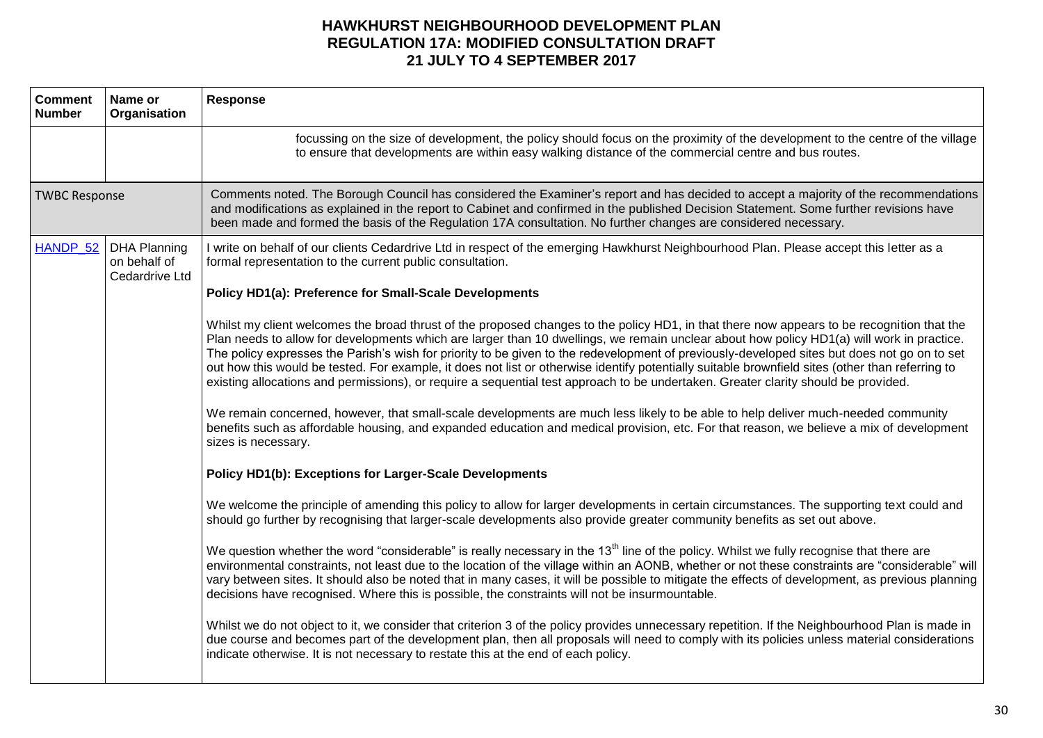# HAWKHURST NEIGHBOURHOOD DEVELOPMENT PLAN
## REGULATION 17A: MODIFIED CONSULTATION DRAFT
## 21 JULY TO 4 SEPTEMBER 2017

| Comment Number | Name or Organisation | Response |
|---|---|---|
| | | focussing on the size of development, the policy should focus on the proximity of the development to the centre of the village to ensure that developments are within easy walking distance of the commercial centre and bus routes. |
| TWBC Response | | Comments noted. The Borough Council has considered the Examiner's report and has decided to accept a majority of the recommendations and modifications as explained in the report to Cabinet and confirmed in the published Decision Statement. Some further revisions have been made and formed the basis of the Regulation 17A consultation. No further changes are considered necessary. |
| HANDP_52 | DHA Planning on behalf of Cedardrive Ltd | I write on behalf of our clients Cedardrive Ltd in respect of the emerging Hawkhurst Neighbourhood Plan. Please accept this letter as a formal representation to the current public consultation.<br><br>**Policy HD1(a): Preference for Small-Scale Developments**<br><br>Whilst my client welcomes the broad thrust of the proposed changes to the policy HD1, in that there now appears to be recognition that the Plan needs to allow for developments which are larger than 10 dwellings, we remain unclear about how policy HD1(a) will work in practice. The policy expresses the Parish's wish for priority to be given to the redevelopment of previously-developed sites but does not go on to set out how this would be tested. For example, it does not list or otherwise identify potentially suitable brownfield sites (other than referring to existing allocations and permissions), or require a sequential test approach to be undertaken. Greater clarity should be provided.<br><br>We remain concerned, however, that small-scale developments are much less likely to be able to help deliver much-needed community benefits such as affordable housing, and expanded education and medical provision, etc. For that reason, we believe a mix of development sizes is necessary.<br><br>**Policy HD1(b): Exceptions for Larger-Scale Developments**<br><br>We welcome the principle of amending this policy to allow for larger developments in certain circumstances. The supporting text could and should go further by recognising that larger-scale developments also provide greater community benefits as set out above.<br><br>We question whether the word "considerable" is really necessary in the 13th line of the policy. Whilst we fully recognise that there are environmental constraints, not least due to the location of the village within an AONB, whether or not these constraints are "considerable" will vary between sites. It should also be noted that in many cases, it will be possible to mitigate the effects of development, as previous planning decisions have recognised. Where this is possible, the constraints will not be insurmountable.<br><br>Whilst we do not object to it, we consider that criterion 3 of the policy provides unnecessary repetition. If the Neighbourhood Plan is made in due course and becomes part of the development plan, then all proposals will need to comply with its policies unless material considerations indicate otherwise. It is not necessary to restate this at the end of each policy. |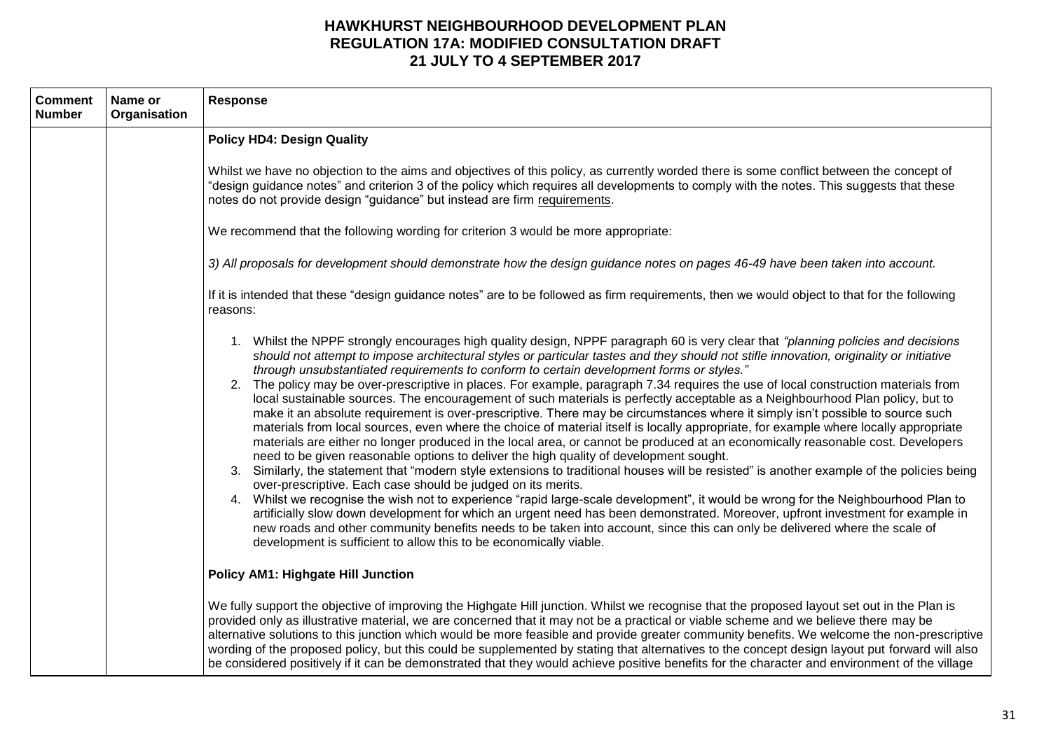# HAWKHURST NEIGHBOURHOOD DEVELOPMENT PLAN
## REGULATION 17A: MODIFIED CONSULTATION DRAFT
## 21 JULY TO 4 SEPTEMBER 2017

| Comment Number | Name or Organisation | Response |
|---|---|---|
| | | **Policy HD4: Design Quality**<br><br>Whilst we have no objection to the aims and objectives of this policy, as currently worded there is some conflict between the concept of "design guidance notes" and criterion 3 of the policy which requires all developments to comply with the notes. This suggests that these notes do not provide design "guidance" but instead are firm requirements.<br><br>We recommend that the following wording for criterion 3 would be more appropriate:<br><br>*3) All proposals for development should demonstrate how the design guidance notes on pages 46-49 have been taken into account.*<br><br>If it is intended that these "design guidance notes" are to be followed as firm requirements, then we would object to that for the following reasons:<br><br>1. Whilst the NPPF strongly encourages high quality design, NPPF paragraph 60 is very clear that *"planning policies and decisions should not attempt to impose architectural styles or particular tastes and they should not stifle innovation, originality or initiative through unsubstantiated requirements to conform to certain development forms or styles."*<br>2. The policy may be over-prescriptive in places. For example, paragraph 7.34 requires the use of local construction materials from local sustainable sources. The encouragement of such materials is perfectly acceptable as a Neighbourhood Plan policy, but to make it an absolute requirement is over-prescriptive. There may be circumstances where it simply isn't possible to source such materials from local sources, even where the choice of material itself is locally appropriate, for example where locally appropriate materials are either no longer produced in the local area, or cannot be produced at an economically reasonable cost. Developers need to be given reasonable options to deliver the high quality of development sought.<br>3. Similarly, the statement that "modern style extensions to traditional houses will be resisted" is another example of the policies being over-prescriptive. Each case should be judged on its merits.<br>4. Whilst we recognise the wish not to experience "rapid large-scale development", it would be wrong for the Neighbourhood Plan to artificially slow down development for which an urgent need has been demonstrated. Moreover, upfront investment for example in new roads and other community benefits needs to be taken into account, since this can only be delivered where the scale of development is sufficient to allow this to be economically viable.<br><br>**Policy AM1: Highgate Hill Junction**<br><br>We fully support the objective of improving the Highgate Hill junction. Whilst we recognise that the proposed layout set out in the Plan is provided only as illustrative material, we are concerned that it may not be a practical or viable scheme and we believe there may be alternative solutions to this junction which would be more feasible and provide greater community benefits. We welcome the non-prescriptive wording of the proposed policy, but this could be supplemented by stating that alternatives to the concept design layout put forward will also be considered positively if it can be demonstrated that they would achieve positive benefits for the character and environment of the village |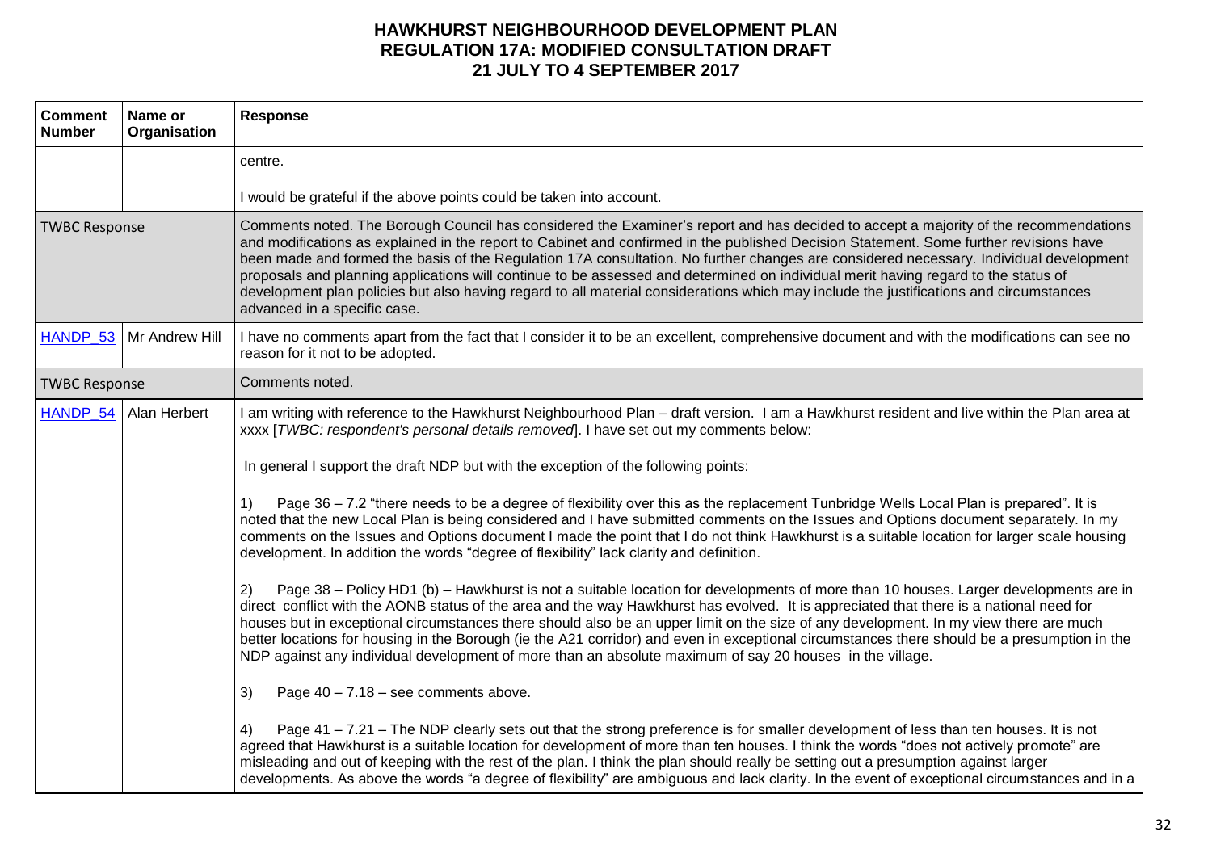# HAWKHURST NEIGHBOURHOOD DEVELOPMENT PLAN
## REGULATION 17A: MODIFIED CONSULTATION DRAFT
## 21 JULY TO 4 SEPTEMBER 2017

| Comment Number | Name or Organisation | Response |
|---|---|---|
| | | centre.<br><br>I would be grateful if the above points could be taken into account. |
| TWBC Response | | Comments noted. The Borough Council has considered the Examiner's report and has decided to accept a majority of the recommendations and modifications as explained in the report to Cabinet and confirmed in the published Decision Statement. Some further revisions have been made and formed the basis of the Regulation 17A consultation. No further changes are considered necessary. Individual development proposals and planning applications will continue to be assessed and determined on individual merit having regard to the status of development plan policies but also having regard to all material considerations which may include the justifications and circumstances advanced in a specific case. |
| HANDP_53 | Mr Andrew Hill | I have no comments apart from the fact that I consider it to be an excellent, comprehensive document and with the modifications can see no reason for it not to be adopted. |
| TWBC Response | | Comments noted. |
| HANDP_54 | Alan Herbert | I am writing with reference to the Hawkhurst Neighbourhood Plan – draft version. I am a Hawkhurst resident and live within the Plan area at xxxx [*TWBC: respondent's personal details removed*]. I have set out my comments below:<br><br>In general I support the draft NDP but with the exception of the following points:<br><br>1) Page 36 – 7.2 "there needs to be a degree of flexibility over this as the replacement Tunbridge Wells Local Plan is prepared". It is noted that the new Local Plan is being considered and I have submitted comments on the Issues and Options document separately. In my comments on the Issues and Options document I made the point that I do not think Hawkhurst is a suitable location for larger scale housing development. In addition the words "degree of flexibility" lack clarity and definition.<br><br>2) Page 38 – Policy HD1 (b) – Hawkhurst is not a suitable location for developments of more than 10 houses. Larger developments are in direct conflict with the AONB status of the area and the way Hawkhurst has evolved. It is appreciated that there is a national need for houses but in exceptional circumstances there should also be an upper limit on the size of any development. In my view there are much better locations for housing in the Borough (ie the A21 corridor) and even in exceptional circumstances there should be a presumption in the NDP against any individual development of more than an absolute maximum of say 20 houses in the village.<br><br>3) Page 40 – 7.18 – see comments above.<br><br>4) Page 41 – 7.21 – The NDP clearly sets out that the strong preference is for smaller development of less than ten houses. It is not agreed that Hawkhurst is a suitable location for development of more than ten houses. I think the words "does not actively promote" are misleading and out of keeping with the rest of the plan. I think the plan should really be setting out a presumption against larger developments. As above the words "a degree of flexibility" are ambiguous and lack clarity. In the event of exceptional circumstances and in a |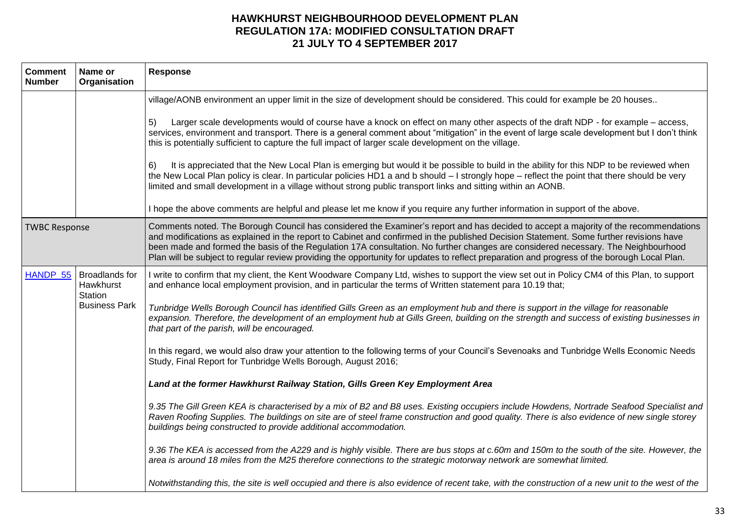# HAWKHURST NEIGHBOURHOOD DEVELOPMENT PLAN
## REGULATION 17A: MODIFIED CONSULTATION DRAFT
## 21 JULY TO 4 SEPTEMBER 2017

| Comment Number | Name or Organisation | Response |
|---|---|---|
| | | village/AONB environment an upper limit in the size of development should be considered. This could for example be 20 houses..<br><br>5) Larger scale developments would of course have a knock on effect on many other aspects of the draft NDP - for example – access, services, environment and transport. There is a general comment about "mitigation" in the event of large scale development but I don't think this is potentially sufficient to capture the full impact of larger scale development on the village.<br><br>6) It is appreciated that the New Local Plan is emerging but would it be possible to build in the ability for this NDP to be reviewed when the New Local Plan policy is clear. In particular policies HD1 a and b should – I strongly hope – reflect the point that there should be very limited and small development in a village without strong public transport links and sitting within an AONB.<br><br>I hope the above comments are helpful and please let me know if you require any further information in support of the above. |
| TWBC Response | | Comments noted. The Borough Council has considered the Examiner's report and has decided to accept a majority of the recommendations and modifications as explained in the report to Cabinet and confirmed in the published Decision Statement. Some further revisions have been made and formed the basis of the Regulation 17A consultation. No further changes are considered necessary. The Neighbourhood Plan will be subject to regular review providing the opportunity for updates to reflect preparation and progress of the borough Local Plan. |
| HANDP_55 | Broadlands for Hawkhurst Station Business Park | I write to confirm that my client, the Kent Woodware Company Ltd, wishes to support the view set out in Policy CM4 of this Plan, to support and enhance local employment provision, and in particular the terms of Written statement para 10.19 that;<br><br>*Tunbridge Wells Borough Council has identified Gills Green as an employment hub and there is support in the village for reasonable expansion. Therefore, the development of an employment hub at Gills Green, building on the strength and success of existing businesses in that part of the parish, will be encouraged.*<br><br>In this regard, we would also draw your attention to the following terms of your Council's Sevenoaks and Tunbridge Wells Economic Needs Study, Final Report for Tunbridge Wells Borough, August 2016;<br><br>***Land at the former Hawkhurst Railway Station, Gills Green Key Employment Area***<br><br>*9.35 The Gill Green KEA is characterised by a mix of B2 and B8 uses. Existing occupiers include Howdens, Nortrade Seafood Specialist and Raven Roofing Supplies. The buildings on site are of steel frame construction and good quality. There is also evidence of new single storey buildings being constructed to provide additional accommodation.*<br><br>*9.36 The KEA is accessed from the A229 and is highly visible. There are bus stops at c.60m and 150m to the south of the site. However, the area is around 18 miles from the M25 therefore connections to the strategic motorway network are somewhat limited.*<br><br>*Notwithstanding this, the site is well occupied and there is also evidence of recent take, with the construction of a new unit to the west of the* |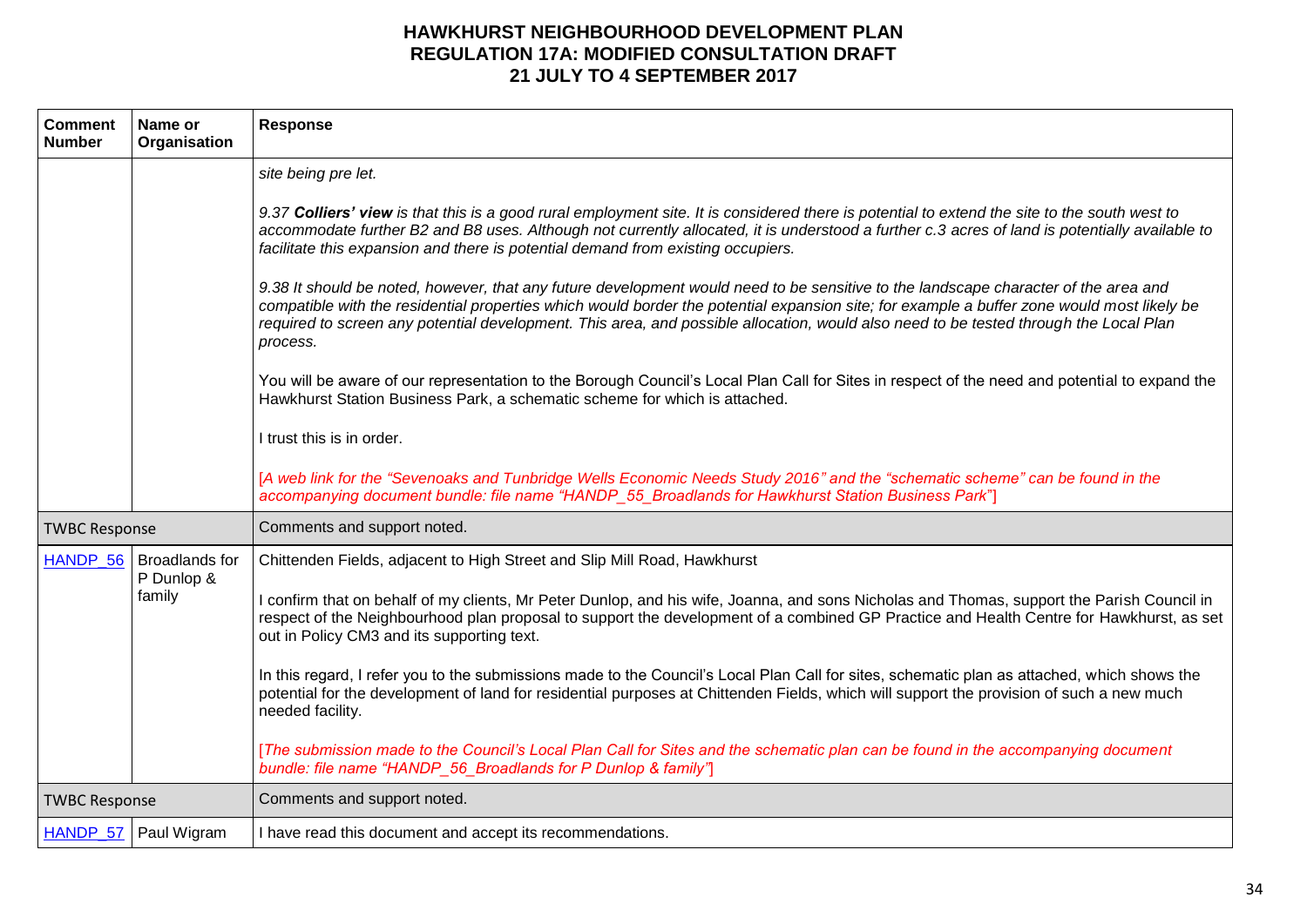# HAWKHURST NEIGHBOURHOOD DEVELOPMENT PLAN
## REGULATION 17A: MODIFIED CONSULTATION DRAFT
## 21 JULY TO 4 SEPTEMBER 2017

| Comment Number | Name or Organisation | Response |
|---|---|---|
| | | *site being pre let.*<br><br>*9.37 **Colliers' view** is that this is a good rural employment site. It is considered there is potential to extend the site to the south west to accommodate further B2 and B8 uses. Although not currently allocated, it is understood a further c.3 acres of land is potentially available to facilitate this expansion and there is potential demand from existing occupiers.*<br><br>*9.38 It should be noted, however, that any future development would need to be sensitive to the landscape character of the area and compatible with the residential properties which would border the potential expansion site; for example a buffer zone would most likely be required to screen any potential development. This area, and possible allocation, would also need to be tested through the Local Plan process.*<br><br>You will be aware of our representation to the Borough Council's Local Plan Call for Sites in respect of the need and potential to expand the Hawkhurst Station Business Park, a schematic scheme for which is attached.<br><br>I trust this is in order.<br><br>[*A web link for the "Sevenoaks and Tunbridge Wells Economic Needs Study 2016" and the "schematic scheme" can be found in the accompanying document bundle: file name "HANDP_55_Broadlands for Hawkhurst Station Business Park"*] |
| TWBC Response | | Comments and support noted. |
| HANDP_56 | Broadlands for P Dunlop & family | Chittenden Fields, adjacent to High Street and Slip Mill Road, Hawkhurst<br><br>I confirm that on behalf of my clients, Mr Peter Dunlop, and his wife, Joanna, and sons Nicholas and Thomas, support the Parish Council in respect of the Neighbourhood plan proposal to support the development of a combined GP Practice and Health Centre for Hawkhurst, as set out in Policy CM3 and its supporting text.<br><br>In this regard, I refer you to the submissions made to the Council's Local Plan Call for sites, schematic plan as attached, which shows the potential for the development of land for residential purposes at Chittenden Fields, which will support the provision of such a new much needed facility.<br><br>[*The submission made to the Council's Local Plan Call for Sites and the schematic plan can be found in the accompanying document bundle: file name "HANDP_56_Broadlands for P Dunlop & family"*] |
| TWBC Response | | Comments and support noted. |
| HANDP_57 | Paul Wigram | I have read this document and accept its recommendations. |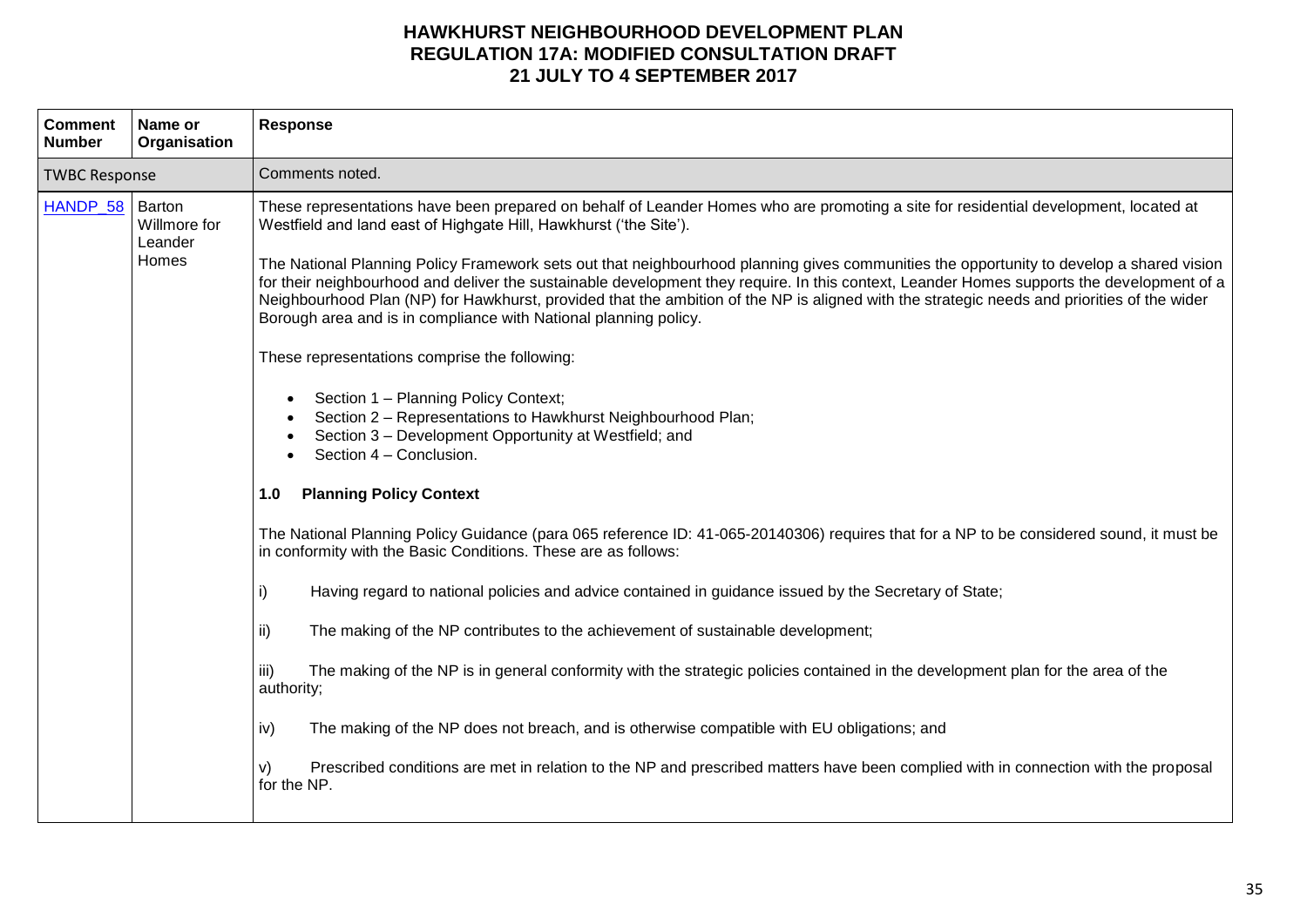# HAWKHURST NEIGHBOURHOOD DEVELOPMENT PLAN
## REGULATION 17A: MODIFIED CONSULTATION DRAFT
## 21 JULY TO 4 SEPTEMBER 2017

| Comment Number | Name or Organisation | Response |
|---|---|---|
| TWBC Response | | Comments noted. |
| HANDP_58 | Barton Willmore for Leander Homes | These representations have been prepared on behalf of Leander Homes who are promoting a site for residential development, located at Westfield and land east of Highgate Hill, Hawkhurst ('the Site').<br><br>The National Planning Policy Framework sets out that neighbourhood planning gives communities the opportunity to develop a shared vision for their neighbourhood and deliver the sustainable development they require. In this context, Leander Homes supports the development of a Neighbourhood Plan (NP) for Hawkhurst, provided that the ambition of the NP is aligned with the strategic needs and priorities of the wider Borough area and is in compliance with National planning policy.<br><br>These representations comprise the following:<br><br>• Section 1 – Planning Policy Context;<br>• Section 2 – Representations to Hawkhurst Neighbourhood Plan;<br>• Section 3 – Development Opportunity at Westfield; and<br>• Section 4 – Conclusion.<br><br>**1.0 Planning Policy Context**<br><br>The National Planning Policy Guidance (para 065 reference ID: 41-065-20140306) requires that for a NP to be considered sound, it must be in conformity with the Basic Conditions. These are as follows:<br><br>i) Having regard to national policies and advice contained in guidance issued by the Secretary of State;<br><br>ii) The making of the NP contributes to the achievement of sustainable development;<br><br>iii) The making of the NP is in general conformity with the strategic policies contained in the development plan for the area of the authority;<br><br>iv) The making of the NP does not breach, and is otherwise compatible with EU obligations; and<br><br>v) Prescribed conditions are met in relation to the NP and prescribed matters have been complied with in connection with the proposal for the NP. |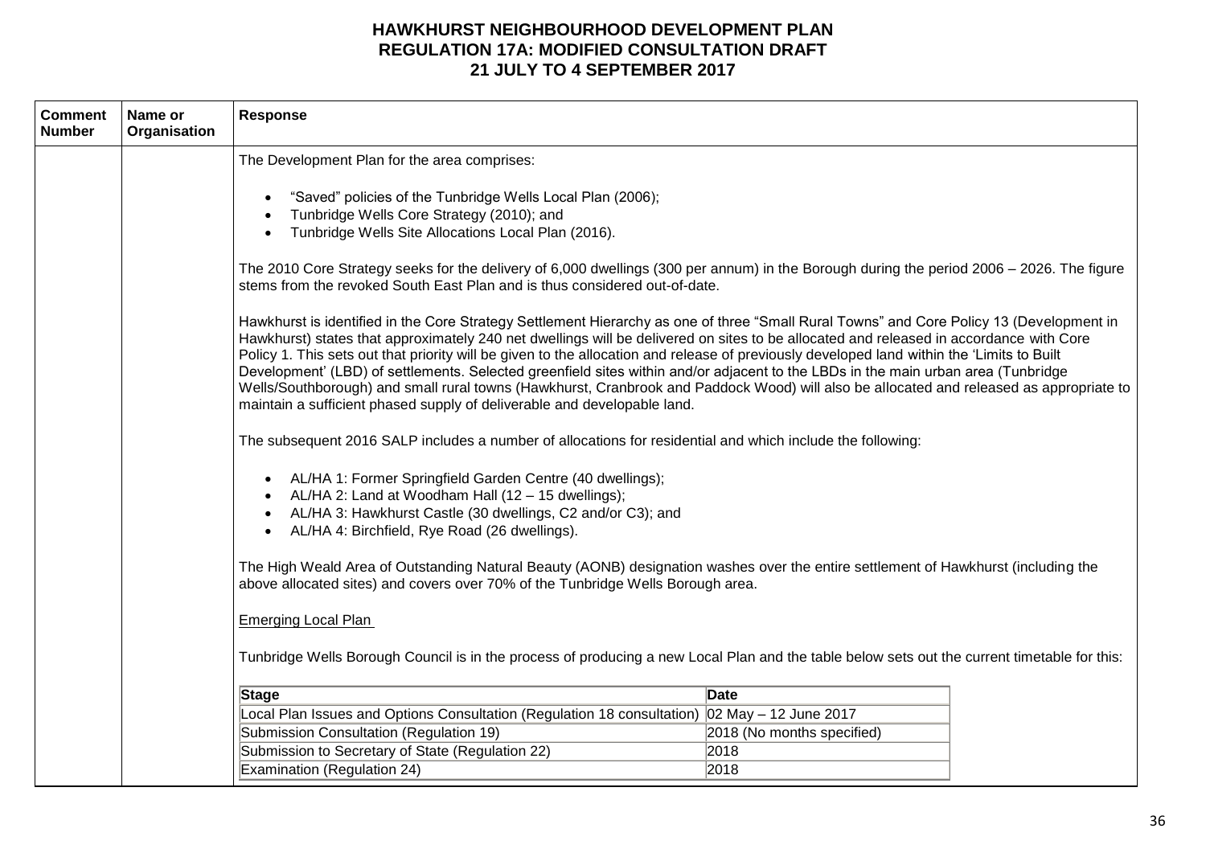# HAWKHURST NEIGHBOURHOOD DEVELOPMENT PLAN
## REGULATION 17A: MODIFIED CONSULTATION DRAFT
## 21 JULY TO 4 SEPTEMBER 2017

| Comment Number | Name or Organisation | Response |
|---|---|---|
| | | The Development Plan for the area comprises:<br><br>• "Saved" policies of the Tunbridge Wells Local Plan (2006);<br>• Tunbridge Wells Core Strategy (2010); and<br>• Tunbridge Wells Site Allocations Local Plan (2016).<br><br>The 2010 Core Strategy seeks for the delivery of 6,000 dwellings (300 per annum) in the Borough during the period 2006 – 2026. The figure stems from the revoked South East Plan and is thus considered out-of-date.<br><br>Hawkhurst is identified in the Core Strategy Settlement Hierarchy as one of three "Small Rural Towns" and Core Policy 13 (Development in Hawkhurst) states that approximately 240 net dwellings will be delivered on sites to be allocated and released in accordance with Core Policy 1. This sets out that priority will be given to the allocation and release of previously developed land within the 'Limits to Built Development' (LBD) of settlements. Selected greenfield sites within and/or adjacent to the LBDs in the main urban area (Tunbridge Wells/Southborough) and small rural towns (Hawkhurst, Cranbrook and Paddock Wood) will also be allocated and released as appropriate to maintain a sufficient phased supply of deliverable and developable land.<br><br>The subsequent 2016 SALP includes a number of allocations for residential and which include the following:<br><br>• AL/HA 1: Former Springfield Garden Centre (40 dwellings);<br>• AL/HA 2: Land at Woodham Hall (12 – 15 dwellings);<br>• AL/HA 3: Hawkhurst Castle (30 dwellings, C2 and/or C3); and<br>• AL/HA 4: Birchfield, Rye Road (26 dwellings).<br><br>The High Weald Area of Outstanding Natural Beauty (AONB) designation washes over the entire settlement of Hawkhurst (including the above allocated sites) and covers over 70% of the Tunbridge Wells Borough area.<br><br><u>Emerging Local Plan</u><br><br>Tunbridge Wells Borough Council is in the process of producing a new Local Plan and the table below sets out the current timetable for this:<br><br>**Stage** — **Date**<br>Local Plan Issues and Options Consultation (Regulation 18 consultation) — 02 May – 12 June 2017<br>Submission Consultation (Regulation 19) — 2018 (No months specified)<br>Submission to Secretary of State (Regulation 22) — 2018<br>Examination (Regulation 24) — 2018 |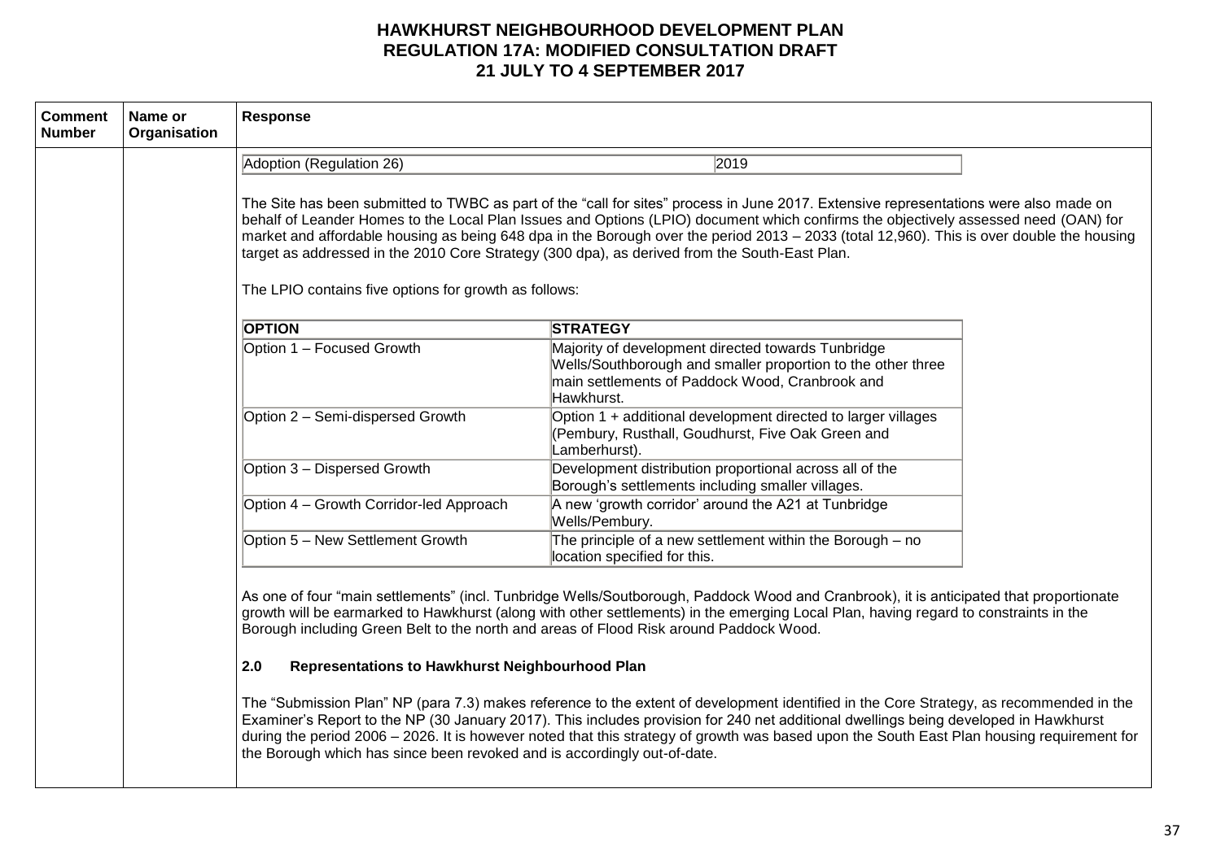# HAWKHURST NEIGHBOURHOOD DEVELOPMENT PLAN
## REGULATION 17A: MODIFIED CONSULTATION DRAFT
## 21 JULY TO 4 SEPTEMBER 2017

| Comment Number | Name or Organisation | Response |
|---|---|---|
| | | |

| Adoption (Regulation 26) | 2019 |
|---|---|

The Site has been submitted to TWBC as part of the "call for sites" process in June 2017. Extensive representations were also made on behalf of Leander Homes to the Local Plan Issues and Options (LPIO) document which confirms the objectively assessed need (OAN) for market and affordable housing as being 648 dpa in the Borough over the period 2013 – 2033 (total 12,960). This is over double the housing target as addressed in the 2010 Core Strategy (300 dpa), as derived from the South-East Plan.

The LPIO contains five options for growth as follows:

| OPTION | STRATEGY |
|---|---|
| Option 1 – Focused Growth | Majority of development directed towards Tunbridge Wells/Southborough and smaller proportion to the other three main settlements of Paddock Wood, Cranbrook and Hawkhurst. |
| Option 2 – Semi-dispersed Growth | Option 1 + additional development directed to larger villages (Pembury, Rusthall, Goudhurst, Five Oak Green and Lamberhurst). |
| Option 3 – Dispersed Growth | Development distribution proportional across all of the Borough's settlements including smaller villages. |
| Option 4 – Growth Corridor-led Approach | A new 'growth corridor' around the A21 at Tunbridge Wells/Pembury. |
| Option 5 – New Settlement Growth | The principle of a new settlement within the Borough – no location specified for this. |

As one of four "main settlements" (incl. Tunbridge Wells/Soutborough, Paddock Wood and Cranbrook), it is anticipated that proportionate growth will be earmarked to Hawkhurst (along with other settlements) in the emerging Local Plan, having regard to constraints in the Borough including Green Belt to the north and areas of Flood Risk around Paddock Wood.

**2.0 Representations to Hawkhurst Neighbourhood Plan**

The "Submission Plan" NP (para 7.3) makes reference to the extent of development identified in the Core Strategy, as recommended in the Examiner's Report to the NP (30 January 2017). This includes provision for 240 net additional dwellings being developed in Hawkhurst during the period 2006 – 2026. It is however noted that this strategy of growth was based upon the South East Plan housing requirement for the Borough which has since been revoked and is accordingly out-of-date.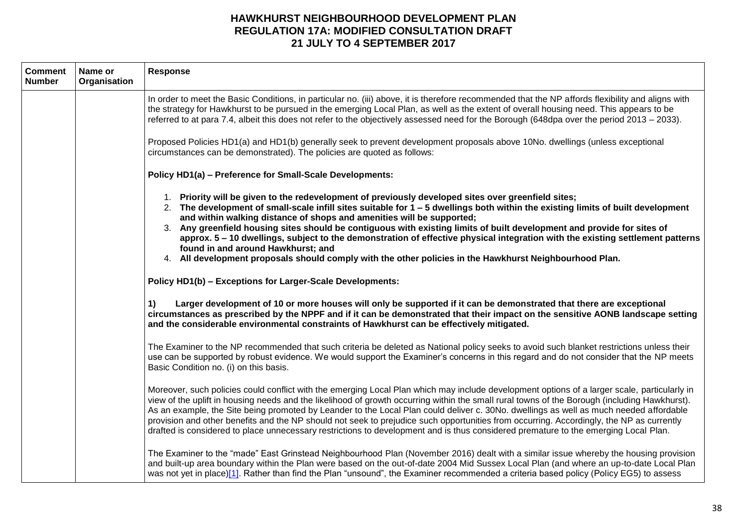# HAWKHURST NEIGHBOURHOOD DEVELOPMENT PLAN
## REGULATION 17A: MODIFIED CONSULTATION DRAFT
## 21 JULY TO 4 SEPTEMBER 2017

| Comment Number | Name or Organisation | Response |
|---|---|---|
| | | In order to meet the Basic Conditions, in particular no. (iii) above, it is therefore recommended that the NP affords flexibility and aligns with the strategy for Hawkhurst to be pursued in the emerging Local Plan, as well as the extent of overall housing need. This appears to be referred to at para 7.4, albeit this does not refer to the objectively assessed need for the Borough (648dpa over the period 2013 – 2033).<br><br>Proposed Policies HD1(a) and HD1(b) generally seek to prevent development proposals above 10No. dwellings (unless exceptional circumstances can be demonstrated). The policies are quoted as follows:<br><br>**Policy HD1(a) – Preference for Small-Scale Developments:**<br><br>1. **Priority will be given to the redevelopment of previously developed sites over greenfield sites;**<br>2. **The development of small-scale infill sites suitable for 1 – 5 dwellings both within the existing limits of built development and within walking distance of shops and amenities will be supported;**<br>3. **Any greenfield housing sites should be contiguous with existing limits of built development and provide for sites of approx. 5 – 10 dwellings, subject to the demonstration of effective physical integration with the existing settlement patterns found in and around Hawkhurst; and**<br>4. **All development proposals should comply with the other policies in the Hawkhurst Neighbourhood Plan.**<br><br>**Policy HD1(b) – Exceptions for Larger-Scale Developments:**<br><br>**1) Larger development of 10 or more houses will only be supported if it can be demonstrated that there are exceptional circumstances as prescribed by the NPPF and if it can be demonstrated that their impact on the sensitive AONB landscape setting and the considerable environmental constraints of Hawkhurst can be effectively mitigated.**<br><br>The Examiner to the NP recommended that such criteria be deleted as National policy seeks to avoid such blanket restrictions unless their use can be supported by robust evidence. We would support the Examiner's concerns in this regard and do not consider that the NP meets Basic Condition no. (i) on this basis.<br><br>Moreover, such policies could conflict with the emerging Local Plan which may include development options of a larger scale, particularly in view of the uplift in housing needs and the likelihood of growth occurring within the small rural towns of the Borough (including Hawkhurst). As an example, the Site being promoted by Leander to the Local Plan could deliver c. 30No. dwellings as well as much needed affordable provision and other benefits and the NP should not seek to prejudice such opportunities from occurring. Accordingly, the NP as currently drafted is considered to place unnecessary restrictions to development and is thus considered premature to the emerging Local Plan.<br><br>The Examiner to the "made" East Grinstead Neighbourhood Plan (November 2016) dealt with a similar issue whereby the housing provision and built-up area boundary within the Plan were based on the out-of-date 2004 Mid Sussex Local Plan (and where an up-to-date Local Plan was not yet in place)[1]. Rather than find the Plan "unsound", the Examiner recommended a criteria based policy (Policy EG5) to assess |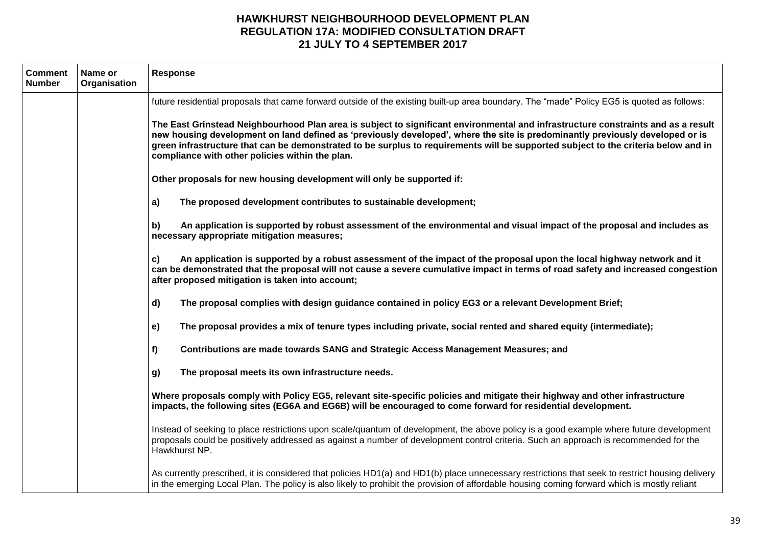# HAWKHURST NEIGHBOURHOOD DEVELOPMENT PLAN
## REGULATION 17A: MODIFIED CONSULTATION DRAFT
## 21 JULY TO 4 SEPTEMBER 2017

| Comment Number | Name or Organisation | Response |
|---|---|---|
| | | future residential proposals that came forward outside of the existing built-up area boundary. The "made" Policy EG5 is quoted as follows:<br><br>**The East Grinstead Neighbourhood Plan area is subject to significant environmental and infrastructure constraints and as a result new housing development on land defined as 'previously developed', where the site is predominantly previously developed or is green infrastructure that can be demonstrated to be surplus to requirements will be supported subject to the criteria below and in compliance with other policies within the plan.**<br><br>**Other proposals for new housing development will only be supported if:**<br><br>**a) The proposed development contributes to sustainable development;**<br><br>**b) An application is supported by robust assessment of the environmental and visual impact of the proposal and includes as necessary appropriate mitigation measures;**<br><br>**c) An application is supported by a robust assessment of the impact of the proposal upon the local highway network and it can be demonstrated that the proposal will not cause a severe cumulative impact in terms of road safety and increased congestion after proposed mitigation is taken into account;**<br><br>**d) The proposal complies with design guidance contained in policy EG3 or a relevant Development Brief;**<br><br>**e) The proposal provides a mix of tenure types including private, social rented and shared equity (intermediate);**<br><br>**f) Contributions are made towards SANG and Strategic Access Management Measures; and**<br><br>**g) The proposal meets its own infrastructure needs.**<br><br>**Where proposals comply with Policy EG5, relevant site-specific policies and mitigate their highway and other infrastructure impacts, the following sites (EG6A and EG6B) will be encouraged to come forward for residential development.**<br><br>Instead of seeking to place restrictions upon scale/quantum of development, the above policy is a good example where future development proposals could be positively addressed as against a number of development control criteria. Such an approach is recommended for the Hawkhurst NP.<br><br>As currently prescribed, it is considered that policies HD1(a) and HD1(b) place unnecessary restrictions that seek to restrict housing delivery in the emerging Local Plan. The policy is also likely to prohibit the provision of affordable housing coming forward which is mostly reliant |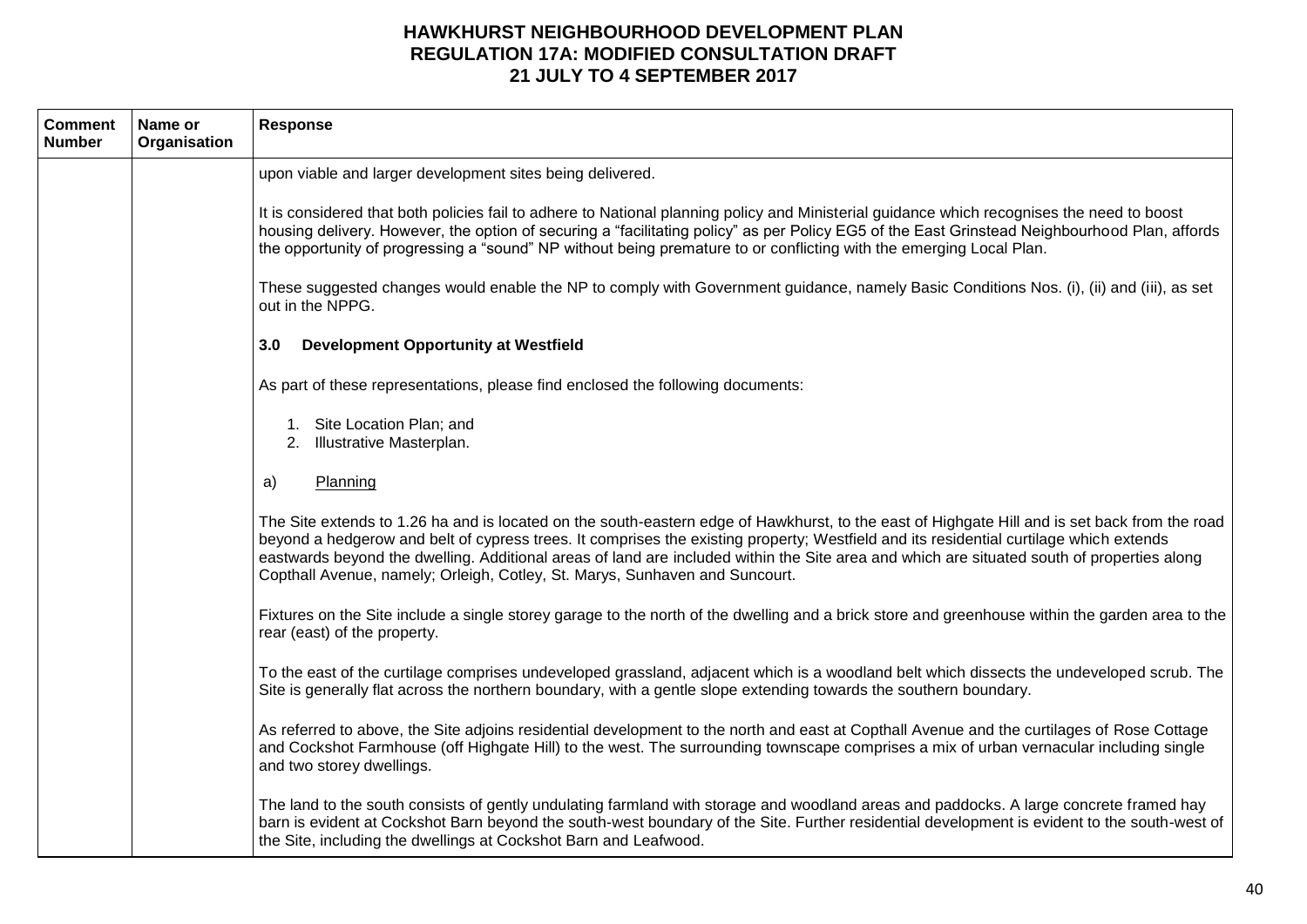| Comment Number | Name or Organisation | Response |
|---|---|---|
| | | upon viable and larger development sites being delivered.<br><br>It is considered that both policies fail to adhere to National planning policy and Ministerial guidance which recognises the need to boost housing delivery. However, the option of securing a "facilitating policy" as per Policy EG5 of the East Grinstead Neighbourhood Plan, affords the opportunity of progressing a "sound" NP without being premature to or conflicting with the emerging Local Plan.<br><br>These suggested changes would enable the NP to comply with Government guidance, namely Basic Conditions Nos. (i), (ii) and (iii), as set out in the NPPG.<br><br>**3.0 Development Opportunity at Westfield**<br><br>As part of these representations, please find enclosed the following documents:<br><br>1. Site Location Plan; and<br>2. Illustrative Masterplan.<br><br>a) <u>Planning</u><br><br>The Site extends to 1.26 ha and is located on the south-eastern edge of Hawkhurst, to the east of Highgate Hill and is set back from the road beyond a hedgerow and belt of cypress trees. It comprises the existing property; Westfield and its residential curtilage which extends eastwards beyond the dwelling. Additional areas of land are included within the Site area and which are situated south of properties along Copthall Avenue, namely; Orleigh, Cotley, St. Marys, Sunhaven and Suncourt.<br><br>Fixtures on the Site include a single storey garage to the north of the dwelling and a brick store and greenhouse within the garden area to the rear (east) of the property.<br><br>To the east of the curtilage comprises undeveloped grassland, adjacent which is a woodland belt which dissects the undeveloped scrub. The Site is generally flat across the northern boundary, with a gentle slope extending towards the southern boundary.<br><br>As referred to above, the Site adjoins residential development to the north and east at Copthall Avenue and the curtilages of Rose Cottage and Cockshot Farmhouse (off Highgate Hill) to the west. The surrounding townscape comprises a mix of urban vernacular including single and two storey dwellings.<br><br>The land to the south consists of gently undulating farmland with storage and woodland areas and paddocks. A large concrete framed hay barn is evident at Cockshot Barn beyond the south-west boundary of the Site. Further residential development is evident to the south-west of the Site, including the dwellings at Cockshot Barn and Leafwood. |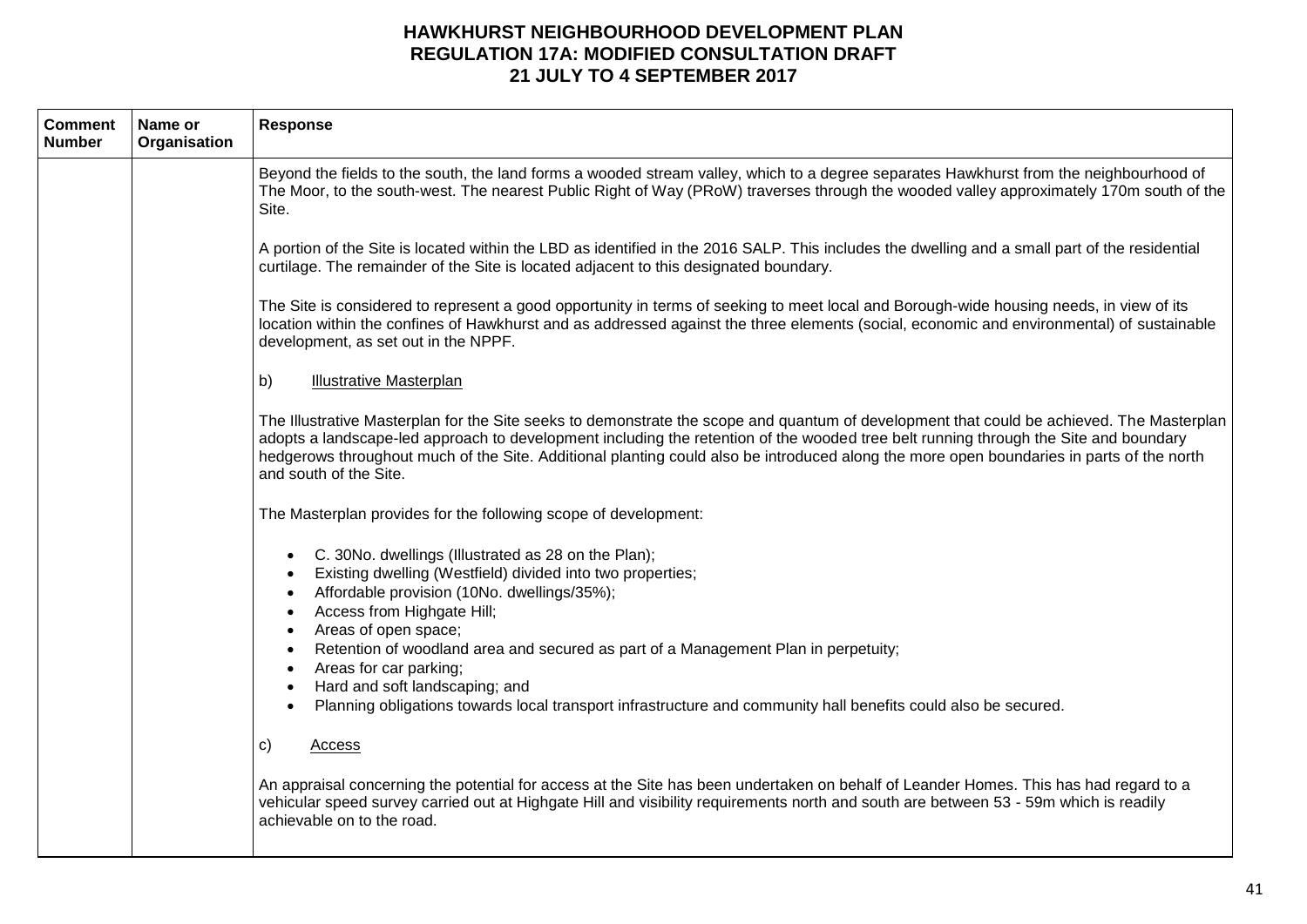# HAWKHURST NEIGHBOURHOOD DEVELOPMENT PLAN
## REGULATION 17A: MODIFIED CONSULTATION DRAFT
## 21 JULY TO 4 SEPTEMBER 2017

| Comment Number | Name or Organisation | Response |
|---|---|---|
| | | Beyond the fields to the south, the land forms a wooded stream valley, which to a degree separates Hawkhurst from the neighbourhood of The Moor, to the south-west. The nearest Public Right of Way (PRoW) traverses through the wooded valley approximately 170m south of the Site.<br><br>A portion of the Site is located within the LBD as identified in the 2016 SALP. This includes the dwelling and a small part of the residential curtilage. The remainder of the Site is located adjacent to this designated boundary.<br><br>The Site is considered to represent a good opportunity in terms of seeking to meet local and Borough-wide housing needs, in view of its location within the confines of Hawkhurst and as addressed against the three elements (social, economic and environmental) of sustainable development, as set out in the NPPF.<br><br>b) <u>Illustrative Masterplan</u><br><br>The Illustrative Masterplan for the Site seeks to demonstrate the scope and quantum of development that could be achieved. The Masterplan adopts a landscape-led approach to development including the retention of the wooded tree belt running through the Site and boundary hedgerows throughout much of the Site. Additional planting could also be introduced along the more open boundaries in parts of the north and south of the Site.<br><br>The Masterplan provides for the following scope of development:<br><br>• C. 30No. dwellings (Illustrated as 28 on the Plan);<br>• Existing dwelling (Westfield) divided into two properties;<br>• Affordable provision (10No. dwellings/35%);<br>• Access from Highgate Hill;<br>• Areas of open space;<br>• Retention of woodland area and secured as part of a Management Plan in perpetuity;<br>• Areas for car parking;<br>• Hard and soft landscaping; and<br>• Planning obligations towards local transport infrastructure and community hall benefits could also be secured.<br><br>c) <u>Access</u><br><br>An appraisal concerning the potential for access at the Site has been undertaken on behalf of Leander Homes. This has had regard to a vehicular speed survey carried out at Highgate Hill and visibility requirements north and south are between 53 - 59m which is readily achievable on to the road. |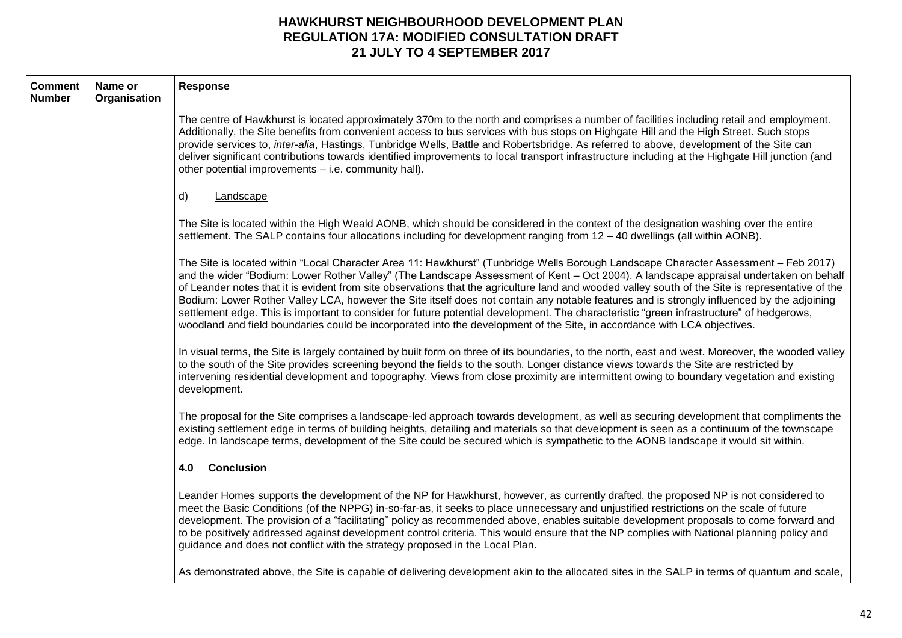# HAWKHURST NEIGHBOURHOOD DEVELOPMENT PLAN
## REGULATION 17A: MODIFIED CONSULTATION DRAFT
## 21 JULY TO 4 SEPTEMBER 2017

| Comment Number | Name or Organisation | Response |
|---|---|---|
| | | The centre of Hawkhurst is located approximately 370m to the north and comprises a number of facilities including retail and employment. Additionally, the Site benefits from convenient access to bus services with bus stops on Highgate Hill and the High Street. Such stops provide services to, *inter-alia*, Hastings, Tunbridge Wells, Battle and Robertsbridge. As referred to above, development of the Site can deliver significant contributions towards identified improvements to local transport infrastructure including at the Highgate Hill junction (and other potential improvements – i.e. community hall).<br><br>d) <u>Landscape</u><br><br>The Site is located within the High Weald AONB, which should be considered in the context of the designation washing over the entire settlement. The SALP contains four allocations including for development ranging from 12 – 40 dwellings (all within AONB).<br><br>The Site is located within "Local Character Area 11: Hawkhurst" (Tunbridge Wells Borough Landscape Character Assessment – Feb 2017) and the wider "Bodium: Lower Rother Valley" (The Landscape Assessment of Kent – Oct 2004). A landscape appraisal undertaken on behalf of Leander notes that it is evident from site observations that the agriculture land and wooded valley south of the Site is representative of the Bodium: Lower Rother Valley LCA, however the Site itself does not contain any notable features and is strongly influenced by the adjoining settlement edge. This is important to consider for future potential development. The characteristic "green infrastructure" of hedgerows, woodland and field boundaries could be incorporated into the development of the Site, in accordance with LCA objectives.<br><br>In visual terms, the Site is largely contained by built form on three of its boundaries, to the north, east and west. Moreover, the wooded valley to the south of the Site provides screening beyond the fields to the south. Longer distance views towards the Site are restricted by intervening residential development and topography. Views from close proximity are intermittent owing to boundary vegetation and existing development.<br><br>The proposal for the Site comprises a landscape-led approach towards development, as well as securing development that compliments the existing settlement edge in terms of building heights, detailing and materials so that development is seen as a continuum of the townscape edge. In landscape terms, development of the Site could be secured which is sympathetic to the AONB landscape it would sit within.<br><br>**4.0 Conclusion**<br><br>Leander Homes supports the development of the NP for Hawkhurst, however, as currently drafted, the proposed NP is not considered to meet the Basic Conditions (of the NPPG) in-so-far-as, it seeks to place unnecessary and unjustified restrictions on the scale of future development. The provision of a "facilitating" policy as recommended above, enables suitable development proposals to come forward and to be positively addressed against development control criteria. This would ensure that the NP complies with National planning policy and guidance and does not conflict with the strategy proposed in the Local Plan.<br><br>As demonstrated above, the Site is capable of delivering development akin to the allocated sites in the SALP in terms of quantum and scale, |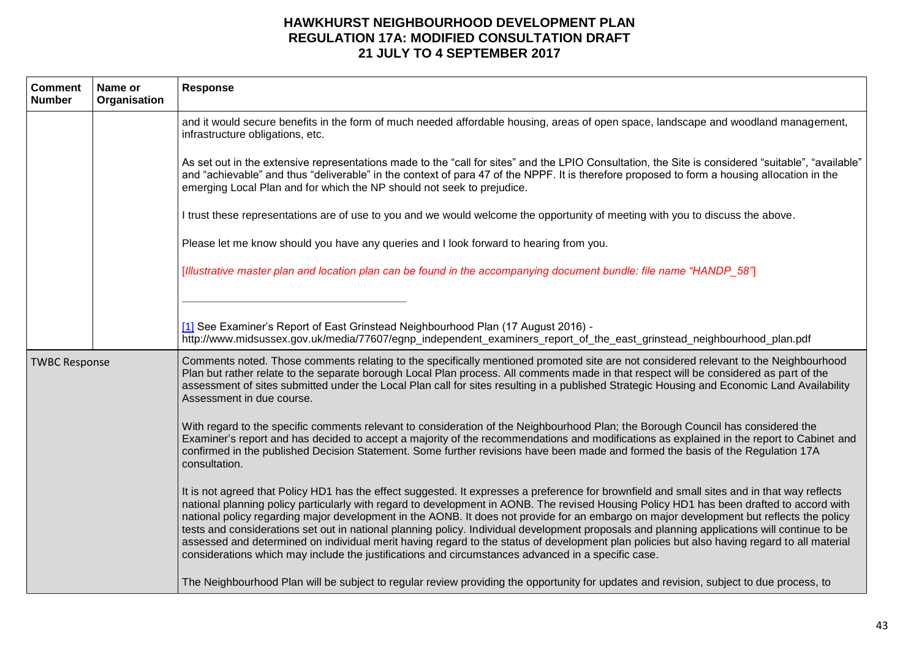# HAWKHURST NEIGHBOURHOOD DEVELOPMENT PLAN
## REGULATION 17A: MODIFIED CONSULTATION DRAFT
## 21 JULY TO 4 SEPTEMBER 2017

| Comment Number | Name or Organisation | Response |
|---|---|---|
| | | and it would secure benefits in the form of much needed affordable housing, areas of open space, landscape and woodland management, infrastructure obligations, etc.<br><br>As set out in the extensive representations made to the "call for sites" and the LPIO Consultation, the Site is considered "suitable", "available" and "achievable" and thus "deliverable" in the context of para 47 of the NPPF. It is therefore proposed to form a housing allocation in the emerging Local Plan and for which the NP should not seek to prejudice.<br><br>I trust these representations are of use to you and we would welcome the opportunity of meeting with you to discuss the above.<br><br>Please let me know should you have any queries and I look forward to hearing from you.<br><br>[*Illustrative master plan and location plan can be found in the accompanying document bundle: file name "HANDP_58"*]<br><br>---<br><br>[1] See Examiner's Report of East Grinstead Neighbourhood Plan (17 August 2016) - http://www.midsussex.gov.uk/media/77607/egnp_independent_examiners_report_of_the_east_grinstead_neighbourhood_plan.pdf |
| TWBC Response | | Comments noted. Those comments relating to the specifically mentioned promoted site are not considered relevant to the Neighbourhood Plan but rather relate to the separate borough Local Plan process. All comments made in that respect will be considered as part of the assessment of sites submitted under the Local Plan call for sites resulting in a published Strategic Housing and Economic Land Availability Assessment in due course.<br><br>With regard to the specific comments relevant to consideration of the Neighbourhood Plan; the Borough Council has considered the Examiner's report and has decided to accept a majority of the recommendations and modifications as explained in the report to Cabinet and confirmed in the published Decision Statement. Some further revisions have been made and formed the basis of the Regulation 17A consultation.<br><br>It is not agreed that Policy HD1 has the effect suggested. It expresses a preference for brownfield and small sites and in that way reflects national planning policy particularly with regard to development in AONB. The revised Housing Policy HD1 has been drafted to accord with national policy regarding major development in the AONB. It does not provide for an embargo on major development but reflects the policy tests and considerations set out in national planning policy. Individual development proposals and planning applications will continue to be assessed and determined on individual merit having regard to the status of development plan policies but also having regard to all material considerations which may include the justifications and circumstances advanced in a specific case.<br><br>The Neighbourhood Plan will be subject to regular review providing the opportunity for updates and revision, subject to due process, to |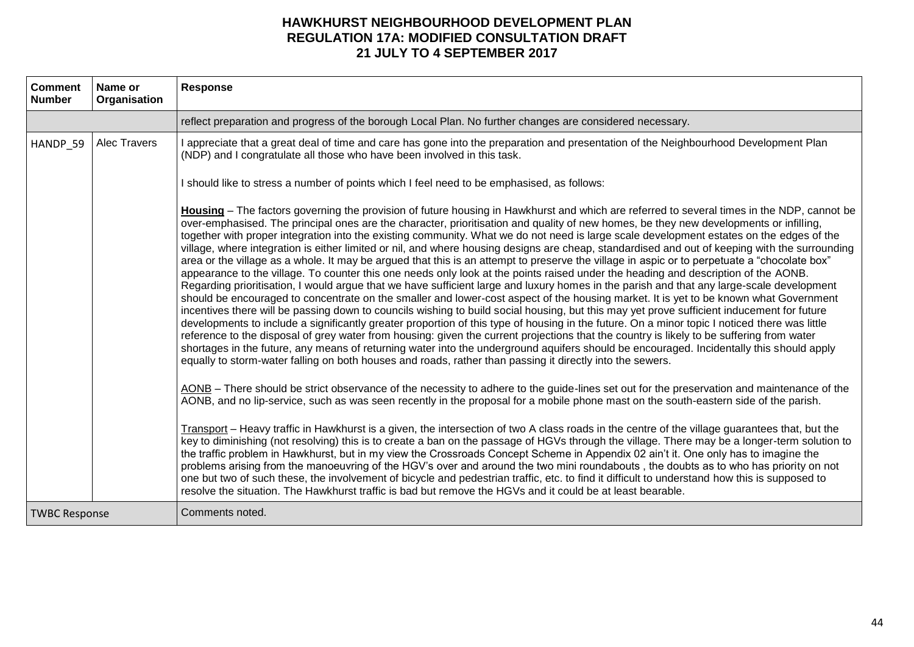# HAWKHURST NEIGHBOURHOOD DEVELOPMENT PLAN
## REGULATION 17A: MODIFIED CONSULTATION DRAFT
## 21 JULY TO 4 SEPTEMBER 2017

| Comment Number | Name or Organisation | Response |
|---|---|---|
| | | reflect preparation and progress of the borough Local Plan. No further changes are considered necessary. |
| HANDP_59 | Alec Travers | I appreciate that a great deal of time and care has gone into the preparation and presentation of the Neighbourhood Development Plan (NDP) and I congratulate all those who have been involved in this task.<br><br>I should like to stress a number of points which I feel need to be emphasised, as follows:<br><br>**Housing** – The factors governing the provision of future housing in Hawkhurst and which are referred to several times in the NDP, cannot be over-emphasised. The principal ones are the character, prioritisation and quality of new homes, be they new developments or infilling, together with proper integration into the existing community. What we do not need is large scale development estates on the edges of the village, where integration is either limited or nil, and where housing designs are cheap, standardised and out of keeping with the surrounding area or the village as a whole. It may be argued that this is an attempt to preserve the village in aspic or to perpetuate a "chocolate box" appearance to the village. To counter this one needs only look at the points raised under the heading and description of the AONB. Regarding prioritisation, I would argue that we have sufficient large and luxury homes in the parish and that any large-scale development should be encouraged to concentrate on the smaller and lower-cost aspect of the housing market. It is yet to be known what Government incentives there will be passing down to councils wishing to build social housing, but this may yet prove sufficient inducement for future developments to include a significantly greater proportion of this type of housing in the future. On a minor topic I noticed there was little reference to the disposal of grey water from housing: given the current projections that the country is likely to be suffering from water shortages in the future, any means of returning water into the underground aquifers should be encouraged. Incidentally this should apply equally to storm-water falling on both houses and roads, rather than passing it directly into the sewers.<br><br>AONB – There should be strict observance of the necessity to adhere to the guide-lines set out for the preservation and maintenance of the AONB, and no lip-service, such as was seen recently in the proposal for a mobile phone mast on the south-eastern side of the parish.<br><br>Transport – Heavy traffic in Hawkhurst is a given, the intersection of two A class roads in the centre of the village guarantees that, but the key to diminishing (not resolving) this is to create a ban on the passage of HGVs through the village. There may be a longer-term solution to the traffic problem in Hawkhurst, but in my view the Crossroads Concept Scheme in Appendix 02 ain't it. One only has to imagine the problems arising from the manoeuvring of the HGV's over and around the two mini roundabouts , the doubts as to who has priority on not one but two of such these, the involvement of bicycle and pedestrian traffic, etc. to find it difficult to understand how this is supposed to resolve the situation. The Hawkhurst traffic is bad but remove the HGVs and it could be at least bearable. |
| TWBC Response | | Comments noted. |